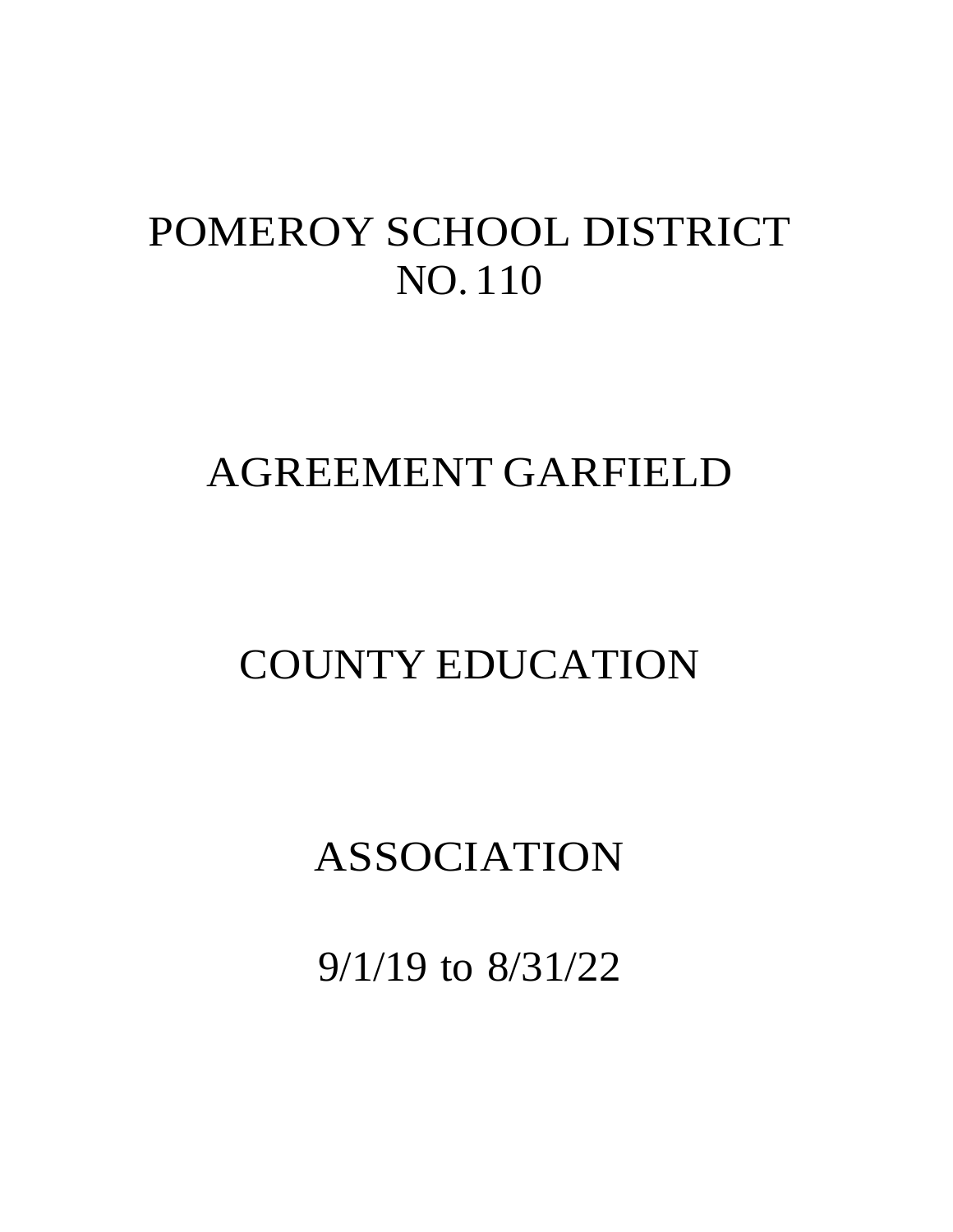# POMEROY SCHOOL DISTRICT NO. 110

# AGREEMENT GARFIELD

# COUNTY EDUCATION

# ASSOCIATION

# 9/1/19 to 8/31/22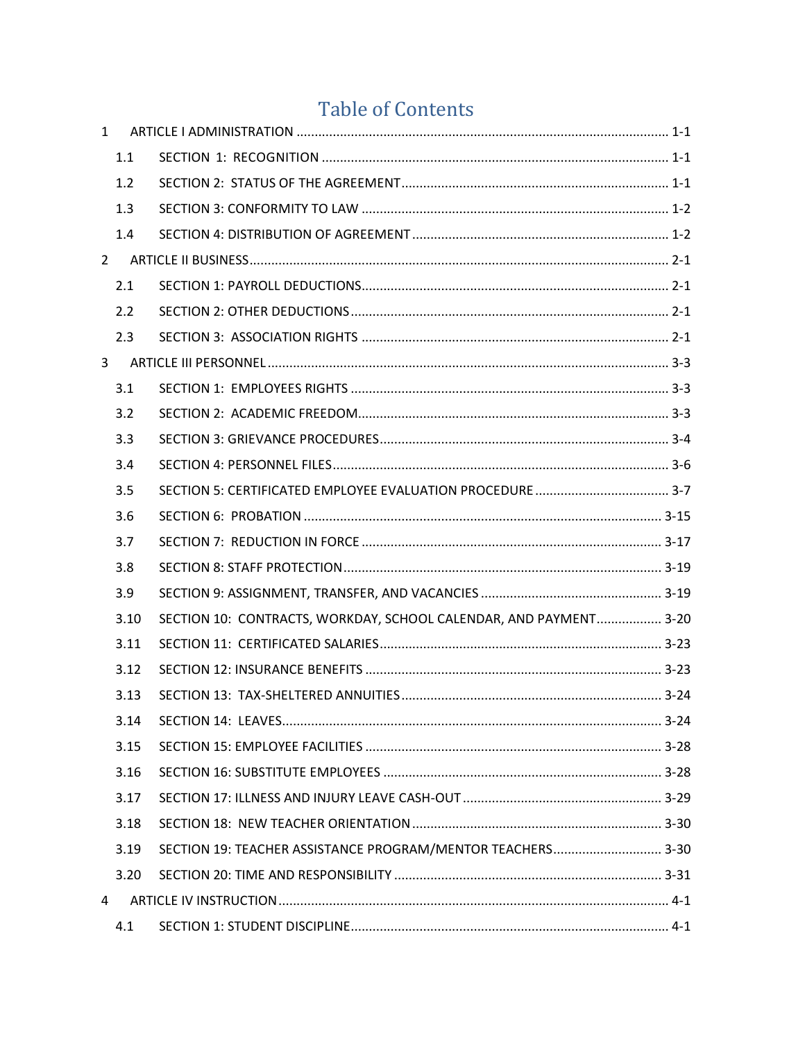# Table of Contents

1 ARTICLE I ADMINISTRATION ........ 1-1
- 1.1 SECTION 1: RECOGNITION ........ 1-1
- 1.2 SECTION 2: STATUS OF THE AGREEMENT ........ 1-1
- 1.3 SECTION 3: CONFORMITY TO LAW ........ 1-2
- 1.4 SECTION 4: DISTRIBUTION OF AGREEMENT ........ 1-2

2 ARTICLE II BUSINESS ........ 2-1
- 2.1 SECTION 1: PAYROLL DEDUCTIONS ........ 2-1
- 2.2 SECTION 2: OTHER DEDUCTIONS ........ 2-1
- 2.3 SECTION 3: ASSOCIATION RIGHTS ........ 2-1

3 ARTICLE III PERSONNEL ........ 3-3
- 3.1 SECTION 1: EMPLOYEES RIGHTS ........ 3-3
- 3.2 SECTION 2: ACADEMIC FREEDOM ........ 3-3
- 3.3 SECTION 3: GRIEVANCE PROCEDURES ........ 3-4
- 3.4 SECTION 4: PERSONNEL FILES ........ 3-6
- 3.5 SECTION 5: CERTIFICATED EMPLOYEE EVALUATION PROCEDURE ........ 3-7
- 3.6 SECTION 6: PROBATION ........ 3-15
- 3.7 SECTION 7: REDUCTION IN FORCE ........ 3-17
- 3.8 SECTION 8: STAFF PROTECTION ........ 3-19
- 3.9 SECTION 9: ASSIGNMENT, TRANSFER, AND VACANCIES ........ 3-19
- 3.10 SECTION 10: CONTRACTS, WORKDAY, SCHOOL CALENDAR, AND PAYMENT ........ 3-20
- 3.11 SECTION 11: CERTIFICATED SALARIES ........ 3-23
- 3.12 SECTION 12: INSURANCE BENEFITS ........ 3-23
- 3.13 SECTION 13: TAX-SHELTERED ANNUITIES ........ 3-24
- 3.14 SECTION 14: LEAVES ........ 3-24
- 3.15 SECTION 15: EMPLOYEE FACILITIES ........ 3-28
- 3.16 SECTION 16: SUBSTITUTE EMPLOYEES ........ 3-28
- 3.17 SECTION 17: ILLNESS AND INJURY LEAVE CASH-OUT ........ 3-29
- 3.18 SECTION 18: NEW TEACHER ORIENTATION ........ 3-30
- 3.19 SECTION 19: TEACHER ASSISTANCE PROGRAM/MENTOR TEACHERS ........ 3-30
- 3.20 SECTION 20: TIME AND RESPONSIBILITY ........ 3-31

4 ARTICLE IV INSTRUCTION ........ 4-1
- 4.1 SECTION 1: STUDENT DISCIPLINE ........ 4-1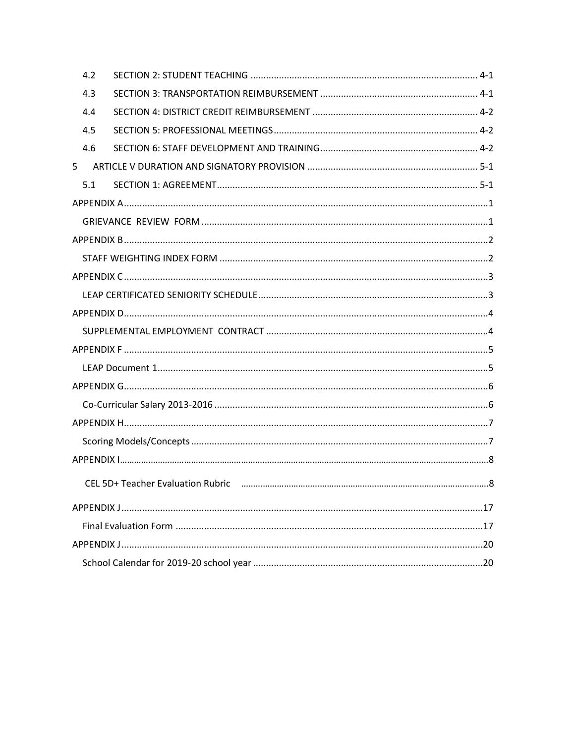4.2 SECTION 2: STUDENT TEACHING ........................................................................................ 4-1

4.3 SECTION 3: TRANSPORTATION REIMBURSEMENT ............................................................. 4-1

4.4 SECTION 4: DISTRICT CREDIT REIMBURSEMENT ................................................................ 4-2

4.5 SECTION 5: PROFESSIONAL MEETINGS ............................................................................... 4-2

4.6 SECTION 6: STAFF DEVELOPMENT AND TRAINING ............................................................. 4-2

5 ARTICLE V DURATION AND SIGNATORY PROVISION .................................................................. 5-1

5.1 SECTION 1: AGREEMENT ....................................................................................................... 5-1

APPENDIX A ..............................................................................................................................................1

GRIEVANCE REVIEW FORM ................................................................................................................1

APPENDIX B ..............................................................................................................................................2

STAFF WEIGHTING INDEX FORM ........................................................................................................2

APPENDIX C ..............................................................................................................................................3

LEAP CERTIFICATED SENIORITY SCHEDULE .........................................................................................3

APPENDIX D ..............................................................................................................................................4

SUPPLEMENTAL EMPLOYMENT CONTRACT ........................................................................................4

APPENDIX F ..............................................................................................................................................5

LEAP Document 1 ................................................................................................................................5

APPENDIX G ..............................................................................................................................................6

Co-Curricular Salary 2013-2016 ...........................................................................................................6

APPENDIX H ..............................................................................................................................................7

Scoring Models/Concepts ....................................................................................................................7

APPENDIX I ................................................................................................................................................8

CEL 5D+ Teacher Evaluation Rubric ......................................................................................................8

APPENDIX J ..............................................................................................................................................17

Final Evaluation Form .........................................................................................................................17

APPENDIX J ..............................................................................................................................................20

School Calendar for 2019-20 school year ...........................................................................................20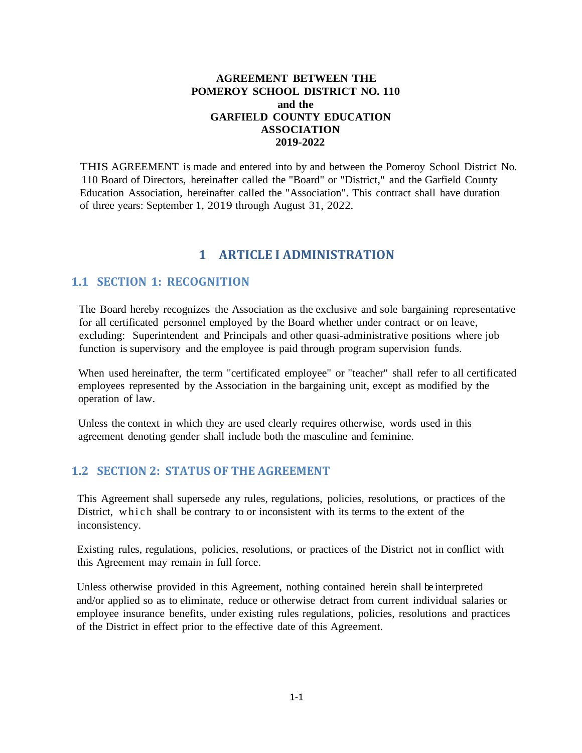**AGREEMENT BETWEEN THE**
**POMEROY SCHOOL DISTRICT NO. 110**
**and the**
**GARFIELD COUNTY EDUCATION**
**ASSOCIATION**
**2019-2022**

THIS AGREEMENT is made and entered into by and between the Pomeroy School District No. 110 Board of Directors, hereinafter called the "Board" or "District," and the Garfield County Education Association, hereinafter called the "Association". This contract shall have duration of three years: September 1, 2019 through August 31, 2022.

# 1 ARTICLE I ADMINISTRATION

## 1.1 SECTION 1: RECOGNITION

The Board hereby recognizes the Association as the exclusive and sole bargaining representative for all certificated personnel employed by the Board whether under contract or on leave, excluding: Superintendent and Principals and other quasi-administrative positions where job function is supervisory and the employee is paid through program supervision funds.

When used hereinafter, the term "certificated employee" or "teacher" shall refer to all certificated employees represented by the Association in the bargaining unit, except as modified by the operation of law.

Unless the context in which they are used clearly requires otherwise, words used in this agreement denoting gender shall include both the masculine and feminine.

## 1.2 SECTION 2: STATUS OF THE AGREEMENT

This Agreement shall supersede any rules, regulations, policies, resolutions, or practices of the District, which shall be contrary to or inconsistent with its terms to the extent of the inconsistency.

Existing rules, regulations, policies, resolutions, or practices of the District not in conflict with this Agreement may remain in full force.

Unless otherwise provided in this Agreement, nothing contained herein shall be interpreted and/or applied so as to eliminate, reduce or otherwise detract from current individual salaries or employee insurance benefits, under existing rules regulations, policies, resolutions and practices of the District in effect prior to the effective date of this Agreement.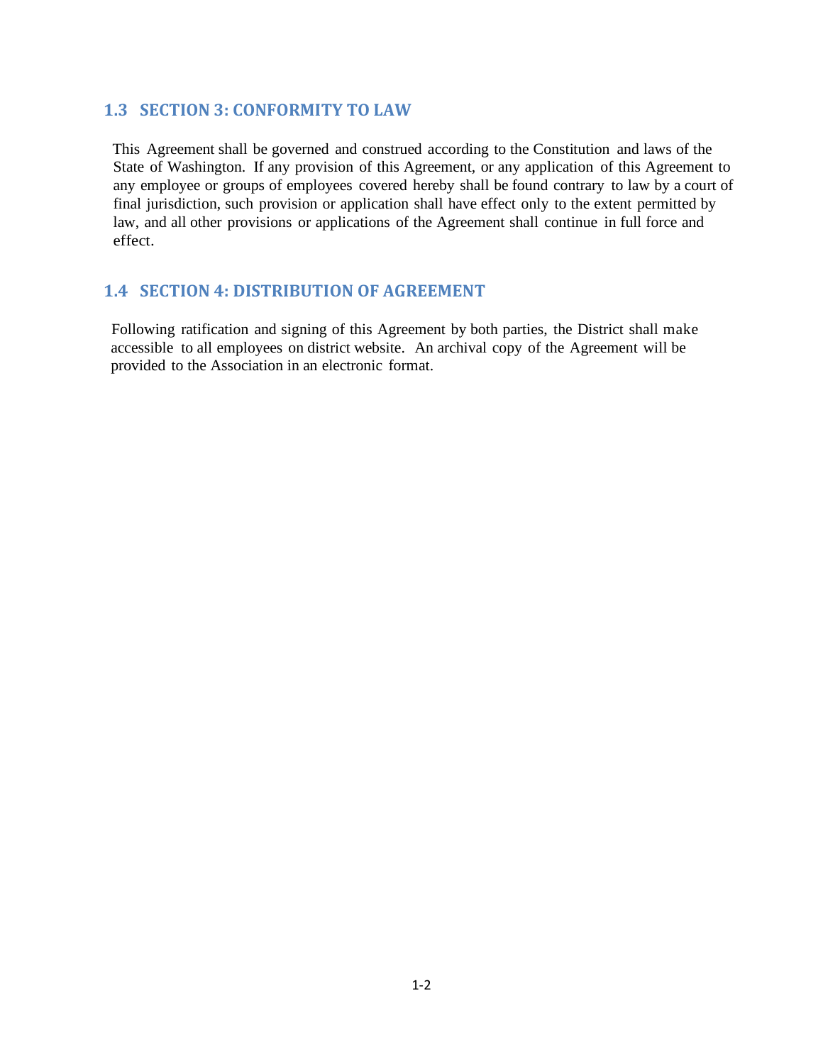## 1.3 SECTION 3: CONFORMITY TO LAW

This Agreement shall be governed and construed according to the Constitution and laws of the State of Washington. If any provision of this Agreement, or any application of this Agreement to any employee or groups of employees covered hereby shall be found contrary to law by a court of final jurisdiction, such provision or application shall have effect only to the extent permitted by law, and all other provisions or applications of the Agreement shall continue in full force and effect.

## 1.4 SECTION 4: DISTRIBUTION OF AGREEMENT

Following ratification and signing of this Agreement by both parties, the District shall make accessible to all employees on district website. An archival copy of the Agreement will be provided to the Association in an electronic format.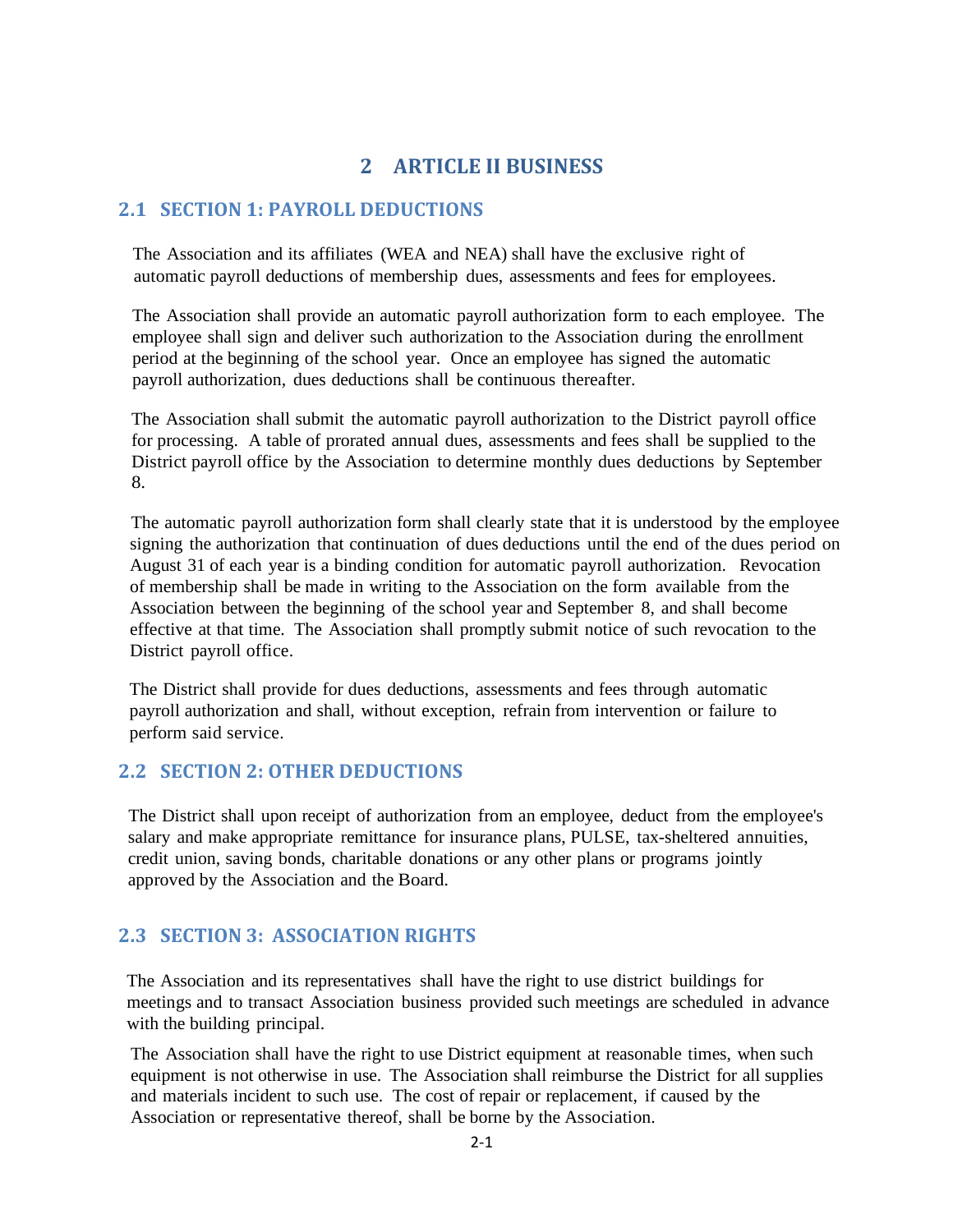# 2 ARTICLE II BUSINESS

## 2.1 SECTION 1: PAYROLL DEDUCTIONS

The Association and its affiliates (WEA and NEA) shall have the exclusive right of automatic payroll deductions of membership dues, assessments and fees for employees.

The Association shall provide an automatic payroll authorization form to each employee. The employee shall sign and deliver such authorization to the Association during the enrollment period at the beginning of the school year. Once an employee has signed the automatic payroll authorization, dues deductions shall be continuous thereafter.

The Association shall submit the automatic payroll authorization to the District payroll office for processing. A table of prorated annual dues, assessments and fees shall be supplied to the District payroll office by the Association to determine monthly dues deductions by September 8.

The automatic payroll authorization form shall clearly state that it is understood by the employee signing the authorization that continuation of dues deductions until the end of the dues period on August 31 of each year is a binding condition for automatic payroll authorization. Revocation of membership shall be made in writing to the Association on the form available from the Association between the beginning of the school year and September 8, and shall become effective at that time. The Association shall promptly submit notice of such revocation to the District payroll office.

The District shall provide for dues deductions, assessments and fees through automatic payroll authorization and shall, without exception, refrain from intervention or failure to perform said service.

## 2.2 SECTION 2: OTHER DEDUCTIONS

The District shall upon receipt of authorization from an employee, deduct from the employee's salary and make appropriate remittance for insurance plans, PULSE, tax-sheltered annuities, credit union, saving bonds, charitable donations or any other plans or programs jointly approved by the Association and the Board.

## 2.3 SECTION 3: ASSOCIATION RIGHTS

The Association and its representatives shall have the right to use district buildings for meetings and to transact Association business provided such meetings are scheduled in advance with the building principal.

The Association shall have the right to use District equipment at reasonable times, when such equipment is not otherwise in use. The Association shall reimburse the District for all supplies and materials incident to such use. The cost of repair or replacement, if caused by the Association or representative thereof, shall be borne by the Association.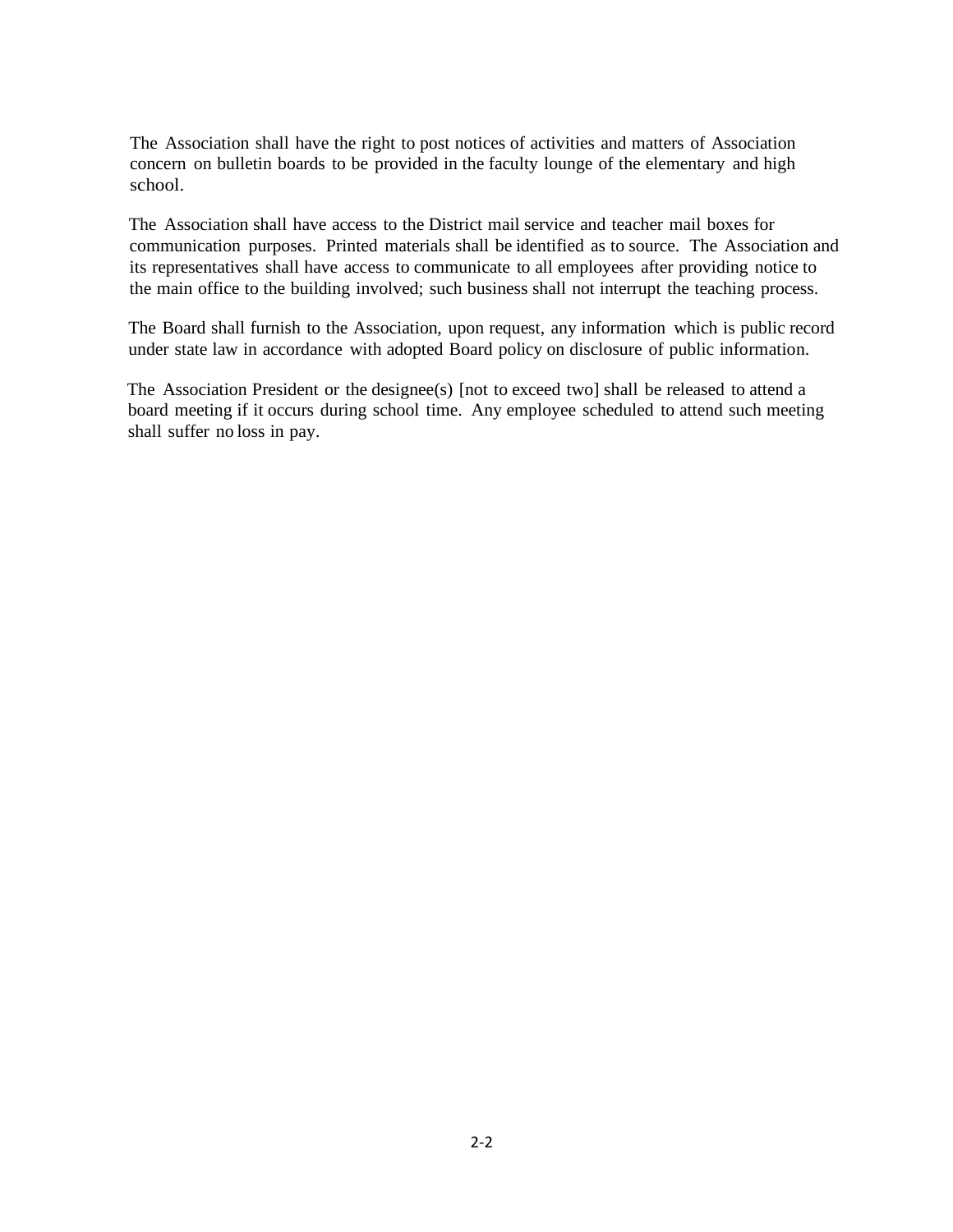The Association shall have the right to post notices of activities and matters of Association concern on bulletin boards to be provided in the faculty lounge of the elementary and high school.

The Association shall have access to the District mail service and teacher mail boxes for communication purposes. Printed materials shall be identified as to source. The Association and its representatives shall have access to communicate to all employees after providing notice to the main office to the building involved; such business shall not interrupt the teaching process.

The Board shall furnish to the Association, upon request, any information which is public record under state law in accordance with adopted Board policy on disclosure of public information.

The Association President or the designee(s) [not to exceed two] shall be released to attend a board meeting if it occurs during school time. Any employee scheduled to attend such meeting shall suffer no loss in pay.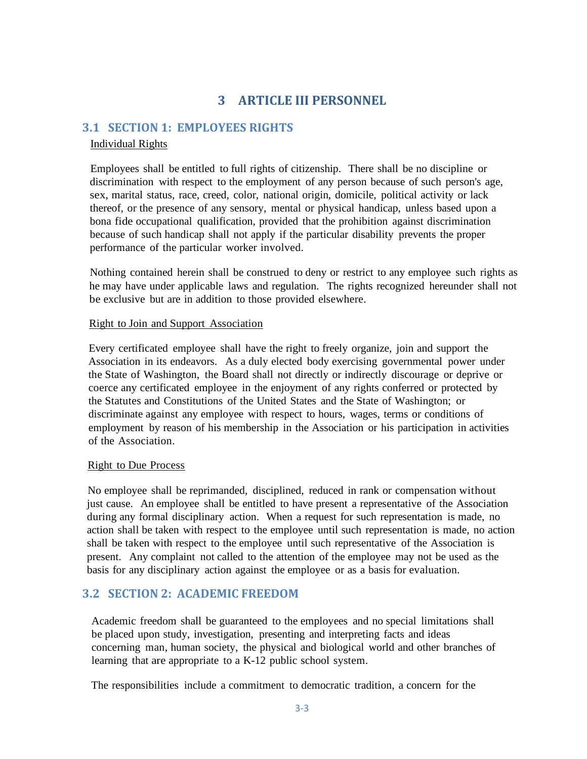# 3 ARTICLE III PERSONNEL

## 3.1 SECTION 1: EMPLOYEES RIGHTS

Individual Rights

Employees shall be entitled to full rights of citizenship. There shall be no discipline or discrimination with respect to the employment of any person because of such person's age, sex, marital status, race, creed, color, national origin, domicile, political activity or lack thereof, or the presence of any sensory, mental or physical handicap, unless based upon a bona fide occupational qualification, provided that the prohibition against discrimination because of such handicap shall not apply if the particular disability prevents the proper performance of the particular worker involved.

Nothing contained herein shall be construed to deny or restrict to any employee such rights as he may have under applicable laws and regulation. The rights recognized hereunder shall not be exclusive but are in addition to those provided elsewhere.

Right to Join and Support Association

Every certificated employee shall have the right to freely organize, join and support the Association in its endeavors. As a duly elected body exercising governmental power under the State of Washington, the Board shall not directly or indirectly discourage or deprive or coerce any certificated employee in the enjoyment of any rights conferred or protected by the Statutes and Constitutions of the United States and the State of Washington; or discriminate against any employee with respect to hours, wages, terms or conditions of employment by reason of his membership in the Association or his participation in activities of the Association.

Right to Due Process

No employee shall be reprimanded, disciplined, reduced in rank or compensation without just cause. An employee shall be entitled to have present a representative of the Association during any formal disciplinary action. When a request for such representation is made, no action shall be taken with respect to the employee until such representation is made, no action shall be taken with respect to the employee until such representative of the Association is present. Any complaint not called to the attention of the employee may not be used as the basis for any disciplinary action against the employee or as a basis for evaluation.

## 3.2 SECTION 2: ACADEMIC FREEDOM

Academic freedom shall be guaranteed to the employees and no special limitations shall be placed upon study, investigation, presenting and interpreting facts and ideas concerning man, human society, the physical and biological world and other branches of learning that are appropriate to a K-12 public school system.

The responsibilities include a commitment to democratic tradition, a concern for the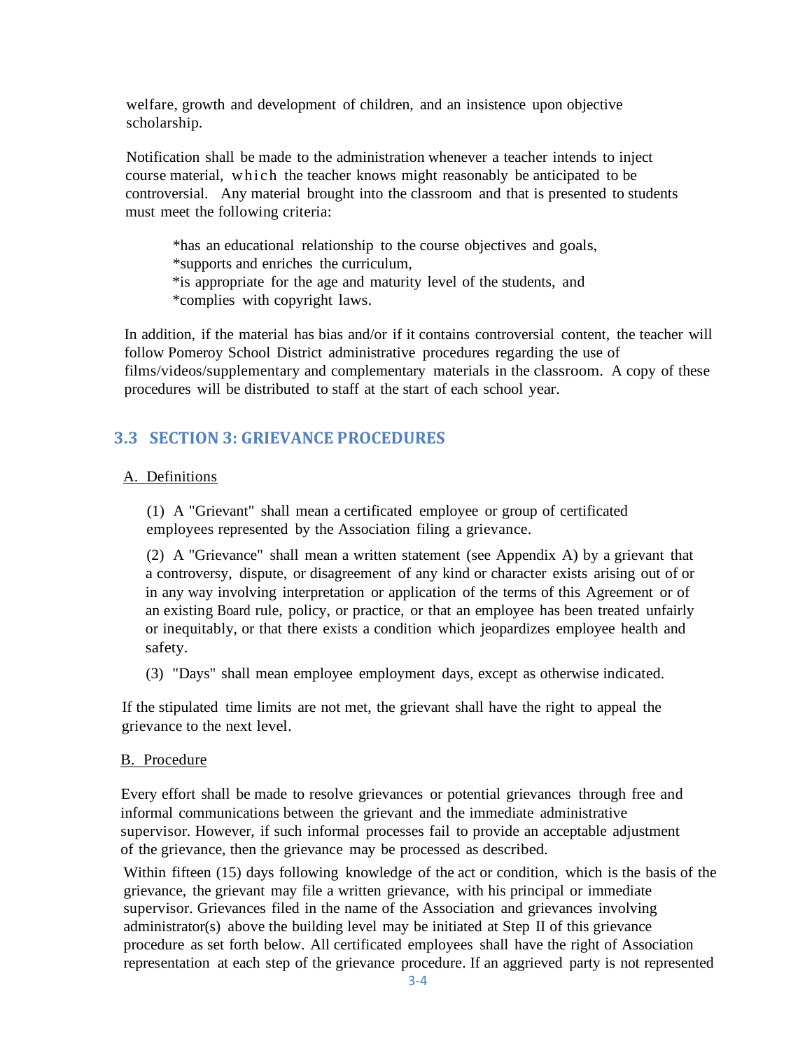welfare, growth and development of children, and an insistence upon objective scholarship.

Notification shall be made to the administration whenever a teacher intends to inject course material, which the teacher knows might reasonably be anticipated to be controversial. Any material brought into the classroom and that is presented to students must meet the following criteria:

*has an educational relationship to the course objectives and goals,
*supports and enriches the curriculum,
*is appropriate for the age and maturity level of the students, and
*complies with copyright laws.

In addition, if the material has bias and/or if it contains controversial content, the teacher will follow Pomeroy School District administrative procedures regarding the use of films/videos/supplementary and complementary materials in the classroom. A copy of these procedures will be distributed to staff at the start of each school year.

## 3.3 SECTION 3: GRIEVANCE PROCEDURES

A. Definitions

(1) A "Grievant" shall mean a certificated employee or group of certificated employees represented by the Association filing a grievance.

(2) A "Grievance" shall mean a written statement (see Appendix A) by a grievant that a controversy, dispute, or disagreement of any kind or character exists arising out of or in any way involving interpretation or application of the terms of this Agreement or of an existing Board rule, policy, or practice, or that an employee has been treated unfairly or inequitably, or that there exists a condition which jeopardizes employee health and safety.

(3) "Days" shall mean employee employment days, except as otherwise indicated.

If the stipulated time limits are not met, the grievant shall have the right to appeal the grievance to the next level.

B. Procedure

Every effort shall be made to resolve grievances or potential grievances through free and informal communications between the grievant and the immediate administrative supervisor. However, if such informal processes fail to provide an acceptable adjustment of the grievance, then the grievance may be processed as described.

Within fifteen (15) days following knowledge of the act or condition, which is the basis of the grievance, the grievant may file a written grievance, with his principal or immediate supervisor. Grievances filed in the name of the Association and grievances involving administrator(s) above the building level may be initiated at Step II of this grievance procedure as set forth below. All certificated employees shall have the right of Association representation at each step of the grievance procedure. If an aggrieved party is not represented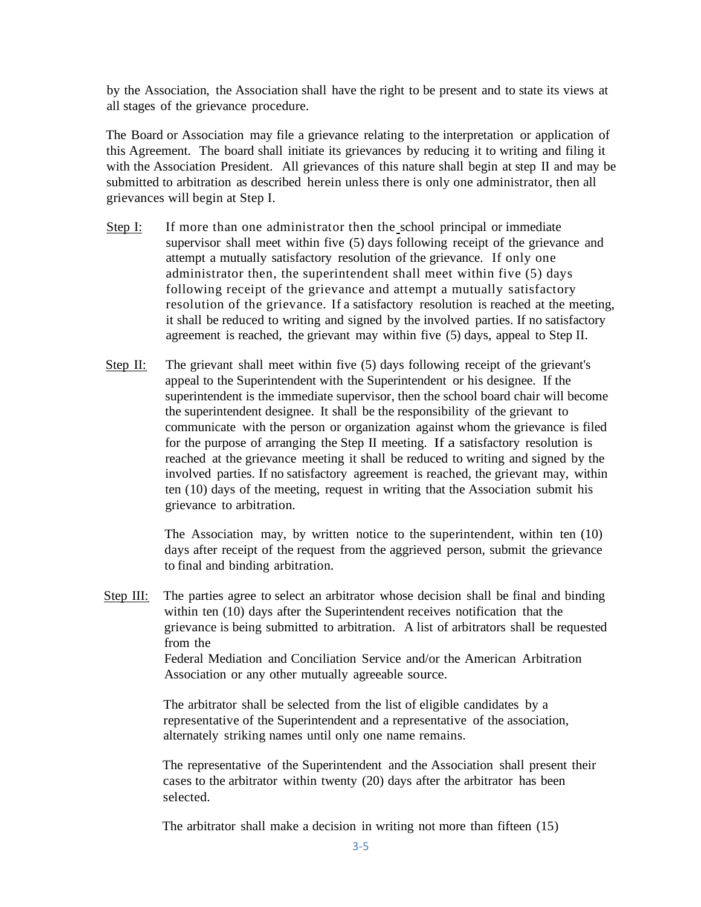by the Association, the Association shall have the right to be present and to state its views at all stages of the grievance procedure.

The Board or Association may file a grievance relating to the interpretation or application of this Agreement. The board shall initiate its grievances by reducing it to writing and filing it with the Association President. All grievances of this nature shall begin at step II and may be submitted to arbitration as described herein unless there is only one administrator, then all grievances will begin at Step I.

<u>Step I</u>: If more than one administrator then the school principal or immediate supervisor shall meet within five (5) days following receipt of the grievance and attempt a mutually satisfactory resolution of the grievance. If only one administrator then, the superintendent shall meet within five (5) days following receipt of the grievance and attempt a mutually satisfactory resolution of the grievance. If a satisfactory resolution is reached at the meeting, it shall be reduced to writing and signed by the involved parties. If no satisfactory agreement is reached, the grievant may within five (5) days, appeal to Step II.

<u>Step II</u>: The grievant shall meet within five (5) days following receipt of the grievant's appeal to the Superintendent with the Superintendent or his designee. If the superintendent is the immediate supervisor, then the school board chair will become the superintendent designee. It shall be the responsibility of the grievant to communicate with the person or organization against whom the grievance is filed for the purpose of arranging the Step II meeting. If a satisfactory resolution is reached at the grievance meeting it shall be reduced to writing and signed by the involved parties. If no satisfactory agreement is reached, the grievant may, within ten (10) days of the meeting, request in writing that the Association submit his grievance to arbitration.

The Association may, by written notice to the superintendent, within ten (10) days after receipt of the request from the aggrieved person, submit the grievance to final and binding arbitration.

<u>Step III</u>: The parties agree to select an arbitrator whose decision shall be final and binding within ten (10) days after the Superintendent receives notification that the grievance is being submitted to arbitration. A list of arbitrators shall be requested from the Federal Mediation and Conciliation Service and/or the American Arbitration Association or any other mutually agreeable source.

The arbitrator shall be selected from the list of eligible candidates by a representative of the Superintendent and a representative of the association, alternately striking names until only one name remains.

The representative of the Superintendent and the Association shall present their cases to the arbitrator within twenty (20) days after the arbitrator has been selected.

The arbitrator shall make a decision in writing not more than fifteen (15)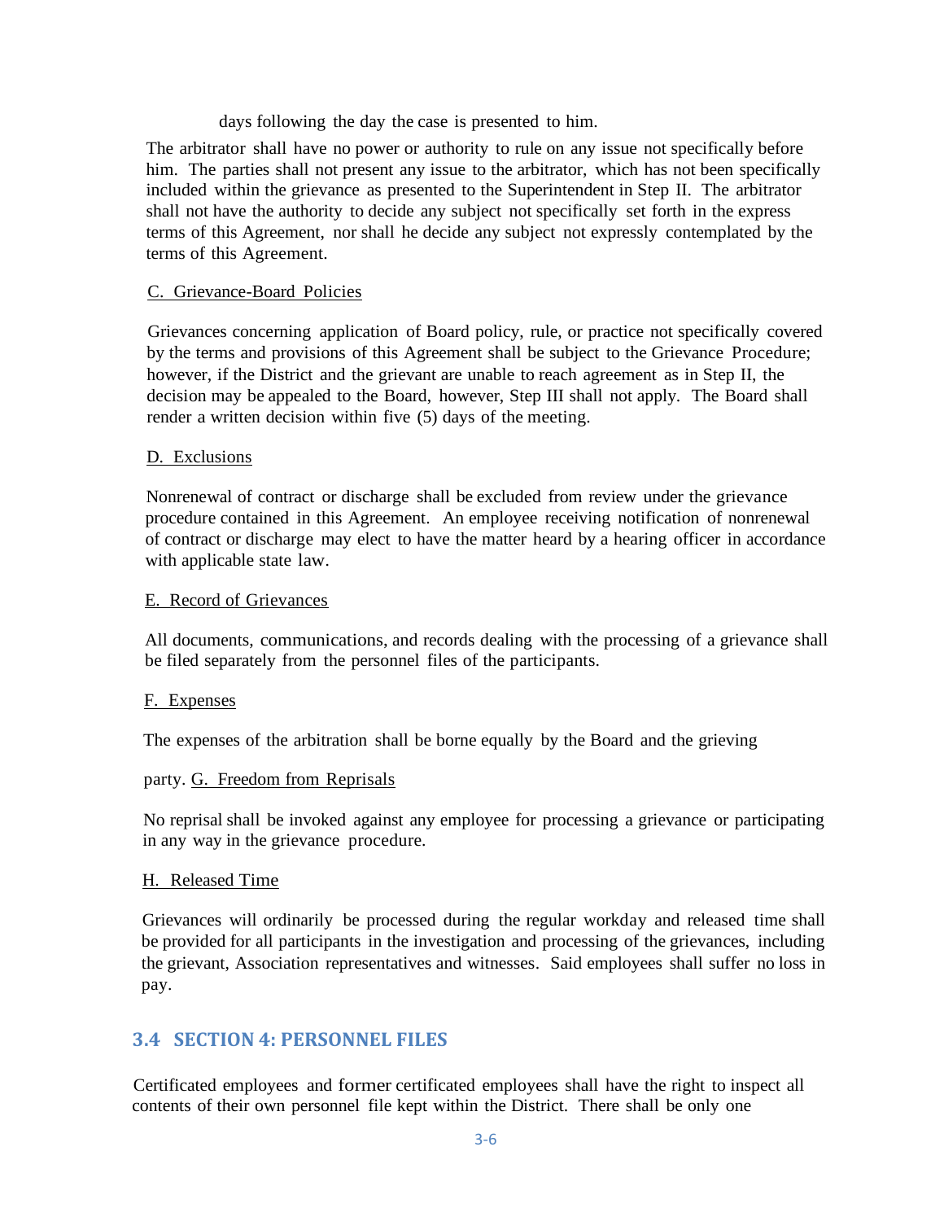days following the day the case is presented to him.

The arbitrator shall have no power or authority to rule on any issue not specifically before him. The parties shall not present any issue to the arbitrator, which has not been specifically included within the grievance as presented to the Superintendent in Step II. The arbitrator shall not have the authority to decide any subject not specifically set forth in the express terms of this Agreement, nor shall he decide any subject not expressly contemplated by the terms of this Agreement.

C. Grievance-Board Policies

Grievances concerning application of Board policy, rule, or practice not specifically covered by the terms and provisions of this Agreement shall be subject to the Grievance Procedure; however, if the District and the grievant are unable to reach agreement as in Step II, the decision may be appealed to the Board, however, Step III shall not apply. The Board shall render a written decision within five (5) days of the meeting.

D. Exclusions

Nonrenewal of contract or discharge shall be excluded from review under the grievance procedure contained in this Agreement. An employee receiving notification of nonrenewal of contract or discharge may elect to have the matter heard by a hearing officer in accordance with applicable state law.

E. Record of Grievances

All documents, communications, and records dealing with the processing of a grievance shall be filed separately from the personnel files of the participants.

F. Expenses

The expenses of the arbitration shall be borne equally by the Board and the grieving party.

G. Freedom from Reprisals

No reprisal shall be invoked against any employee for processing a grievance or participating in any way in the grievance procedure.

H. Released Time

Grievances will ordinarily be processed during the regular workday and released time shall be provided for all participants in the investigation and processing of the grievances, including the grievant, Association representatives and witnesses. Said employees shall suffer no loss in pay.

## 3.4 SECTION 4: PERSONNEL FILES

Certificated employees and former certificated employees shall have the right to inspect all contents of their own personnel file kept within the District. There shall be only one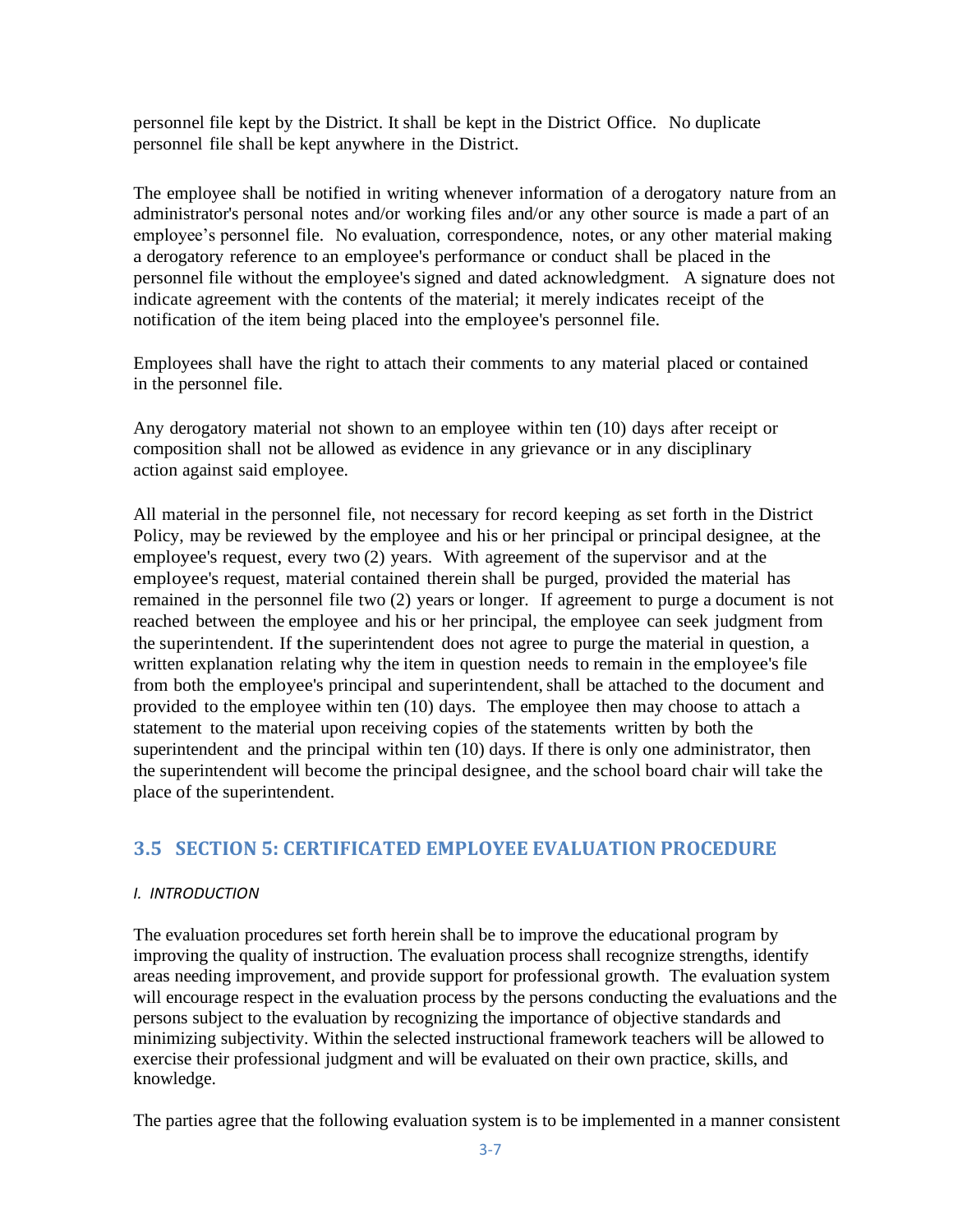personnel file kept by the District. It shall be kept in the District Office. No duplicate personnel file shall be kept anywhere in the District.

The employee shall be notified in writing whenever information of a derogatory nature from an administrator's personal notes and/or working files and/or any other source is made a part of an employee's personnel file. No evaluation, correspondence, notes, or any other material making a derogatory reference to an employee's performance or conduct shall be placed in the personnel file without the employee's signed and dated acknowledgment. A signature does not indicate agreement with the contents of the material; it merely indicates receipt of the notification of the item being placed into the employee's personnel file.

Employees shall have the right to attach their comments to any material placed or contained in the personnel file.

Any derogatory material not shown to an employee within ten (10) days after receipt or composition shall not be allowed as evidence in any grievance or in any disciplinary action against said employee.

All material in the personnel file, not necessary for record keeping as set forth in the District Policy, may be reviewed by the employee and his or her principal or principal designee, at the employee's request, every two (2) years. With agreement of the supervisor and at the employee's request, material contained therein shall be purged, provided the material has remained in the personnel file two (2) years or longer. If agreement to purge a document is not reached between the employee and his or her principal, the employee can seek judgment from the superintendent. If the superintendent does not agree to purge the material in question, a written explanation relating why the item in question needs to remain in the employee's file from both the employee's principal and superintendent, shall be attached to the document and provided to the employee within ten (10) days. The employee then may choose to attach a statement to the material upon receiving copies of the statements written by both the superintendent and the principal within ten (10) days. If there is only one administrator, then the superintendent will become the principal designee, and the school board chair will take the place of the superintendent.

## 3.5 SECTION 5: CERTIFICATED EMPLOYEE EVALUATION PROCEDURE

*I. INTRODUCTION*

The evaluation procedures set forth herein shall be to improve the educational program by improving the quality of instruction. The evaluation process shall recognize strengths, identify areas needing improvement, and provide support for professional growth. The evaluation system will encourage respect in the evaluation process by the persons conducting the evaluations and the persons subject to the evaluation by recognizing the importance of objective standards and minimizing subjectivity. Within the selected instructional framework teachers will be allowed to exercise their professional judgment and will be evaluated on their own practice, skills, and knowledge.

The parties agree that the following evaluation system is to be implemented in a manner consistent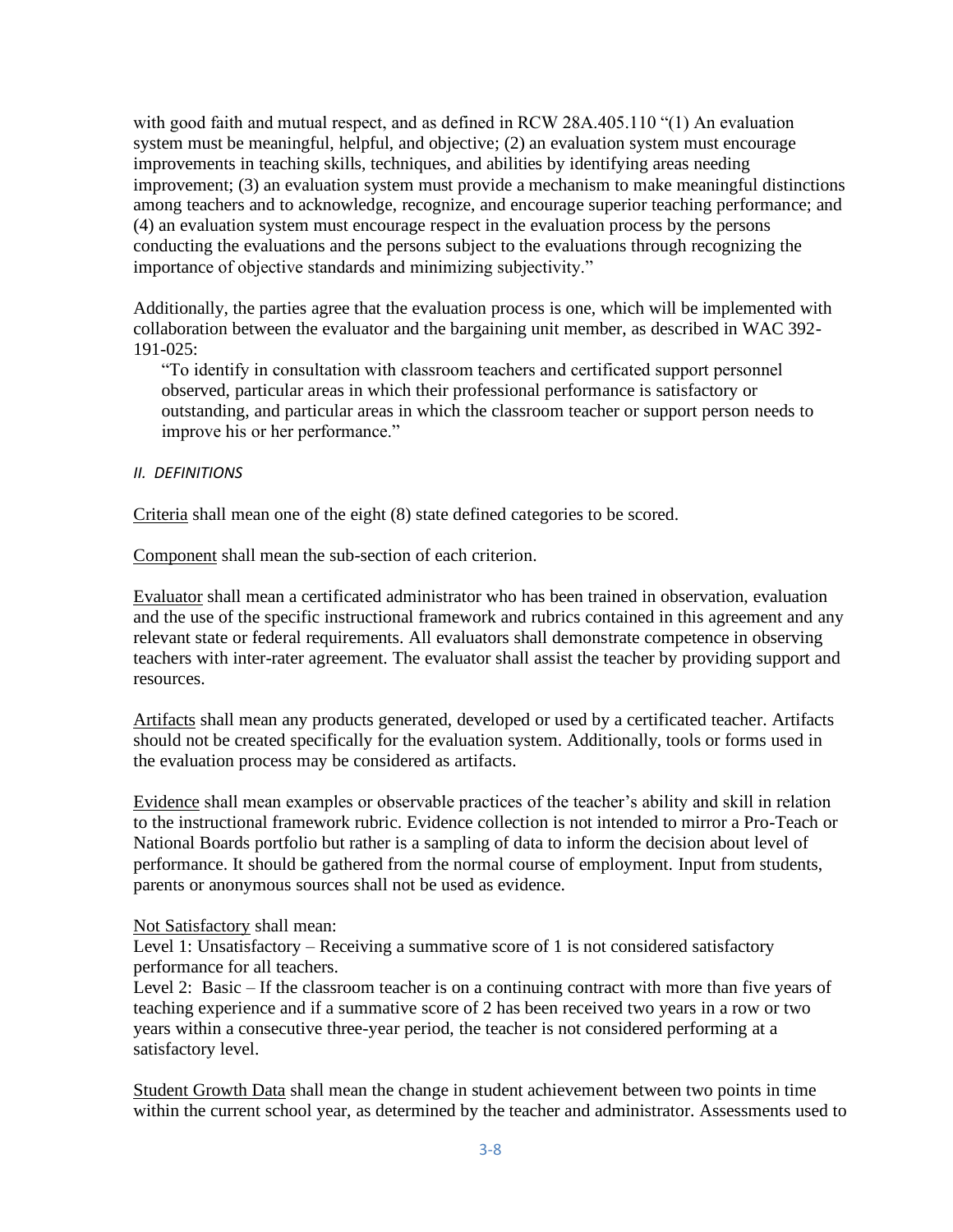with good faith and mutual respect, and as defined in RCW 28A.405.110 "(1) An evaluation system must be meaningful, helpful, and objective; (2) an evaluation system must encourage improvements in teaching skills, techniques, and abilities by identifying areas needing improvement; (3) an evaluation system must provide a mechanism to make meaningful distinctions among teachers and to acknowledge, recognize, and encourage superior teaching performance; and (4) an evaluation system must encourage respect in the evaluation process by the persons conducting the evaluations and the persons subject to the evaluations through recognizing the importance of objective standards and minimizing subjectivity."

Additionally, the parties agree that the evaluation process is one, which will be implemented with collaboration between the evaluator and the bargaining unit member, as described in WAC 392-191-025:

> "To identify in consultation with classroom teachers and certificated support personnel observed, particular areas in which their professional performance is satisfactory or outstanding, and particular areas in which the classroom teacher or support person needs to improve his or her performance."

### *II. DEFINITIONS*

Criteria shall mean one of the eight (8) state defined categories to be scored.

Component shall mean the sub-section of each criterion.

Evaluator shall mean a certificated administrator who has been trained in observation, evaluation and the use of the specific instructional framework and rubrics contained in this agreement and any relevant state or federal requirements. All evaluators shall demonstrate competence in observing teachers with inter-rater agreement. The evaluator shall assist the teacher by providing support and resources.

Artifacts shall mean any products generated, developed or used by a certificated teacher. Artifacts should not be created specifically for the evaluation system. Additionally, tools or forms used in the evaluation process may be considered as artifacts.

Evidence shall mean examples or observable practices of the teacher's ability and skill in relation to the instructional framework rubric. Evidence collection is not intended to mirror a Pro-Teach or National Boards portfolio but rather is a sampling of data to inform the decision about level of performance. It should be gathered from the normal course of employment. Input from students, parents or anonymous sources shall not be used as evidence.

Not Satisfactory shall mean:
Level 1: Unsatisfactory – Receiving a summative score of 1 is not considered satisfactory performance for all teachers.
Level 2: Basic – If the classroom teacher is on a continuing contract with more than five years of teaching experience and if a summative score of 2 has been received two years in a row or two years within a consecutive three-year period, the teacher is not considered performing at a satisfactory level.

Student Growth Data shall mean the change in student achievement between two points in time within the current school year, as determined by the teacher and administrator. Assessments used to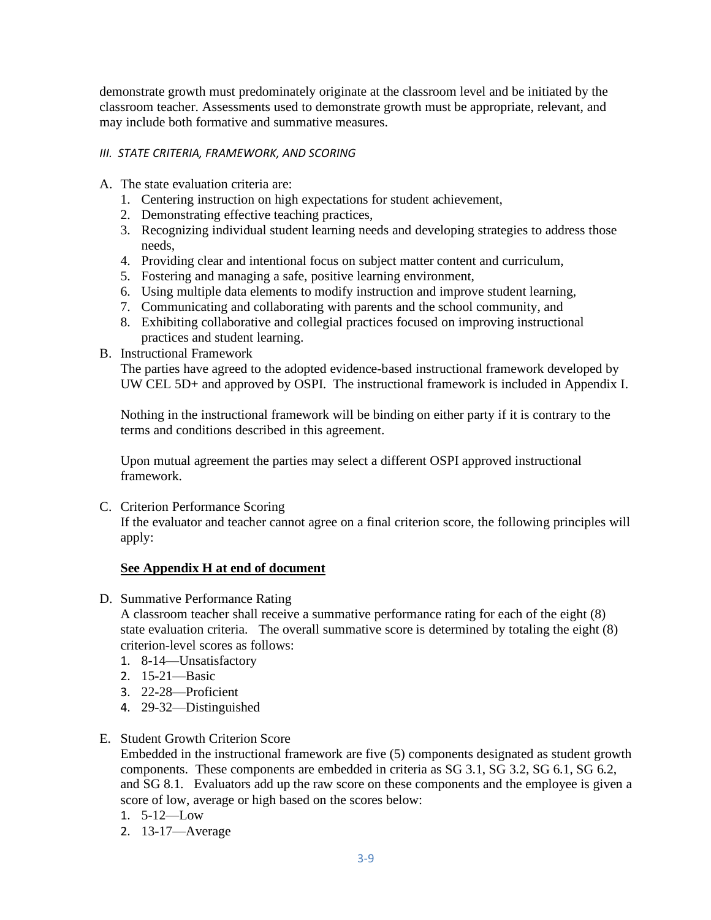demonstrate growth must predominately originate at the classroom level and be initiated by the classroom teacher. Assessments used to demonstrate growth must be appropriate, relevant, and may include both formative and summative measures.

### *III. STATE CRITERIA, FRAMEWORK, AND SCORING*

A. The state evaluation criteria are:
   1. Centering instruction on high expectations for student achievement,
   2. Demonstrating effective teaching practices,
   3. Recognizing individual student learning needs and developing strategies to address those needs,
   4. Providing clear and intentional focus on subject matter content and curriculum,
   5. Fostering and managing a safe, positive learning environment,
   6. Using multiple data elements to modify instruction and improve student learning,
   7. Communicating and collaborating with parents and the school community, and
   8. Exhibiting collaborative and collegial practices focused on improving instructional practices and student learning.

B. Instructional Framework

   The parties have agreed to the adopted evidence-based instructional framework developed by UW CEL 5D+ and approved by OSPI. The instructional framework is included in Appendix I.

   Nothing in the instructional framework will be binding on either party if it is contrary to the terms and conditions described in this agreement.

   Upon mutual agreement the parties may select a different OSPI approved instructional framework.

C. Criterion Performance Scoring

   If the evaluator and teacher cannot agree on a final criterion score, the following principles will apply:

   **See Appendix H at end of document**

D. Summative Performance Rating

   A classroom teacher shall receive a summative performance rating for each of the eight (8) state evaluation criteria. The overall summative score is determined by totaling the eight (8) criterion-level scores as follows:
   1. 8-14—Unsatisfactory
   2. 15-21—Basic
   3. 22-28—Proficient
   4. 29-32—Distinguished

E. Student Growth Criterion Score

   Embedded in the instructional framework are five (5) components designated as student growth components. These components are embedded in criteria as SG 3.1, SG 3.2, SG 6.1, SG 6.2, and SG 8.1. Evaluators add up the raw score on these components and the employee is given a score of low, average or high based on the scores below:
   1. 5-12—Low
   2. 13-17—Average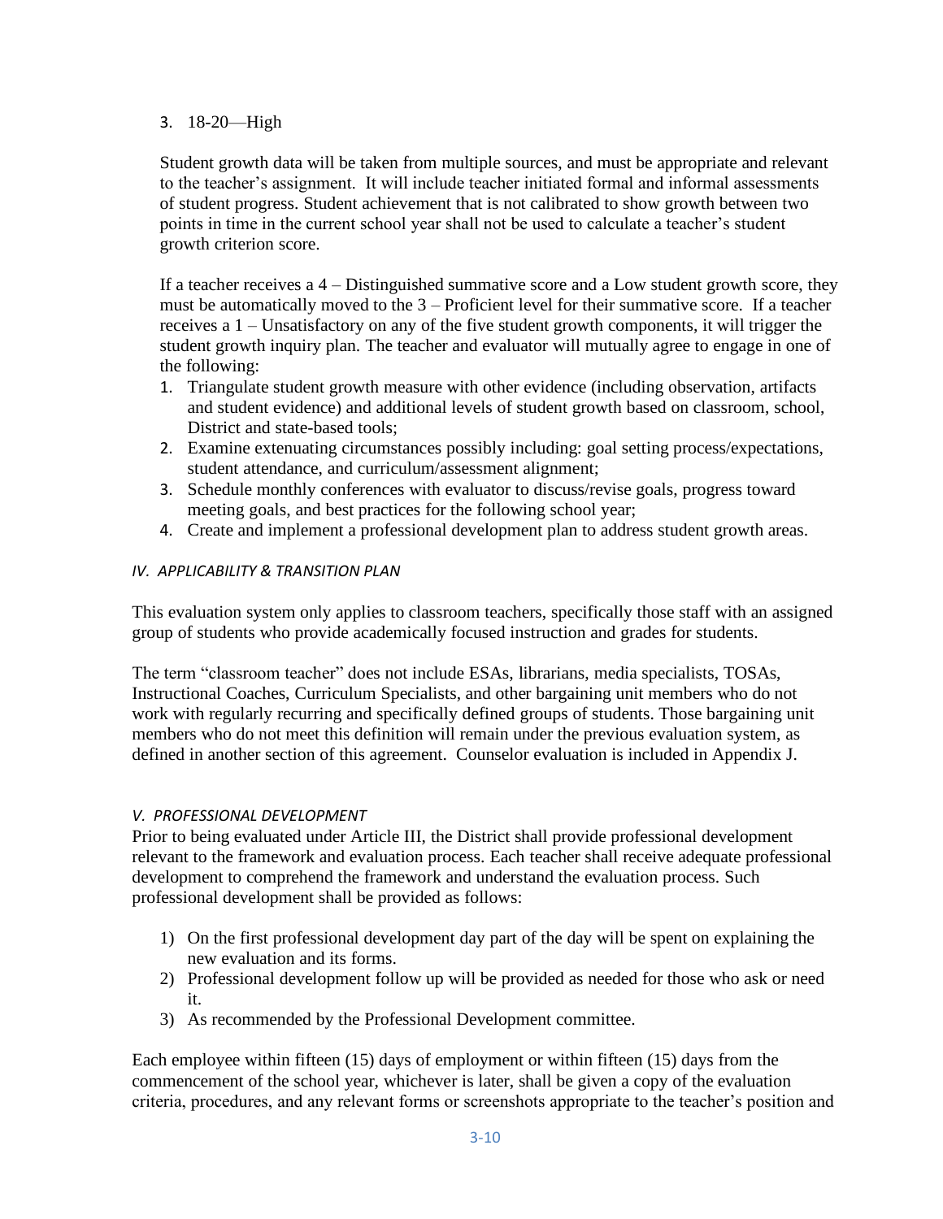3. 18-20—High

Student growth data will be taken from multiple sources, and must be appropriate and relevant to the teacher's assignment. It will include teacher initiated formal and informal assessments of student progress. Student achievement that is not calibrated to show growth between two points in time in the current school year shall not be used to calculate a teacher's student growth criterion score.

If a teacher receives a 4 – Distinguished summative score and a Low student growth score, they must be automatically moved to the 3 – Proficient level for their summative score. If a teacher receives a 1 – Unsatisfactory on any of the five student growth components, it will trigger the student growth inquiry plan. The teacher and evaluator will mutually agree to engage in one of the following:

1. Triangulate student growth measure with other evidence (including observation, artifacts and student evidence) and additional levels of student growth based on classroom, school, District and state-based tools;
2. Examine extenuating circumstances possibly including: goal setting process/expectations, student attendance, and curriculum/assessment alignment;
3. Schedule monthly conferences with evaluator to discuss/revise goals, progress toward meeting goals, and best practices for the following school year;
4. Create and implement a professional development plan to address student growth areas.

### *IV. APPLICABILITY & TRANSITION PLAN*

This evaluation system only applies to classroom teachers, specifically those staff with an assigned group of students who provide academically focused instruction and grades for students.

The term "classroom teacher" does not include ESAs, librarians, media specialists, TOSAs, Instructional Coaches, Curriculum Specialists, and other bargaining unit members who do not work with regularly recurring and specifically defined groups of students. Those bargaining unit members who do not meet this definition will remain under the previous evaluation system, as defined in another section of this agreement. Counselor evaluation is included in Appendix J.

### *V. PROFESSIONAL DEVELOPMENT*

Prior to being evaluated under Article III, the District shall provide professional development relevant to the framework and evaluation process. Each teacher shall receive adequate professional development to comprehend the framework and understand the evaluation process. Such professional development shall be provided as follows:

1) On the first professional development day part of the day will be spent on explaining the new evaluation and its forms.
2) Professional development follow up will be provided as needed for those who ask or need it.
3) As recommended by the Professional Development committee.

Each employee within fifteen (15) days of employment or within fifteen (15) days from the commencement of the school year, whichever is later, shall be given a copy of the evaluation criteria, procedures, and any relevant forms or screenshots appropriate to the teacher's position and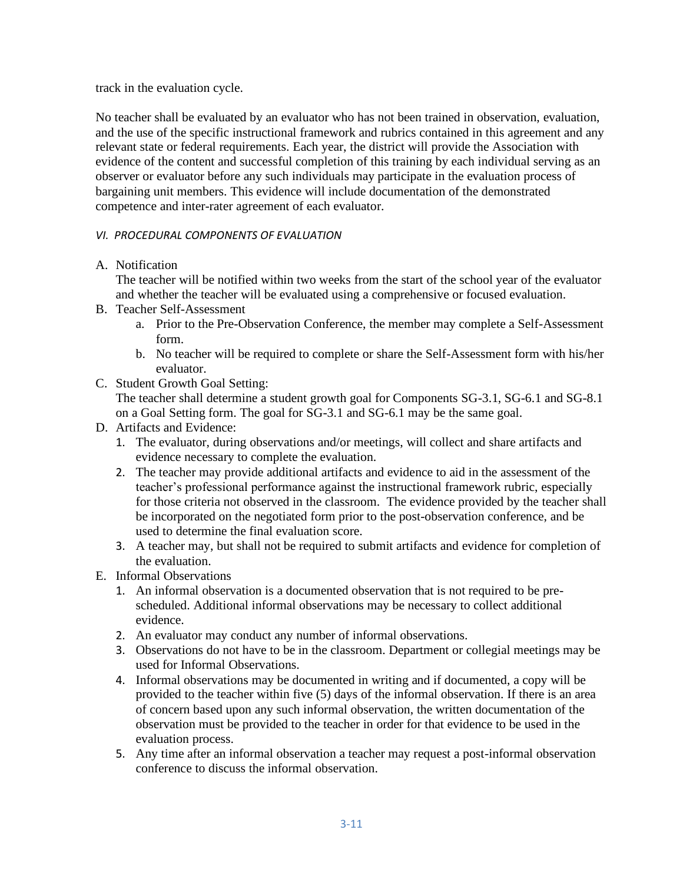track in the evaluation cycle.

No teacher shall be evaluated by an evaluator who has not been trained in observation, evaluation, and the use of the specific instructional framework and rubrics contained in this agreement and any relevant state or federal requirements. Each year, the district will provide the Association with evidence of the content and successful completion of this training by each individual serving as an observer or evaluator before any such individuals may participate in the evaluation process of bargaining unit members. This evidence will include documentation of the demonstrated competence and inter-rater agreement of each evaluator.

*VI. PROCEDURAL COMPONENTS OF EVALUATION*

A. Notification
   The teacher will be notified within two weeks from the start of the school year of the evaluator and whether the teacher will be evaluated using a comprehensive or focused evaluation.
B. Teacher Self-Assessment
   a. Prior to the Pre-Observation Conference, the member may complete a Self-Assessment form.
   b. No teacher will be required to complete or share the Self-Assessment form with his/her evaluator.
C. Student Growth Goal Setting:
   The teacher shall determine a student growth goal for Components SG-3.1, SG-6.1 and SG-8.1 on a Goal Setting form. The goal for SG-3.1 and SG-6.1 may be the same goal.
D. Artifacts and Evidence:
   1. The evaluator, during observations and/or meetings, will collect and share artifacts and evidence necessary to complete the evaluation.
   2. The teacher may provide additional artifacts and evidence to aid in the assessment of the teacher's professional performance against the instructional framework rubric, especially for those criteria not observed in the classroom. The evidence provided by the teacher shall be incorporated on the negotiated form prior to the post-observation conference, and be used to determine the final evaluation score.
   3. A teacher may, but shall not be required to submit artifacts and evidence for completion of the evaluation.
E. Informal Observations
   1. An informal observation is a documented observation that is not required to be pre-scheduled. Additional informal observations may be necessary to collect additional evidence.
   2. An evaluator may conduct any number of informal observations.
   3. Observations do not have to be in the classroom. Department or collegial meetings may be used for Informal Observations.
   4. Informal observations may be documented in writing and if documented, a copy will be provided to the teacher within five (5) days of the informal observation. If there is an area of concern based upon any such informal observation, the written documentation of the observation must be provided to the teacher in order for that evidence to be used in the evaluation process.
   5. Any time after an informal observation a teacher may request a post-informal observation conference to discuss the informal observation.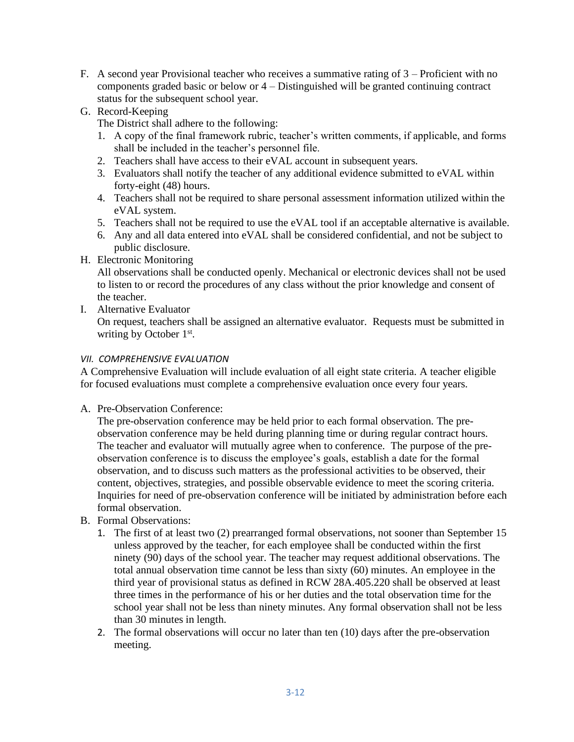F. A second year Provisional teacher who receives a summative rating of 3 – Proficient with no components graded basic or below or 4 – Distinguished will be granted continuing contract status for the subsequent school year.

G. Record-Keeping

   The District shall adhere to the following:

   1. A copy of the final framework rubric, teacher's written comments, if applicable, and forms shall be included in the teacher's personnel file.
   2. Teachers shall have access to their eVAL account in subsequent years.
   3. Evaluators shall notify the teacher of any additional evidence submitted to eVAL within forty-eight (48) hours.
   4. Teachers shall not be required to share personal assessment information utilized within the eVAL system.
   5. Teachers shall not be required to use the eVAL tool if an acceptable alternative is available.
   6. Any and all data entered into eVAL shall be considered confidential, and not be subject to public disclosure.

H. Electronic Monitoring

   All observations shall be conducted openly. Mechanical or electronic devices shall not be used to listen to or record the procedures of any class without the prior knowledge and consent of the teacher.

I. Alternative Evaluator

   On request, teachers shall be assigned an alternative evaluator. Requests must be submitted in writing by October 1st.

*VII. COMPREHENSIVE EVALUATION*

A Comprehensive Evaluation will include evaluation of all eight state criteria. A teacher eligible for focused evaluations must complete a comprehensive evaluation once every four years.

A. Pre-Observation Conference:

   The pre-observation conference may be held prior to each formal observation. The pre-observation conference may be held during planning time or during regular contract hours. The teacher and evaluator will mutually agree when to conference. The purpose of the pre-observation conference is to discuss the employee's goals, establish a date for the formal observation, and to discuss such matters as the professional activities to be observed, their content, objectives, strategies, and possible observable evidence to meet the scoring criteria. Inquiries for need of pre-observation conference will be initiated by administration before each formal observation.

B. Formal Observations:

   1. The first of at least two (2) prearranged formal observations, not sooner than September 15 unless approved by the teacher, for each employee shall be conducted within the first ninety (90) days of the school year. The teacher may request additional observations. The total annual observation time cannot be less than sixty (60) minutes. An employee in the third year of provisional status as defined in RCW 28A.405.220 shall be observed at least three times in the performance of his or her duties and the total observation time for the school year shall not be less than ninety minutes. Any formal observation shall not be less than 30 minutes in length.
   2. The formal observations will occur no later than ten (10) days after the pre-observation meeting.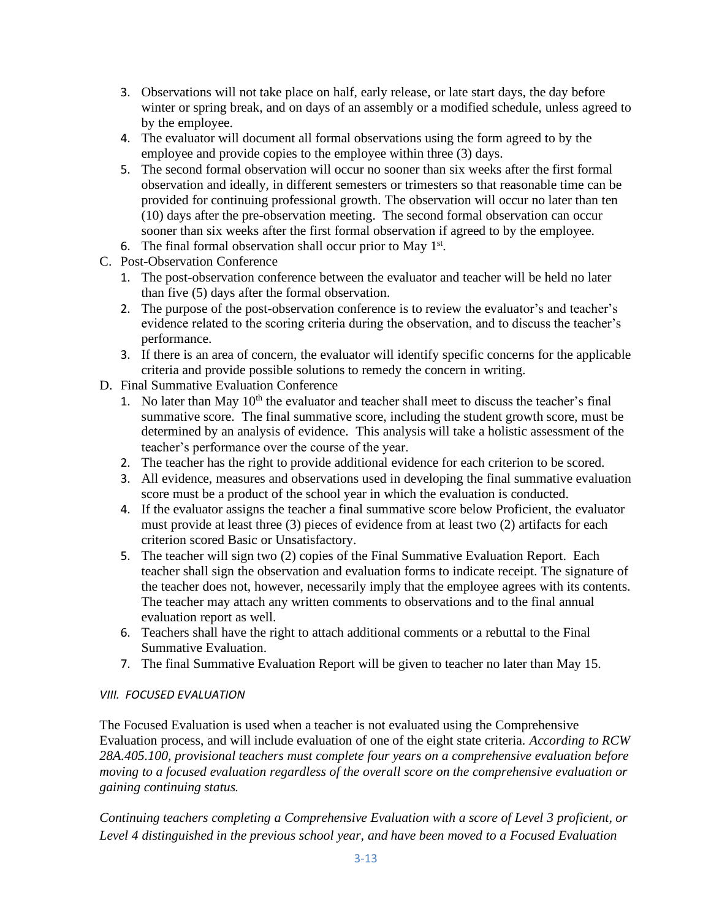3. Observations will not take place on half, early release, or late start days, the day before winter or spring break, and on days of an assembly or a modified schedule, unless agreed to by the employee.
4. The evaluator will document all formal observations using the form agreed to by the employee and provide copies to the employee within three (3) days.
5. The second formal observation will occur no sooner than six weeks after the first formal observation and ideally, in different semesters or trimesters so that reasonable time can be provided for continuing professional growth. The observation will occur no later than ten (10) days after the pre-observation meeting. The second formal observation can occur sooner than six weeks after the first formal observation if agreed to by the employee.
6. The final formal observation shall occur prior to May 1st.

C. Post-Observation Conference
   1. The post-observation conference between the evaluator and teacher will be held no later than five (5) days after the formal observation.
   2. The purpose of the post-observation conference is to review the evaluator's and teacher's evidence related to the scoring criteria during the observation, and to discuss the teacher's performance.
   3. If there is an area of concern, the evaluator will identify specific concerns for the applicable criteria and provide possible solutions to remedy the concern in writing.

D. Final Summative Evaluation Conference
   1. No later than May 10th the evaluator and teacher shall meet to discuss the teacher's final summative score. The final summative score, including the student growth score, must be determined by an analysis of evidence. This analysis will take a holistic assessment of the teacher's performance over the course of the year.
   2. The teacher has the right to provide additional evidence for each criterion to be scored.
   3. All evidence, measures and observations used in developing the final summative evaluation score must be a product of the school year in which the evaluation is conducted.
   4. If the evaluator assigns the teacher a final summative score below Proficient, the evaluator must provide at least three (3) pieces of evidence from at least two (2) artifacts for each criterion scored Basic or Unsatisfactory.
   5. The teacher will sign two (2) copies of the Final Summative Evaluation Report. Each teacher shall sign the observation and evaluation forms to indicate receipt. The signature of the teacher does not, however, necessarily imply that the employee agrees with its contents. The teacher may attach any written comments to observations and to the final annual evaluation report as well.
   6. Teachers shall have the right to attach additional comments or a rebuttal to the Final Summative Evaluation.
   7. The final Summative Evaluation Report will be given to teacher no later than May 15.

### *VIII. FOCUSED EVALUATION*

The Focused Evaluation is used when a teacher is not evaluated using the Comprehensive Evaluation process, and will include evaluation of one of the eight state criteria. *According to RCW 28A.405.100, provisional teachers must complete four years on a comprehensive evaluation before moving to a focused evaluation regardless of the overall score on the comprehensive evaluation or gaining continuing status.*

*Continuing teachers completing a Comprehensive Evaluation with a score of Level 3 proficient, or Level 4 distinguished in the previous school year, and have been moved to a Focused Evaluation*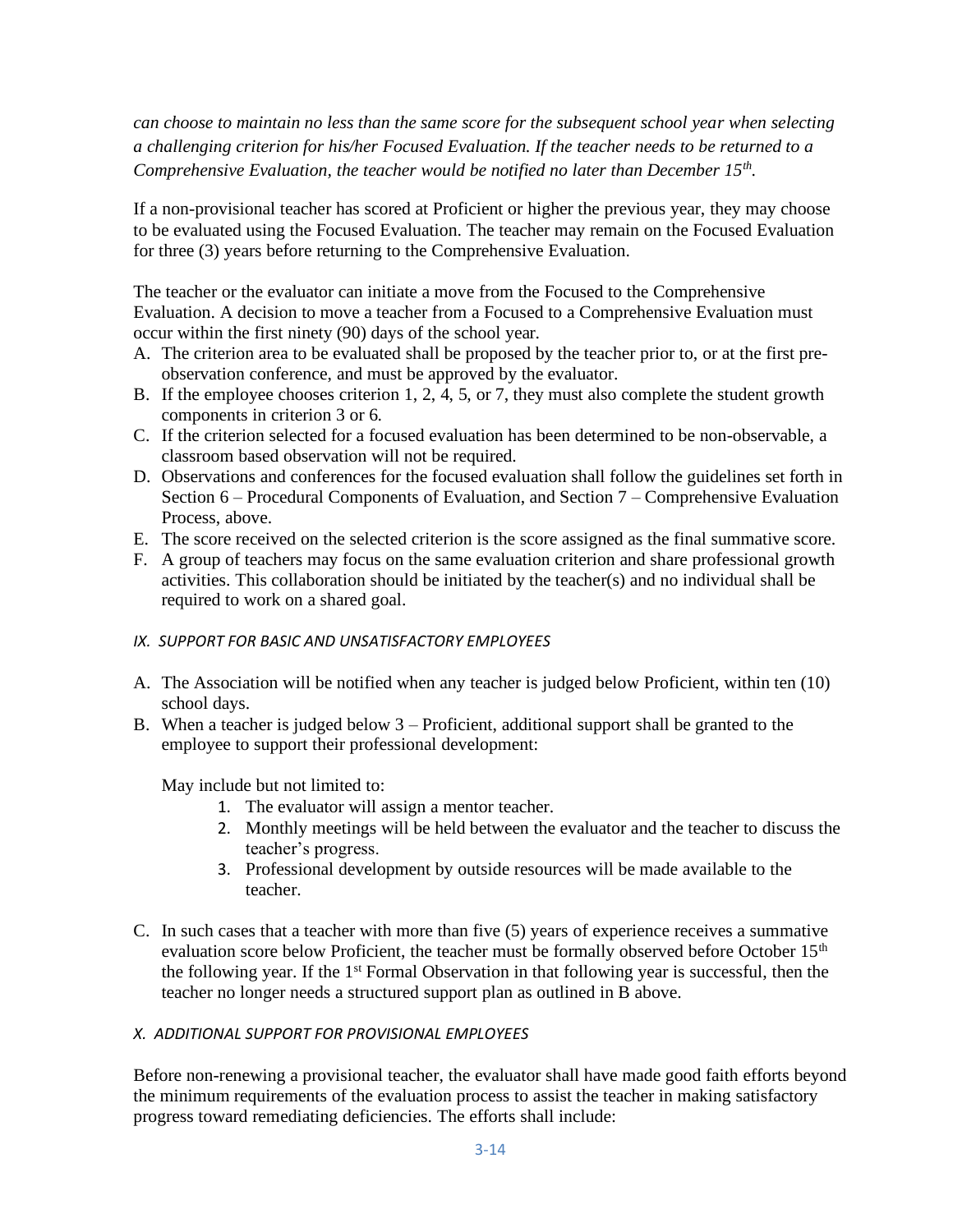*can choose to maintain no less than the same score for the subsequent school year when selecting a challenging criterion for his/her Focused Evaluation. If the teacher needs to be returned to a Comprehensive Evaluation, the teacher would be notified no later than December 15th.*

If a non-provisional teacher has scored at Proficient or higher the previous year, they may choose to be evaluated using the Focused Evaluation. The teacher may remain on the Focused Evaluation for three (3) years before returning to the Comprehensive Evaluation.

The teacher or the evaluator can initiate a move from the Focused to the Comprehensive Evaluation. A decision to move a teacher from a Focused to a Comprehensive Evaluation must occur within the first ninety (90) days of the school year.

A. The criterion area to be evaluated shall be proposed by the teacher prior to, or at the first pre-observation conference, and must be approved by the evaluator.
B. If the employee chooses criterion 1, 2, 4, 5, or 7, they must also complete the student growth components in criterion 3 or 6.
C. If the criterion selected for a focused evaluation has been determined to be non-observable, a classroom based observation will not be required.
D. Observations and conferences for the focused evaluation shall follow the guidelines set forth in Section 6 – Procedural Components of Evaluation, and Section 7 – Comprehensive Evaluation Process, above.
E. The score received on the selected criterion is the score assigned as the final summative score.
F. A group of teachers may focus on the same evaluation criterion and share professional growth activities. This collaboration should be initiated by the teacher(s) and no individual shall be required to work on a shared goal.

### *IX. SUPPORT FOR BASIC AND UNSATISFACTORY EMPLOYEES*

A. The Association will be notified when any teacher is judged below Proficient, within ten (10) school days.
B. When a teacher is judged below 3 – Proficient, additional support shall be granted to the employee to support their professional development:

   May include but not limited to:

   1. The evaluator will assign a mentor teacher.
   2. Monthly meetings will be held between the evaluator and the teacher to discuss the teacher's progress.
   3. Professional development by outside resources will be made available to the teacher.

C. In such cases that a teacher with more than five (5) years of experience receives a summative evaluation score below Proficient, the teacher must be formally observed before October 15th the following year. If the 1st Formal Observation in that following year is successful, then the teacher no longer needs a structured support plan as outlined in B above.

### *X. ADDITIONAL SUPPORT FOR PROVISIONAL EMPLOYEES*

Before non-renewing a provisional teacher, the evaluator shall have made good faith efforts beyond the minimum requirements of the evaluation process to assist the teacher in making satisfactory progress toward remediating deficiencies. The efforts shall include: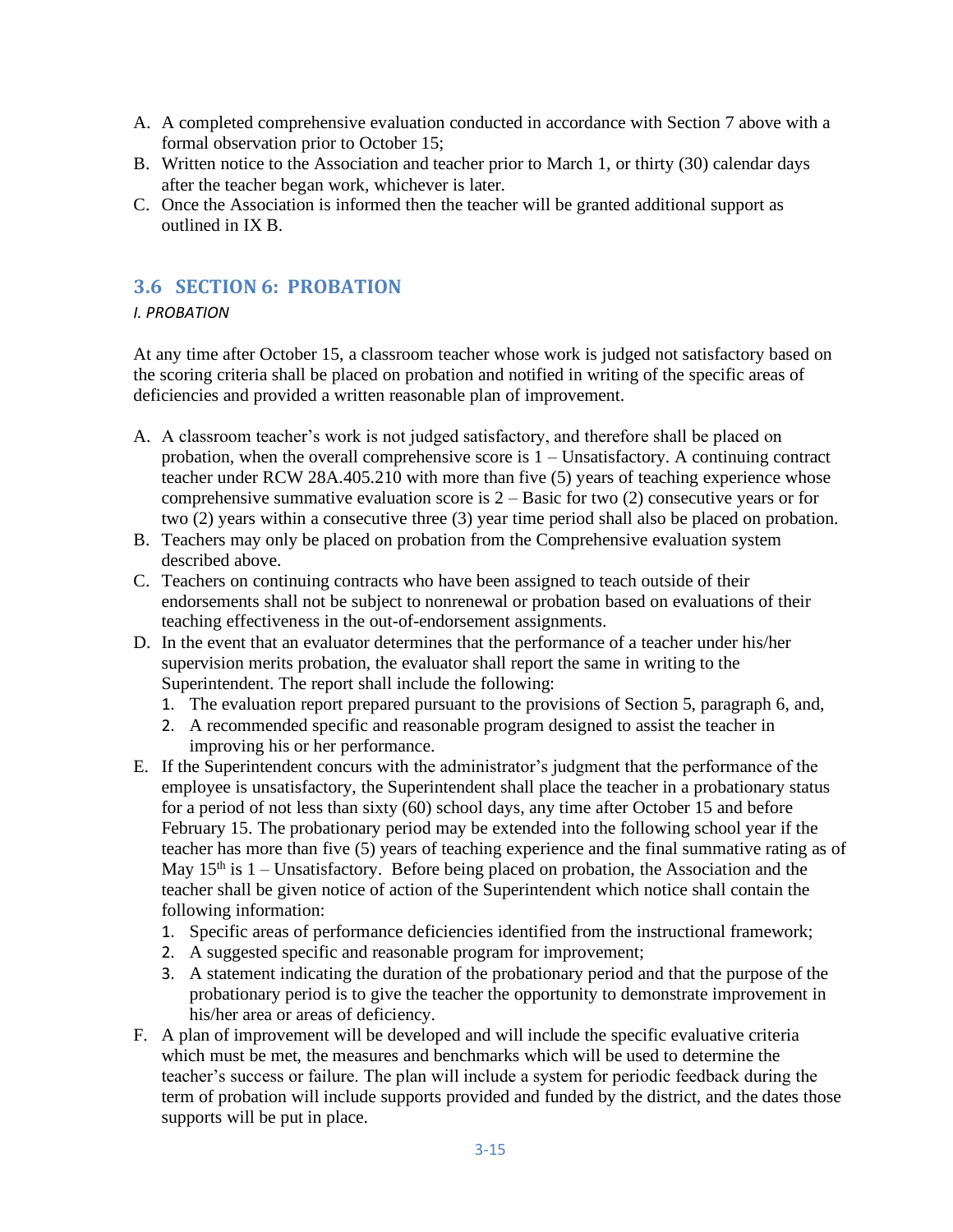A. A completed comprehensive evaluation conducted in accordance with Section 7 above with a formal observation prior to October 15;
B. Written notice to the Association and teacher prior to March 1, or thirty (30) calendar days after the teacher began work, whichever is later.
C. Once the Association is informed then the teacher will be granted additional support as outlined in IX B.

## 3.6 SECTION 6: PROBATION

*I. PROBATION*

At any time after October 15, a classroom teacher whose work is judged not satisfactory based on the scoring criteria shall be placed on probation and notified in writing of the specific areas of deficiencies and provided a written reasonable plan of improvement.

A. A classroom teacher's work is not judged satisfactory, and therefore shall be placed on probation, when the overall comprehensive score is 1 – Unsatisfactory. A continuing contract teacher under RCW 28A.405.210 with more than five (5) years of teaching experience whose comprehensive summative evaluation score is 2 – Basic for two (2) consecutive years or for two (2) years within a consecutive three (3) year time period shall also be placed on probation.
B. Teachers may only be placed on probation from the Comprehensive evaluation system described above.
C. Teachers on continuing contracts who have been assigned to teach outside of their endorsements shall not be subject to nonrenewal or probation based on evaluations of their teaching effectiveness in the out-of-endorsement assignments.
D. In the event that an evaluator determines that the performance of a teacher under his/her supervision merits probation, the evaluator shall report the same in writing to the Superintendent. The report shall include the following:
   1. The evaluation report prepared pursuant to the provisions of Section 5, paragraph 6, and,
   2. A recommended specific and reasonable program designed to assist the teacher in improving his or her performance.
E. If the Superintendent concurs with the administrator's judgment that the performance of the employee is unsatisfactory, the Superintendent shall place the teacher in a probationary status for a period of not less than sixty (60) school days, any time after October 15 and before February 15. The probationary period may be extended into the following school year if the teacher has more than five (5) years of teaching experience and the final summative rating as of May 15th is 1 – Unsatisfactory. Before being placed on probation, the Association and the teacher shall be given notice of action of the Superintendent which notice shall contain the following information:
   1. Specific areas of performance deficiencies identified from the instructional framework;
   2. A suggested specific and reasonable program for improvement;
   3. A statement indicating the duration of the probationary period and that the purpose of the probationary period is to give the teacher the opportunity to demonstrate improvement in his/her area or areas of deficiency.
F. A plan of improvement will be developed and will include the specific evaluative criteria which must be met, the measures and benchmarks which will be used to determine the teacher's success or failure. The plan will include a system for periodic feedback during the term of probation will include supports provided and funded by the district, and the dates those supports will be put in place.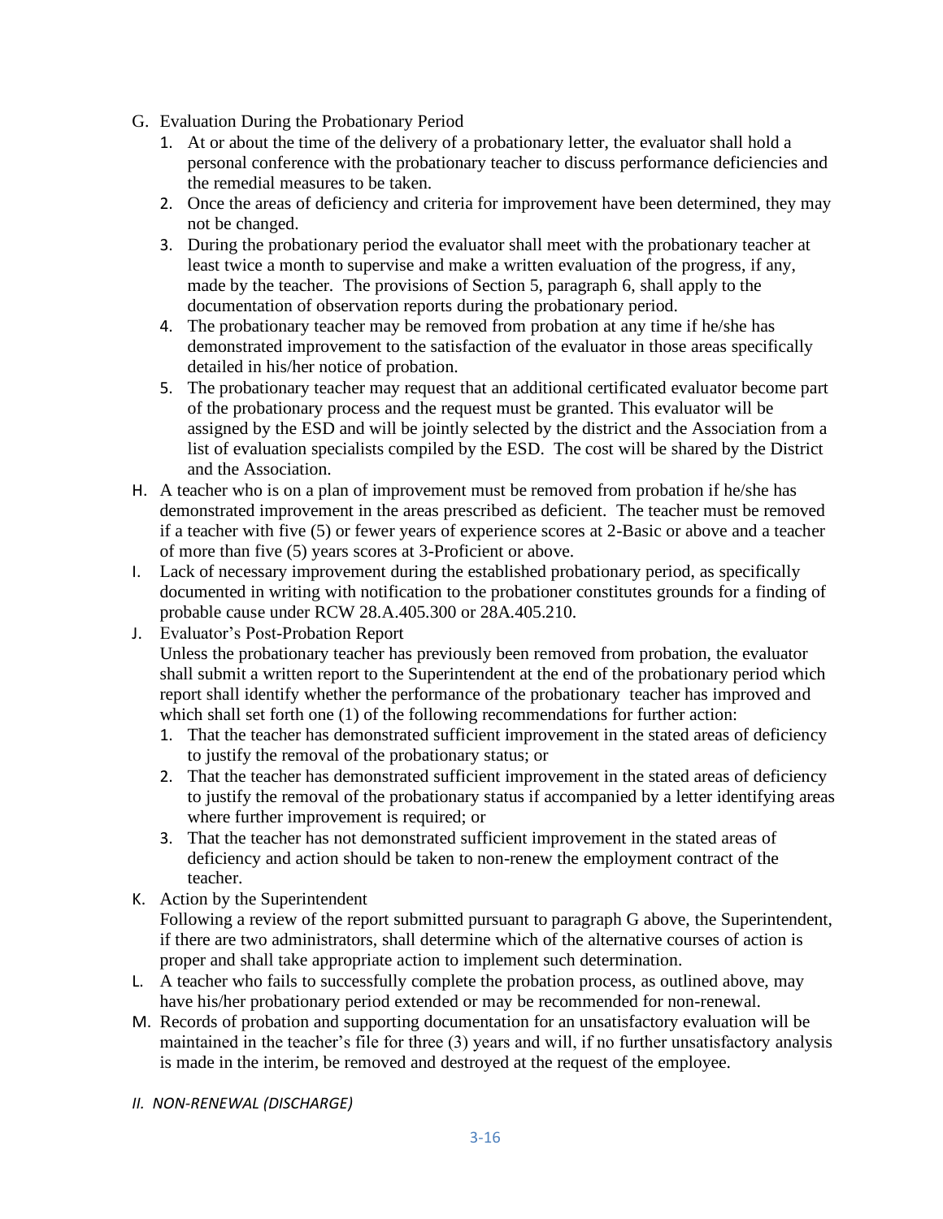G. Evaluation During the Probationary Period
   1. At or about the time of the delivery of a probationary letter, the evaluator shall hold a personal conference with the probationary teacher to discuss performance deficiencies and the remedial measures to be taken.
   2. Once the areas of deficiency and criteria for improvement have been determined, they may not be changed.
   3. During the probationary period the evaluator shall meet with the probationary teacher at least twice a month to supervise and make a written evaluation of the progress, if any, made by the teacher. The provisions of Section 5, paragraph 6, shall apply to the documentation of observation reports during the probationary period.
   4. The probationary teacher may be removed from probation at any time if he/she has demonstrated improvement to the satisfaction of the evaluator in those areas specifically detailed in his/her notice of probation.
   5. The probationary teacher may request that an additional certificated evaluator become part of the probationary process and the request must be granted. This evaluator will be assigned by the ESD and will be jointly selected by the district and the Association from a list of evaluation specialists compiled by the ESD. The cost will be shared by the District and the Association.

H. A teacher who is on a plan of improvement must be removed from probation if he/she has demonstrated improvement in the areas prescribed as deficient. The teacher must be removed if a teacher with five (5) or fewer years of experience scores at 2-Basic or above and a teacher of more than five (5) years scores at 3-Proficient or above.

I. Lack of necessary improvement during the established probationary period, as specifically documented in writing with notification to the probationer constitutes grounds for a finding of probable cause under RCW 28.A.405.300 or 28A.405.210.

J. Evaluator's Post-Probation Report
   Unless the probationary teacher has previously been removed from probation, the evaluator shall submit a written report to the Superintendent at the end of the probationary period which report shall identify whether the performance of the probationary teacher has improved and which shall set forth one (1) of the following recommendations for further action:
   1. That the teacher has demonstrated sufficient improvement in the stated areas of deficiency to justify the removal of the probationary status; or
   2. That the teacher has demonstrated sufficient improvement in the stated areas of deficiency to justify the removal of the probationary status if accompanied by a letter identifying areas where further improvement is required; or
   3. That the teacher has not demonstrated sufficient improvement in the stated areas of deficiency and action should be taken to non-renew the employment contract of the teacher.

K. Action by the Superintendent
   Following a review of the report submitted pursuant to paragraph G above, the Superintendent, if there are two administrators, shall determine which of the alternative courses of action is proper and shall take appropriate action to implement such determination.

L. A teacher who fails to successfully complete the probation process, as outlined above, may have his/her probationary period extended or may be recommended for non-renewal.

M. Records of probation and supporting documentation for an unsatisfactory evaluation will be maintained in the teacher's file for three (3) years and will, if no further unsatisfactory analysis is made in the interim, be removed and destroyed at the request of the employee.

*II. NON-RENEWAL (DISCHARGE)*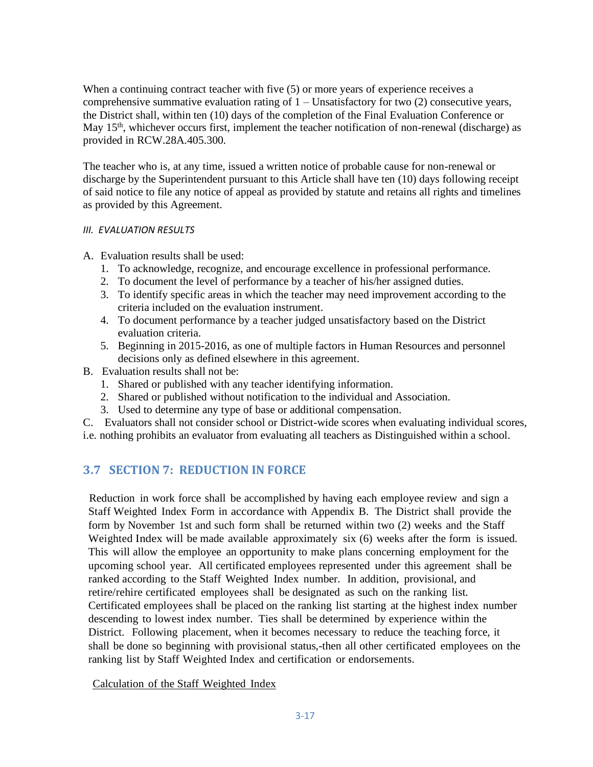When a continuing contract teacher with five (5) or more years of experience receives a comprehensive summative evaluation rating of 1 – Unsatisfactory for two (2) consecutive years, the District shall, within ten (10) days of the completion of the Final Evaluation Conference or May 15th, whichever occurs first, implement the teacher notification of non-renewal (discharge) as provided in RCW.28A.405.300.

The teacher who is, at any time, issued a written notice of probable cause for non-renewal or discharge by the Superintendent pursuant to this Article shall have ten (10) days following receipt of said notice to file any notice of appeal as provided by statute and retains all rights and timelines as provided by this Agreement.

*III. EVALUATION RESULTS*

A. Evaluation results shall be used:
   1. To acknowledge, recognize, and encourage excellence in professional performance.
   2. To document the level of performance by a teacher of his/her assigned duties.
   3. To identify specific areas in which the teacher may need improvement according to the criteria included on the evaluation instrument.
   4. To document performance by a teacher judged unsatisfactory based on the District evaluation criteria.
   5. Beginning in 2015-2016, as one of multiple factors in Human Resources and personnel decisions only as defined elsewhere in this agreement.

B. Evaluation results shall not be:
   1. Shared or published with any teacher identifying information.
   2. Shared or published without notification to the individual and Association.
   3. Used to determine any type of base or additional compensation.

C. Evaluators shall not consider school or District-wide scores when evaluating individual scores, i.e. nothing prohibits an evaluator from evaluating all teachers as Distinguished within a school.

## 3.7 SECTION 7: REDUCTION IN FORCE

Reduction in work force shall be accomplished by having each employee review and sign a Staff Weighted Index Form in accordance with Appendix B. The District shall provide the form by November 1st and such form shall be returned within two (2) weeks and the Staff Weighted Index will be made available approximately six (6) weeks after the form is issued. This will allow the employee an opportunity to make plans concerning employment for the upcoming school year. All certificated employees represented under this agreement shall be ranked according to the Staff Weighted Index number. In addition, provisional, and retire/rehire certificated employees shall be designated as such on the ranking list. Certificated employees shall be placed on the ranking list starting at the highest index number descending to lowest index number. Ties shall be determined by experience within the District. Following placement, when it becomes necessary to reduce the teaching force, it shall be done so beginning with provisional status,-then all other certificated employees on the ranking list by Staff Weighted Index and certification or endorsements.

Calculation of the Staff Weighted Index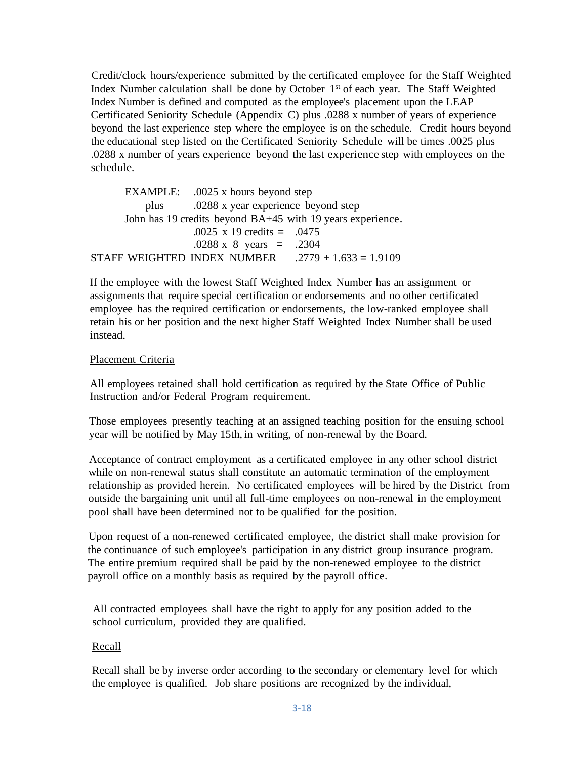Credit/clock hours/experience submitted by the certificated employee for the Staff Weighted Index Number calculation shall be done by October 1st of each year. The Staff Weighted Index Number is defined and computed as the employee's placement upon the LEAP Certificated Seniority Schedule (Appendix C) plus .0288 x number of years of experience beyond the last experience step where the employee is on the schedule. Credit hours beyond the educational step listed on the Certificated Seniority Schedule will be times .0025 plus .0288 x number of years experience beyond the last experience step with employees on the schedule.

EXAMPLE: .0025 x hours beyond step
plus .0288 x year experience beyond step
John has 19 credits beyond BA+45 with 19 years experience.
.0025 x 19 credits = .0475
.0288 x 8 years = .2304
STAFF WEIGHTED INDEX NUMBER .2779 + 1.633 = 1.9109

If the employee with the lowest Staff Weighted Index Number has an assignment or assignments that require special certification or endorsements and no other certificated employee has the required certification or endorsements, the low-ranked employee shall retain his or her position and the next higher Staff Weighted Index Number shall be used instead.

Placement Criteria

All employees retained shall hold certification as required by the State Office of Public Instruction and/or Federal Program requirement.

Those employees presently teaching at an assigned teaching position for the ensuing school year will be notified by May 15th, in writing, of non-renewal by the Board.

Acceptance of contract employment as a certificated employee in any other school district while on non-renewal status shall constitute an automatic termination of the employment relationship as provided herein. No certificated employees will be hired by the District from outside the bargaining unit until all full-time employees on non-renewal in the employment pool shall have been determined not to be qualified for the position.

Upon request of a non-renewed certificated employee, the district shall make provision for the continuance of such employee's participation in any district group insurance program. The entire premium required shall be paid by the non-renewed employee to the district payroll office on a monthly basis as required by the payroll office.

All contracted employees shall have the right to apply for any position added to the school curriculum, provided they are qualified.

Recall

Recall shall be by inverse order according to the secondary or elementary level for which the employee is qualified. Job share positions are recognized by the individual,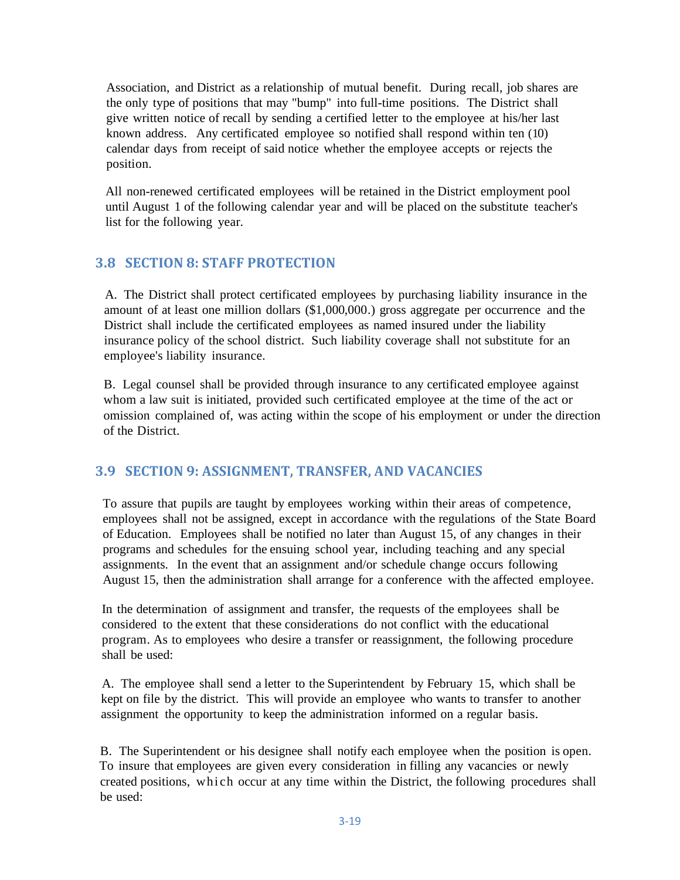Association, and District as a relationship of mutual benefit. During recall, job shares are the only type of positions that may "bump" into full-time positions. The District shall give written notice of recall by sending a certified letter to the employee at his/her last known address. Any certificated employee so notified shall respond within ten (10) calendar days from receipt of said notice whether the employee accepts or rejects the position.

All non-renewed certificated employees will be retained in the District employment pool until August 1 of the following calendar year and will be placed on the substitute teacher's list for the following year.

## 3.8 SECTION 8: STAFF PROTECTION

A. The District shall protect certificated employees by purchasing liability insurance in the amount of at least one million dollars ($1,000,000.) gross aggregate per occurrence and the District shall include the certificated employees as named insured under the liability insurance policy of the school district. Such liability coverage shall not substitute for an employee's liability insurance.

B. Legal counsel shall be provided through insurance to any certificated employee against whom a law suit is initiated, provided such certificated employee at the time of the act or omission complained of, was acting within the scope of his employment or under the direction of the District.

## 3.9 SECTION 9: ASSIGNMENT, TRANSFER, AND VACANCIES

To assure that pupils are taught by employees working within their areas of competence, employees shall not be assigned, except in accordance with the regulations of the State Board of Education. Employees shall be notified no later than August 15, of any changes in their programs and schedules for the ensuing school year, including teaching and any special assignments. In the event that an assignment and/or schedule change occurs following August 15, then the administration shall arrange for a conference with the affected employee.

In the determination of assignment and transfer, the requests of the employees shall be considered to the extent that these considerations do not conflict with the educational program. As to employees who desire a transfer or reassignment, the following procedure shall be used:

A. The employee shall send a letter to the Superintendent by February 15, which shall be kept on file by the district. This will provide an employee who wants to transfer to another assignment the opportunity to keep the administration informed on a regular basis.

B. The Superintendent or his designee shall notify each employee when the position is open. To insure that employees are given every consideration in filling any vacancies or newly created positions, which occur at any time within the District, the following procedures shall be used: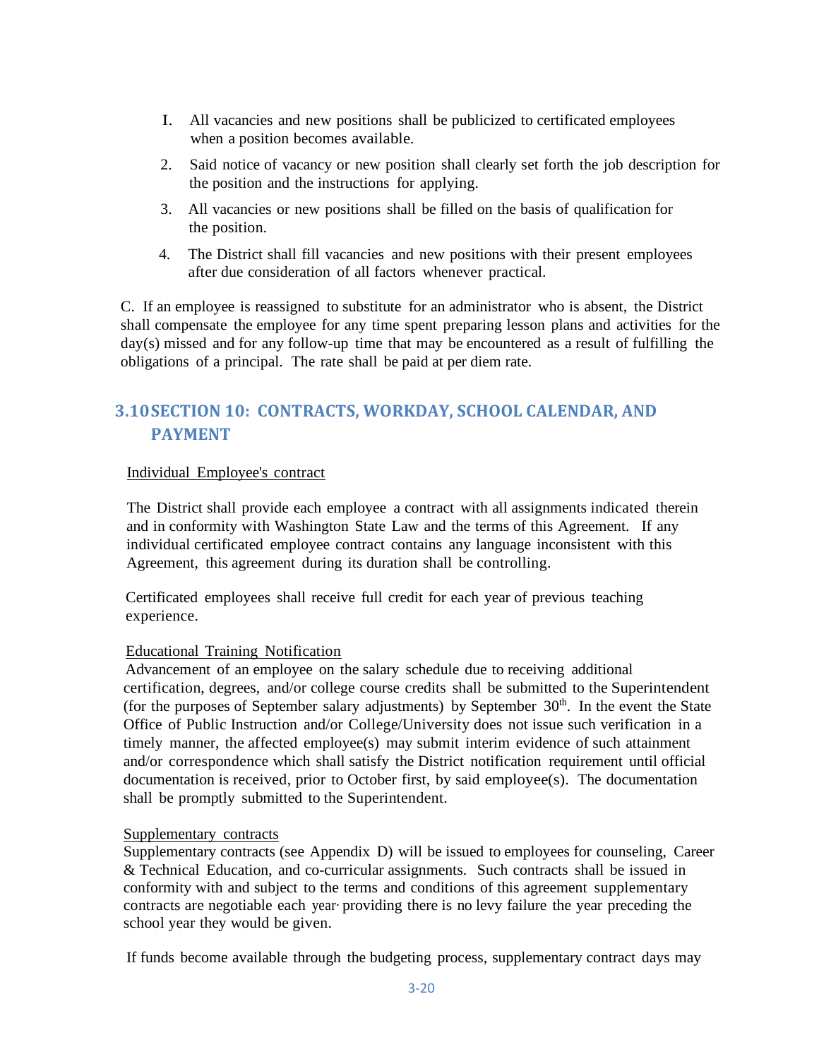1. All vacancies and new positions shall be publicized to certificated employees when a position becomes available.
2. Said notice of vacancy or new position shall clearly set forth the job description for the position and the instructions for applying.
3. All vacancies or new positions shall be filled on the basis of qualification for the position.
4. The District shall fill vacancies and new positions with their present employees after due consideration of all factors whenever practical.

C. If an employee is reassigned to substitute for an administrator who is absent, the District shall compensate the employee for any time spent preparing lesson plans and activities for the day(s) missed and for any follow-up time that may be encountered as a result of fulfilling the obligations of a principal. The rate shall be paid at per diem rate.

## 3.10 SECTION 10: CONTRACTS, WORKDAY, SCHOOL CALENDAR, AND PAYMENT

Individual Employee's contract

The District shall provide each employee a contract with all assignments indicated therein and in conformity with Washington State Law and the terms of this Agreement. If any individual certificated employee contract contains any language inconsistent with this Agreement, this agreement during its duration shall be controlling.

Certificated employees shall receive full credit for each year of previous teaching experience.

Educational Training Notification

Advancement of an employee on the salary schedule due to receiving additional certification, degrees, and/or college course credits shall be submitted to the Superintendent (for the purposes of September salary adjustments) by September 30th. In the event the State Office of Public Instruction and/or College/University does not issue such verification in a timely manner, the affected employee(s) may submit interim evidence of such attainment and/or correspondence which shall satisfy the District notification requirement until official documentation is received, prior to October first, by said employee(s). The documentation shall be promptly submitted to the Superintendent.

Supplementary contracts

Supplementary contracts (see Appendix D) will be issued to employees for counseling, Career & Technical Education, and co-curricular assignments. Such contracts shall be issued in conformity with and subject to the terms and conditions of this agreement supplementary contracts are negotiable each year· providing there is no levy failure the year preceding the school year they would be given.

If funds become available through the budgeting process, supplementary contract days may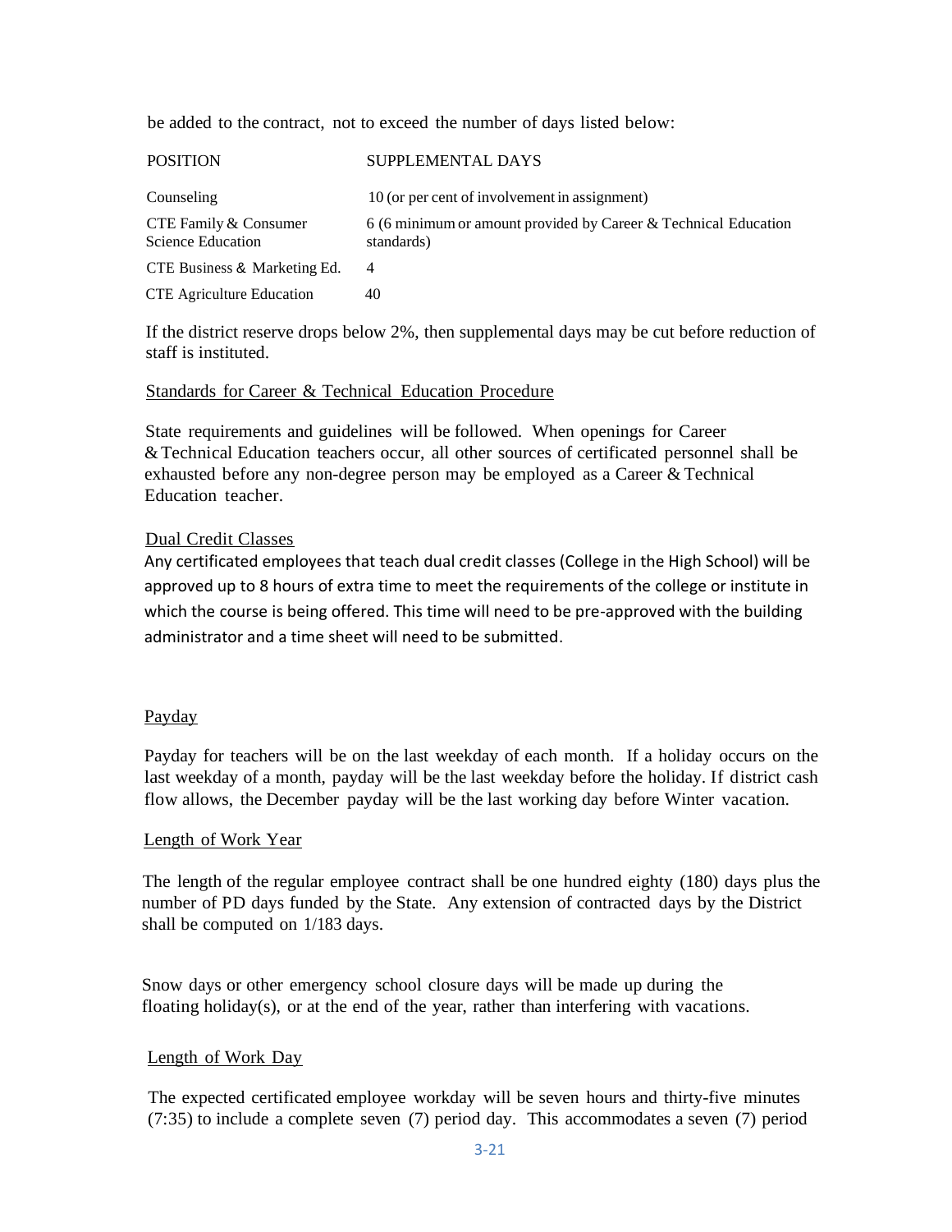be added to the contract, not to exceed the number of days listed below:

| POSITION | SUPPLEMENTAL DAYS |
| --- | --- |
| Counseling | 10 (or per cent of involvement in assignment) |
| CTE Family & Consumer Science Education | 6 (6 minimum or amount provided by Career & Technical Education standards) |
| CTE Business & Marketing Ed. | 4 |
| CTE Agriculture Education | 40 |

If the district reserve drops below 2%, then supplemental days may be cut before reduction of staff is instituted.

Standards for Career & Technical Education Procedure

State requirements and guidelines will be followed. When openings for Career & Technical Education teachers occur, all other sources of certificated personnel shall be exhausted before any non-degree person may be employed as a Career & Technical Education teacher.

Dual Credit Classes

Any certificated employees that teach dual credit classes (College in the High School) will be approved up to 8 hours of extra time to meet the requirements of the college or institute in which the course is being offered. This time will need to be pre-approved with the building administrator and a time sheet will need to be submitted.

Payday

Payday for teachers will be on the last weekday of each month. If a holiday occurs on the last weekday of a month, payday will be the last weekday before the holiday. If district cash flow allows, the December payday will be the last working day before Winter vacation.

Length of Work Year

The length of the regular employee contract shall be one hundred eighty (180) days plus the number of PD days funded by the State. Any extension of contracted days by the District shall be computed on 1/183 days.

Snow days or other emergency school closure days will be made up during the floating holiday(s), or at the end of the year, rather than interfering with vacations.

Length of Work Day

The expected certificated employee workday will be seven hours and thirty-five minutes (7:35) to include a complete seven (7) period day. This accommodates a seven (7) period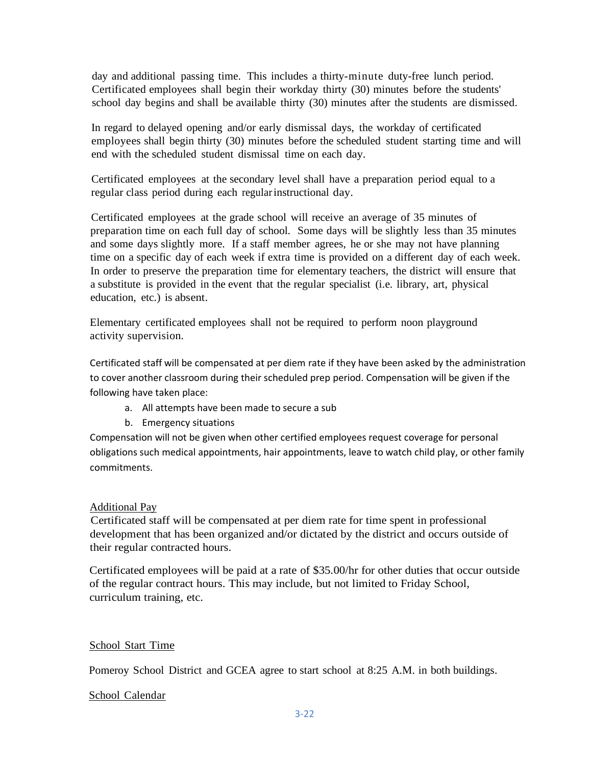day and additional passing time. This includes a thirty-minute duty-free lunch period. Certificated employees shall begin their workday thirty (30) minutes before the students' school day begins and shall be available thirty (30) minutes after the students are dismissed.

In regard to delayed opening and/or early dismissal days, the workday of certificated employees shall begin thirty (30) minutes before the scheduled student starting time and will end with the scheduled student dismissal time on each day.

Certificated employees at the secondary level shall have a preparation period equal to a regular class period during each regular instructional day.

Certificated employees at the grade school will receive an average of 35 minutes of preparation time on each full day of school. Some days will be slightly less than 35 minutes and some days slightly more. If a staff member agrees, he or she may not have planning time on a specific day of each week if extra time is provided on a different day of each week. In order to preserve the preparation time for elementary teachers, the district will ensure that a substitute is provided in the event that the regular specialist (i.e. library, art, physical education, etc.) is absent.

Elementary certificated employees shall not be required to perform noon playground activity supervision.

Certificated staff will be compensated at per diem rate if they have been asked by the administration to cover another classroom during their scheduled prep period. Compensation will be given if the following have taken place:

a. All attempts have been made to secure a sub
b. Emergency situations

Compensation will not be given when other certified employees request coverage for personal obligations such medical appointments, hair appointments, leave to watch child play, or other family commitments.

Additional Pay

Certificated staff will be compensated at per diem rate for time spent in professional development that has been organized and/or dictated by the district and occurs outside of their regular contracted hours.

Certificated employees will be paid at a rate of $35.00/hr for other duties that occur outside of the regular contract hours. This may include, but not limited to Friday School, curriculum training, etc.

School Start Time

Pomeroy School District and GCEA agree to start school at 8:25 A.M. in both buildings.

School Calendar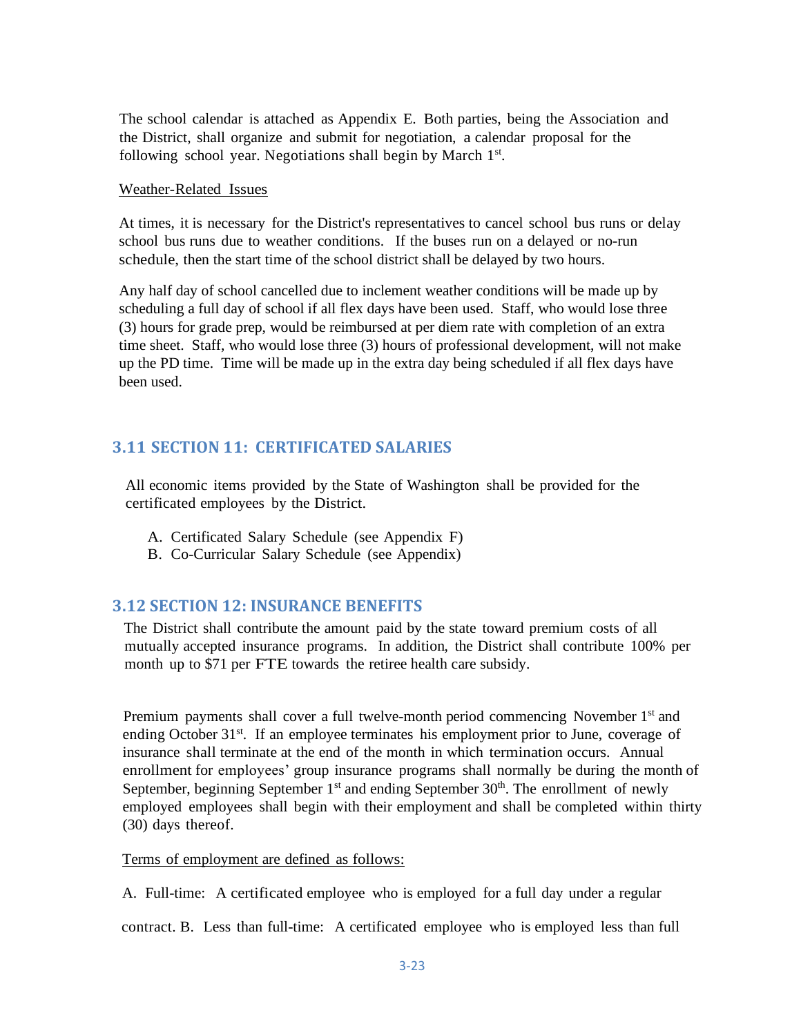The school calendar is attached as Appendix E. Both parties, being the Association and the District, shall organize and submit for negotiation, a calendar proposal for the following school year. Negotiations shall begin by March 1st.

Weather-Related Issues

At times, it is necessary for the District's representatives to cancel school bus runs or delay school bus runs due to weather conditions. If the buses run on a delayed or no-run schedule, then the start time of the school district shall be delayed by two hours.

Any half day of school cancelled due to inclement weather conditions will be made up by scheduling a full day of school if all flex days have been used. Staff, who would lose three (3) hours for grade prep, would be reimbursed at per diem rate with completion of an extra time sheet. Staff, who would lose three (3) hours of professional development, will not make up the PD time. Time will be made up in the extra day being scheduled if all flex days have been used.

## 3.11 SECTION 11: CERTIFICATED SALARIES

All economic items provided by the State of Washington shall be provided for the certificated employees by the District.

A. Certificated Salary Schedule (see Appendix F)
B. Co-Curricular Salary Schedule (see Appendix)

## 3.12 SECTION 12: INSURANCE BENEFITS

The District shall contribute the amount paid by the state toward premium costs of all mutually accepted insurance programs. In addition, the District shall contribute 100% per month up to $71 per FTE towards the retiree health care subsidy.

Premium payments shall cover a full twelve-month period commencing November 1st and ending October 31st. If an employee terminates his employment prior to June, coverage of insurance shall terminate at the end of the month in which termination occurs. Annual enrollment for employees' group insurance programs shall normally be during the month of September, beginning September 1st and ending September 30th. The enrollment of newly employed employees shall begin with their employment and shall be completed within thirty (30) days thereof.

Terms of employment are defined as follows:

A. Full-time: A certificated employee who is employed for a full day under a regular contract. B. Less than full-time: A certificated employee who is employed less than full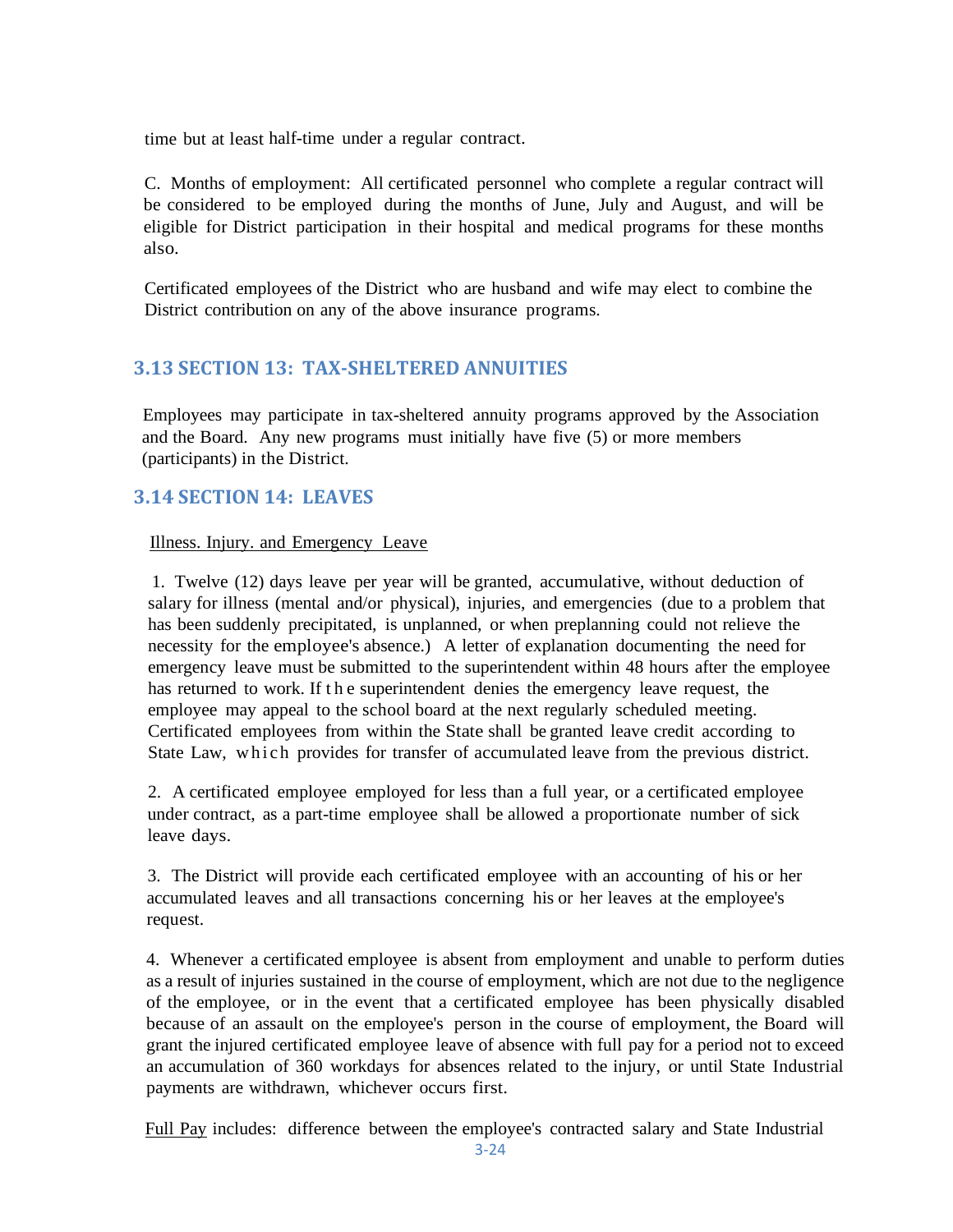time but at least half-time under a regular contract.

C. Months of employment: All certificated personnel who complete a regular contract will be considered to be employed during the months of June, July and August, and will be eligible for District participation in their hospital and medical programs for these months also.

Certificated employees of the District who are husband and wife may elect to combine the District contribution on any of the above insurance programs.

## 3.13 SECTION 13: TAX-SHELTERED ANNUITIES

Employees may participate in tax-sheltered annuity programs approved by the Association and the Board. Any new programs must initially have five (5) or more members (participants) in the District.

## 3.14 SECTION 14: LEAVES

Illness. Injury. and Emergency Leave

1. Twelve (12) days leave per year will be granted, accumulative, without deduction of salary for illness (mental and/or physical), injuries, and emergencies (due to a problem that has been suddenly precipitated, is unplanned, or when preplanning could not relieve the necessity for the employee's absence.) A letter of explanation documenting the need for emergency leave must be submitted to the superintendent within 48 hours after the employee has returned to work. If the superintendent denies the emergency leave request, the employee may appeal to the school board at the next regularly scheduled meeting. Certificated employees from within the State shall be granted leave credit according to State Law, which provides for transfer of accumulated leave from the previous district.

2. A certificated employee employed for less than a full year, or a certificated employee under contract, as a part-time employee shall be allowed a proportionate number of sick leave days.

3. The District will provide each certificated employee with an accounting of his or her accumulated leaves and all transactions concerning his or her leaves at the employee's request.

4. Whenever a certificated employee is absent from employment and unable to perform duties as a result of injuries sustained in the course of employment, which are not due to the negligence of the employee, or in the event that a certificated employee has been physically disabled because of an assault on the employee's person in the course of employment, the Board will grant the injured certificated employee leave of absence with full pay for a period not to exceed an accumulation of 360 workdays for absences related to the injury, or until State Industrial payments are withdrawn, whichever occurs first.

Full Pay includes: difference between the employee's contracted salary and State Industrial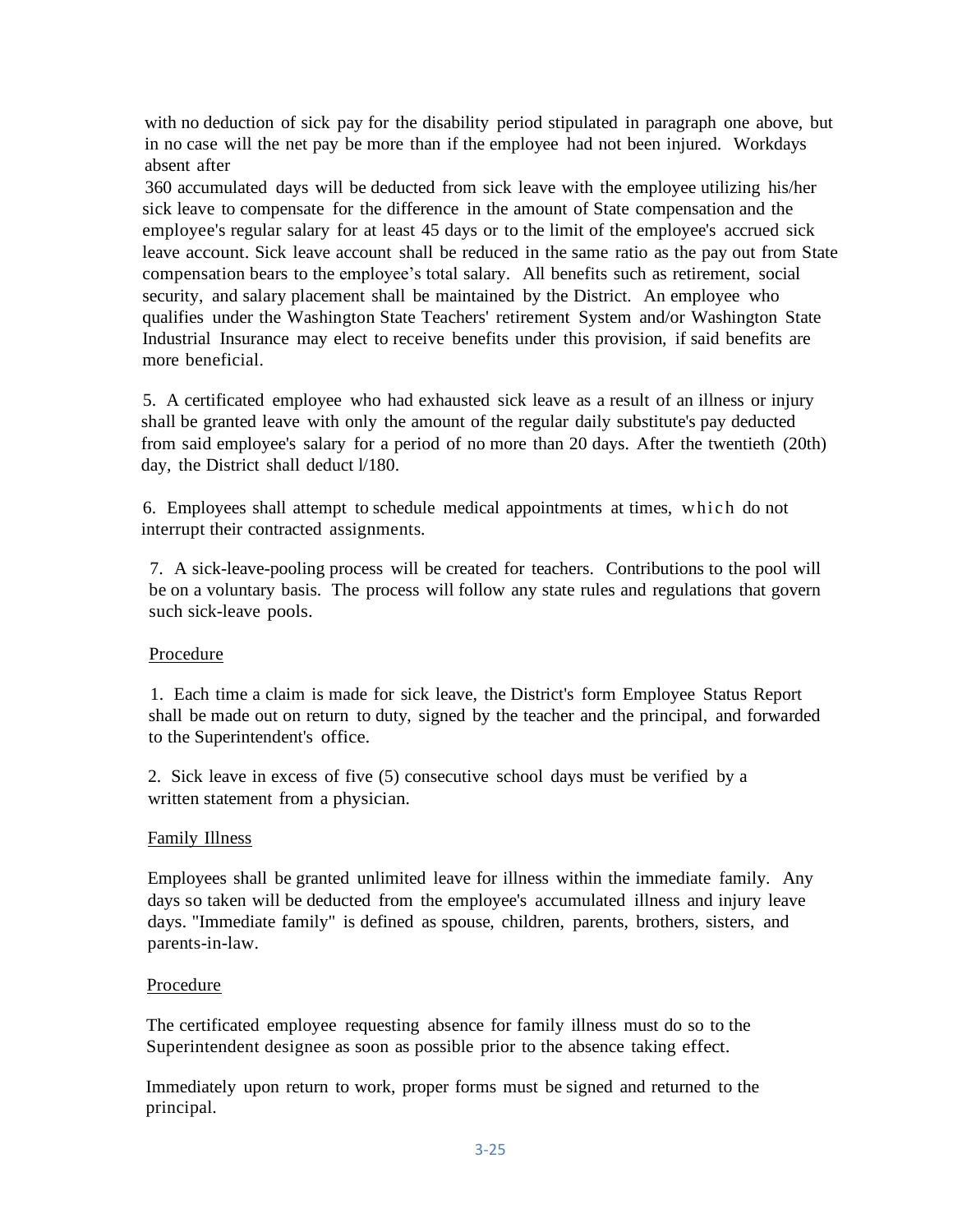with no deduction of sick pay for the disability period stipulated in paragraph one above, but in no case will the net pay be more than if the employee had not been injured. Workdays absent after 360 accumulated days will be deducted from sick leave with the employee utilizing his/her sick leave to compensate for the difference in the amount of State compensation and the employee's regular salary for at least 45 days or to the limit of the employee's accrued sick leave account. Sick leave account shall be reduced in the same ratio as the pay out from State compensation bears to the employee's total salary. All benefits such as retirement, social security, and salary placement shall be maintained by the District. An employee who qualifies under the Washington State Teachers' retirement System and/or Washington State Industrial Insurance may elect to receive benefits under this provision, if said benefits are more beneficial.

5. A certificated employee who had exhausted sick leave as a result of an illness or injury shall be granted leave with only the amount of the regular daily substitute's pay deducted from said employee's salary for a period of no more than 20 days. After the twentieth (20th) day, the District shall deduct l/180.

6. Employees shall attempt to schedule medical appointments at times, which do not interrupt their contracted assignments.

7. A sick-leave-pooling process will be created for teachers. Contributions to the pool will be on a voluntary basis. The process will follow any state rules and regulations that govern such sick-leave pools.

<u>Procedure</u>

1. Each time a claim is made for sick leave, the District's form Employee Status Report shall be made out on return to duty, signed by the teacher and the principal, and forwarded to the Superintendent's office.

2. Sick leave in excess of five (5) consecutive school days must be verified by a written statement from a physician.

<u>Family Illness</u>

Employees shall be granted unlimited leave for illness within the immediate family. Any days so taken will be deducted from the employee's accumulated illness and injury leave days. "Immediate family" is defined as spouse, children, parents, brothers, sisters, and parents-in-law.

<u>Procedure</u>

The certificated employee requesting absence for family illness must do so to the Superintendent designee as soon as possible prior to the absence taking effect.

Immediately upon return to work, proper forms must be signed and returned to the principal.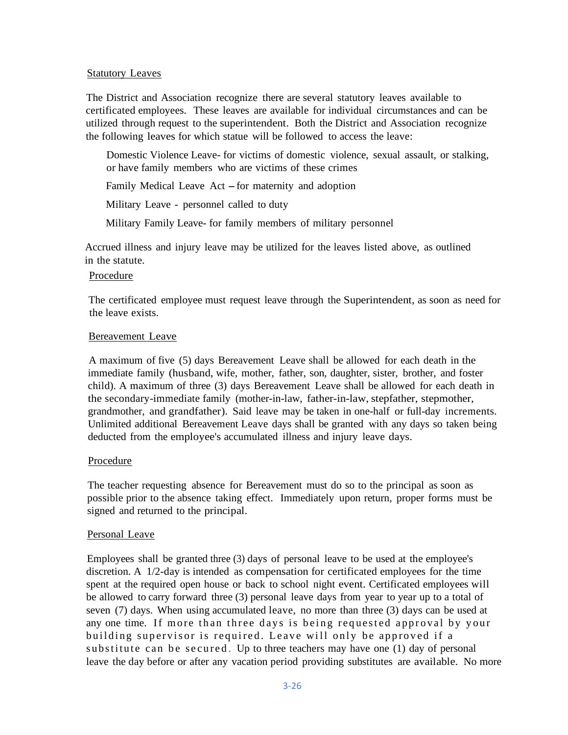Statutory Leaves

The District and Association recognize there are several statutory leaves available to certificated employees. These leaves are available for individual circumstances and can be utilized through request to the superintendent. Both the District and Association recognize the following leaves for which statue will be followed to access the leave:

Domestic Violence Leave- for victims of domestic violence, sexual assault, or stalking, or have family members who are victims of these crimes

Family Medical Leave Act – for maternity and adoption

Military Leave - personnel called to duty

Military Family Leave- for family members of military personnel

Accrued illness and injury leave may be utilized for the leaves listed above, as outlined in the statute.

Procedure

The certificated employee must request leave through the Superintendent, as soon as need for the leave exists.

Bereavement Leave

A maximum of five (5) days Bereavement Leave shall be allowed for each death in the immediate family (husband, wife, mother, father, son, daughter, sister, brother, and foster child). A maximum of three (3) days Bereavement Leave shall be allowed for each death in the secondary-immediate family (mother-in-law, father-in-law, stepfather, stepmother, grandmother, and grandfather). Said leave may be taken in one-half or full-day increments. Unlimited additional Bereavement Leave days shall be granted with any days so taken being deducted from the employee's accumulated illness and injury leave days.

Procedure

The teacher requesting absence for Bereavement must do so to the principal as soon as possible prior to the absence taking effect. Immediately upon return, proper forms must be signed and returned to the principal.

Personal Leave

Employees shall be granted three (3) days of personal leave to be used at the employee's discretion. A 1/2-day is intended as compensation for certificated employees for the time spent at the required open house or back to school night event. Certificated employees will be allowed to carry forward three (3) personal leave days from year to year up to a total of seven (7) days. When using accumulated leave, no more than three (3) days can be used at any one time. If more than three days is being requested approval by your building supervisor is required. Leave will only be approved if a substitute can be secured. Up to three teachers may have one (1) day of personal leave the day before or after any vacation period providing substitutes are available. No more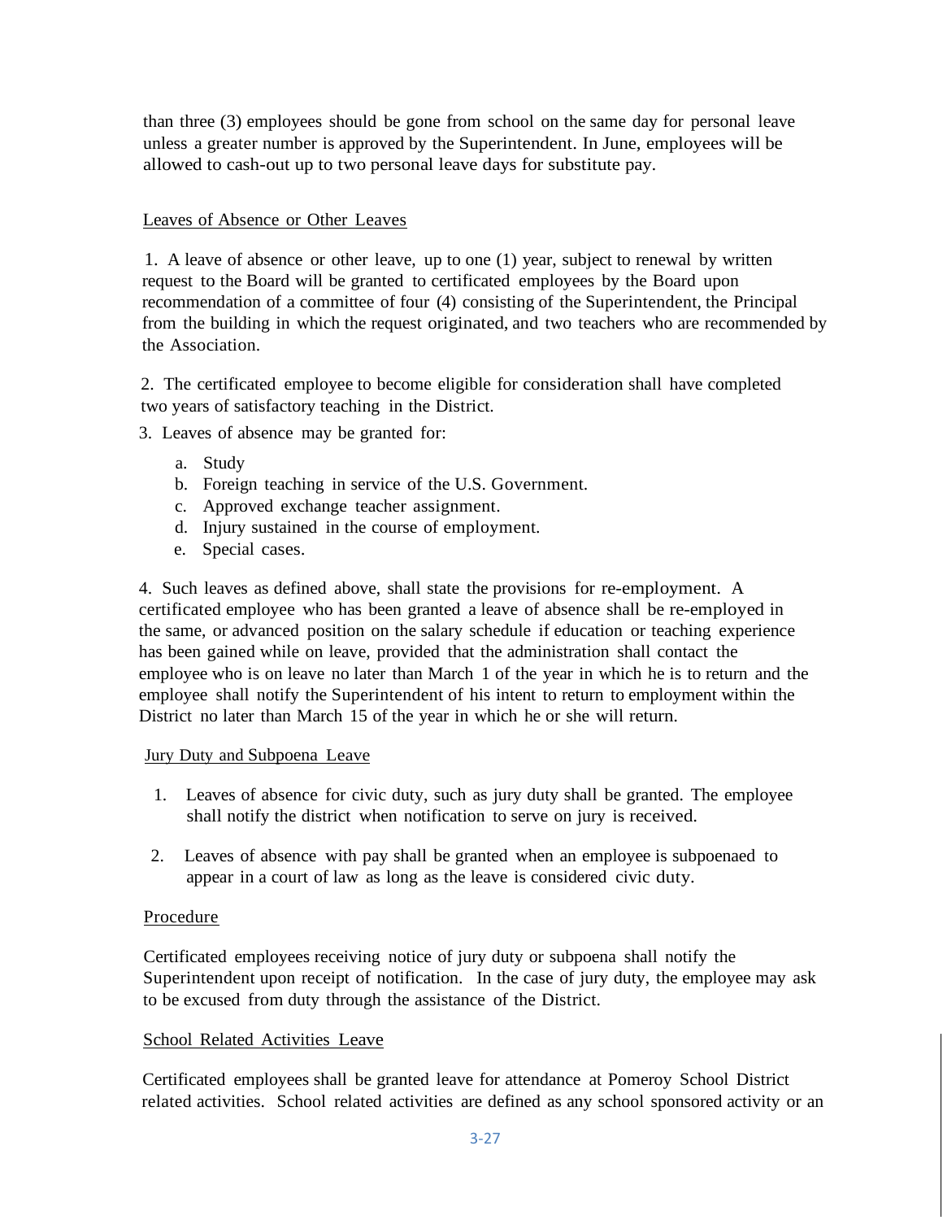than three (3) employees should be gone from school on the same day for personal leave unless a greater number is approved by the Superintendent. In June, employees will be allowed to cash-out up to two personal leave days for substitute pay.

<u>Leaves of Absence or Other Leaves</u>

1. A leave of absence or other leave, up to one (1) year, subject to renewal by written request to the Board will be granted to certificated employees by the Board upon recommendation of a committee of four (4) consisting of the Superintendent, the Principal from the building in which the request originated, and two teachers who are recommended by the Association.

2. The certificated employee to become eligible for consideration shall have completed two years of satisfactory teaching in the District.

3. Leaves of absence may be granted for:

   a. Study
   b. Foreign teaching in service of the U.S. Government.
   c. Approved exchange teacher assignment.
   d. Injury sustained in the course of employment.
   e. Special cases.

4. Such leaves as defined above, shall state the provisions for re-employment. A certificated employee who has been granted a leave of absence shall be re-employed in the same, or advanced position on the salary schedule if education or teaching experience has been gained while on leave, provided that the administration shall contact the employee who is on leave no later than March 1 of the year in which he is to return and the employee shall notify the Superintendent of his intent to return to employment within the District no later than March 15 of the year in which he or she will return.

<u>Jury Duty and Subpoena Leave</u>

1. Leaves of absence for civic duty, such as jury duty shall be granted. The employee shall notify the district when notification to serve on jury is received.

2. Leaves of absence with pay shall be granted when an employee is subpoenaed to appear in a court of law as long as the leave is considered civic duty.

<u>Procedure</u>

Certificated employees receiving notice of jury duty or subpoena shall notify the Superintendent upon receipt of notification. In the case of jury duty, the employee may ask to be excused from duty through the assistance of the District.

<u>School Related Activities Leave</u>

Certificated employees shall be granted leave for attendance at Pomeroy School District related activities. School related activities are defined as any school sponsored activity or an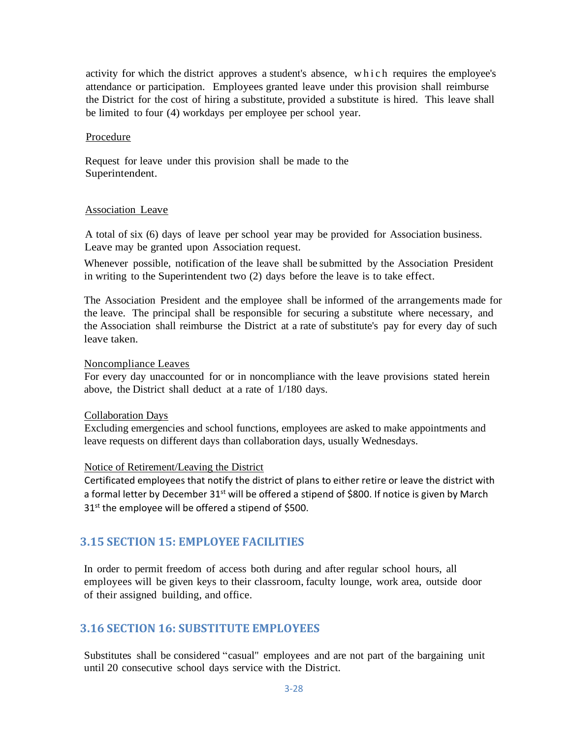activity for which the district approves a student's absence, which requires the employee's attendance or participation. Employees granted leave under this provision shall reimburse the District for the cost of hiring a substitute, provided a substitute is hired. This leave shall be limited to four (4) workdays per employee per school year.

<u>Procedure</u>

Request for leave under this provision shall be made to the Superintendent.

<u>Association Leave</u>

A total of six (6) days of leave per school year may be provided for Association business. Leave may be granted upon Association request.

Whenever possible, notification of the leave shall be submitted by the Association President in writing to the Superintendent two (2) days before the leave is to take effect.

The Association President and the employee shall be informed of the arrangements made for the leave. The principal shall be responsible for securing a substitute where necessary, and the Association shall reimburse the District at a rate of substitute's pay for every day of such leave taken.

<u>Noncompliance Leaves</u>
For every day unaccounted for or in noncompliance with the leave provisions stated herein above, the District shall deduct at a rate of 1/180 days.

<u>Collaboration Days</u>
Excluding emergencies and school functions, employees are asked to make appointments and leave requests on different days than collaboration days, usually Wednesdays.

<u>Notice of Retirement/Leaving the District</u>
Certificated employees that notify the district of plans to either retire or leave the district with a formal letter by December 31st will be offered a stipend of $800. If notice is given by March 31st the employee will be offered a stipend of $500.

## 3.15 SECTION 15: EMPLOYEE FACILITIES

In order to permit freedom of access both during and after regular school hours, all employees will be given keys to their classroom, faculty lounge, work area, outside door of their assigned building, and office.

## 3.16 SECTION 16: SUBSTITUTE EMPLOYEES

Substitutes shall be considered "casual" employees and are not part of the bargaining unit until 20 consecutive school days service with the District.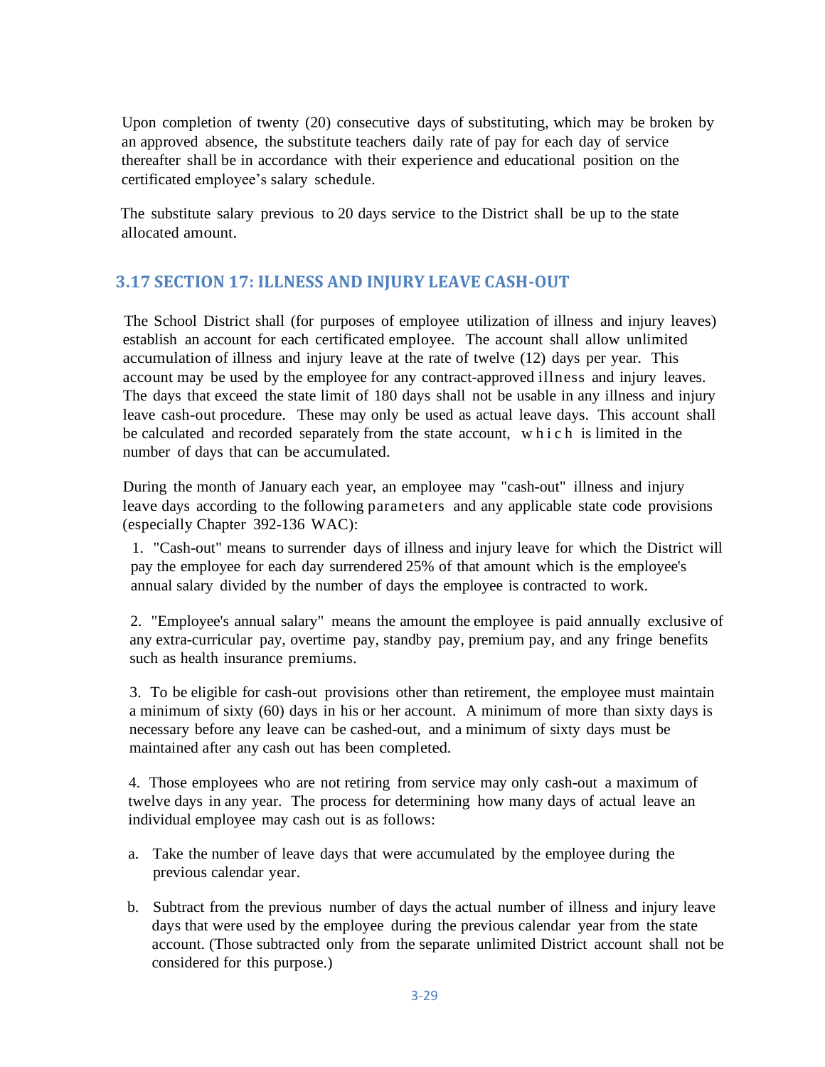Upon completion of twenty (20) consecutive days of substituting, which may be broken by an approved absence, the substitute teachers daily rate of pay for each day of service thereafter shall be in accordance with their experience and educational position on the certificated employee's salary schedule.

The substitute salary previous to 20 days service to the District shall be up to the state allocated amount.

## 3.17 SECTION 17: ILLNESS AND INJURY LEAVE CASH-OUT

The School District shall (for purposes of employee utilization of illness and injury leaves) establish an account for each certificated employee. The account shall allow unlimited accumulation of illness and injury leave at the rate of twelve (12) days per year. This account may be used by the employee for any contract-approved illness and injury leaves. The days that exceed the state limit of 180 days shall not be usable in any illness and injury leave cash-out procedure. These may only be used as actual leave days. This account shall be calculated and recorded separately from the state account, which is limited in the number of days that can be accumulated.

During the month of January each year, an employee may "cash-out" illness and injury leave days according to the following parameters and any applicable state code provisions (especially Chapter 392-136 WAC):

1. "Cash-out" means to surrender days of illness and injury leave for which the District will pay the employee for each day surrendered 25% of that amount which is the employee's annual salary divided by the number of days the employee is contracted to work.

2. "Employee's annual salary" means the amount the employee is paid annually exclusive of any extra-curricular pay, overtime pay, standby pay, premium pay, and any fringe benefits such as health insurance premiums.

3. To be eligible for cash-out provisions other than retirement, the employee must maintain a minimum of sixty (60) days in his or her account. A minimum of more than sixty days is necessary before any leave can be cashed-out, and a minimum of sixty days must be maintained after any cash out has been completed.

4. Those employees who are not retiring from service may only cash-out a maximum of twelve days in any year. The process for determining how many days of actual leave an individual employee may cash out is as follows:

   a. Take the number of leave days that were accumulated by the employee during the previous calendar year.

   b. Subtract from the previous number of days the actual number of illness and injury leave days that were used by the employee during the previous calendar year from the state account. (Those subtracted only from the separate unlimited District account shall not be considered for this purpose.)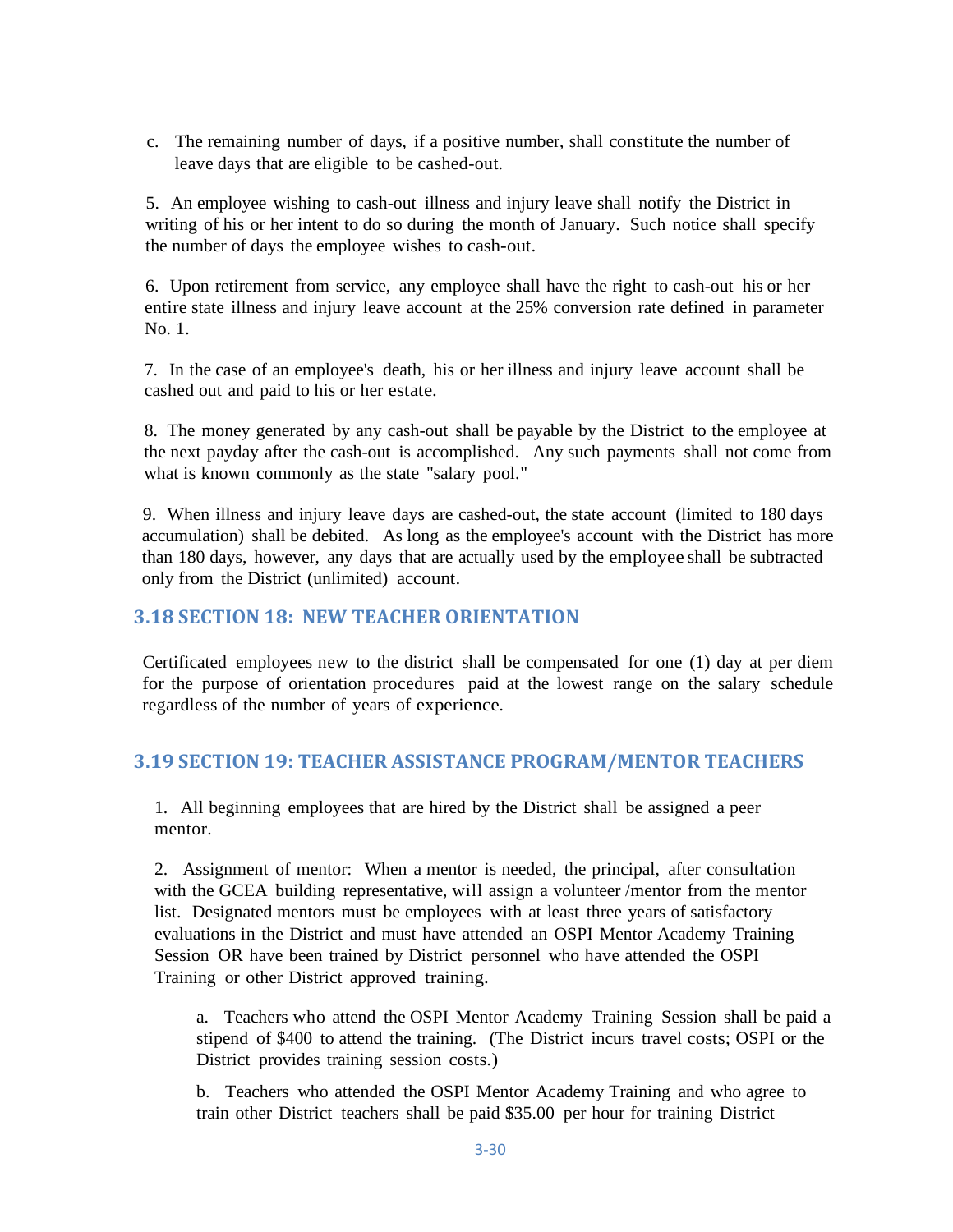c. The remaining number of days, if a positive number, shall constitute the number of leave days that are eligible to be cashed-out.

5. An employee wishing to cash-out illness and injury leave shall notify the District in writing of his or her intent to do so during the month of January. Such notice shall specify the number of days the employee wishes to cash-out.

6. Upon retirement from service, any employee shall have the right to cash-out his or her entire state illness and injury leave account at the 25% conversion rate defined in parameter No. 1.

7. In the case of an employee's death, his or her illness and injury leave account shall be cashed out and paid to his or her estate.

8. The money generated by any cash-out shall be payable by the District to the employee at the next payday after the cash-out is accomplished. Any such payments shall not come from what is known commonly as the state "salary pool."

9. When illness and injury leave days are cashed-out, the state account (limited to 180 days accumulation) shall be debited. As long as the employee's account with the District has more than 180 days, however, any days that are actually used by the employee shall be subtracted only from the District (unlimited) account.

## 3.18 SECTION 18: NEW TEACHER ORIENTATION

Certificated employees new to the district shall be compensated for one (1) day at per diem for the purpose of orientation procedures paid at the lowest range on the salary schedule regardless of the number of years of experience.

## 3.19 SECTION 19: TEACHER ASSISTANCE PROGRAM/MENTOR TEACHERS

1. All beginning employees that are hired by the District shall be assigned a peer mentor.

2. Assignment of mentor: When a mentor is needed, the principal, after consultation with the GCEA building representative, will assign a volunteer /mentor from the mentor list. Designated mentors must be employees with at least three years of satisfactory evaluations in the District and must have attended an OSPI Mentor Academy Training Session OR have been trained by District personnel who have attended the OSPI Training or other District approved training.

   a. Teachers who attend the OSPI Mentor Academy Training Session shall be paid a stipend of $400 to attend the training. (The District incurs travel costs; OSPI or the District provides training session costs.)

   b. Teachers who attended the OSPI Mentor Academy Training and who agree to train other District teachers shall be paid $35.00 per hour for training District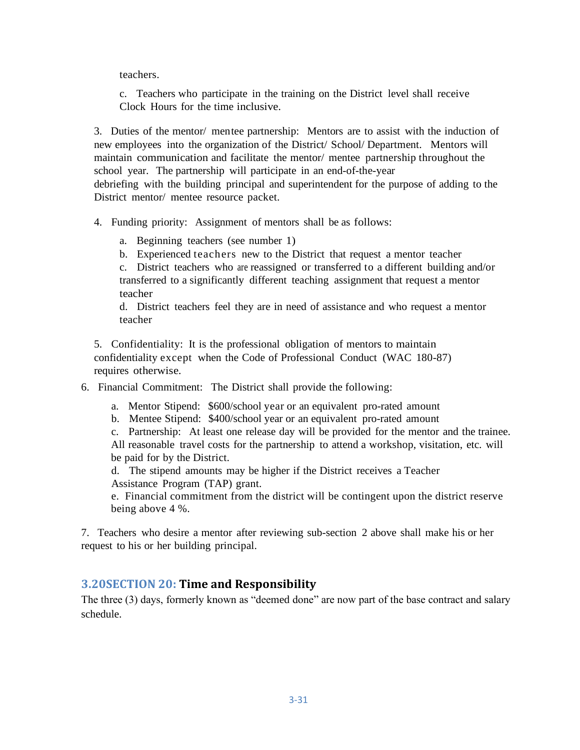teachers.

c. Teachers who participate in the training on the District level shall receive Clock Hours for the time inclusive.

3. Duties of the mentor/ mentee partnership: Mentors are to assist with the induction of new employees into the organization of the District/ School/ Department. Mentors will maintain communication and facilitate the mentor/ mentee partnership throughout the school year. The partnership will participate in an end-of-the-year debriefing with the building principal and superintendent for the purpose of adding to the District mentor/ mentee resource packet.

4. Funding priority: Assignment of mentors shall be as follows:

   a. Beginning teachers (see number 1)
   b. Experienced teachers new to the District that request a mentor teacher
   c. District teachers who are reassigned or transferred to a different building and/or transferred to a significantly different teaching assignment that request a mentor teacher
   d. District teachers feel they are in need of assistance and who request a mentor teacher

5. Confidentiality: It is the professional obligation of mentors to maintain confidentiality except when the Code of Professional Conduct (WAC 180-87) requires otherwise.

6. Financial Commitment: The District shall provide the following:

   a. Mentor Stipend: $600/school year or an equivalent pro-rated amount
   b. Mentee Stipend: $400/school year or an equivalent pro-rated amount
   c. Partnership: At least one release day will be provided for the mentor and the trainee. All reasonable travel costs for the partnership to attend a workshop, visitation, etc. will be paid for by the District.
   d. The stipend amounts may be higher if the District receives a Teacher Assistance Program (TAP) grant.
   e. Financial commitment from the district will be contingent upon the district reserve being above 4 %.

7. Teachers who desire a mentor after reviewing sub-section 2 above shall make his or her request to his or her building principal.

## 3.20SECTION 20: Time and Responsibility

The three (3) days, formerly known as "deemed done" are now part of the base contract and salary schedule.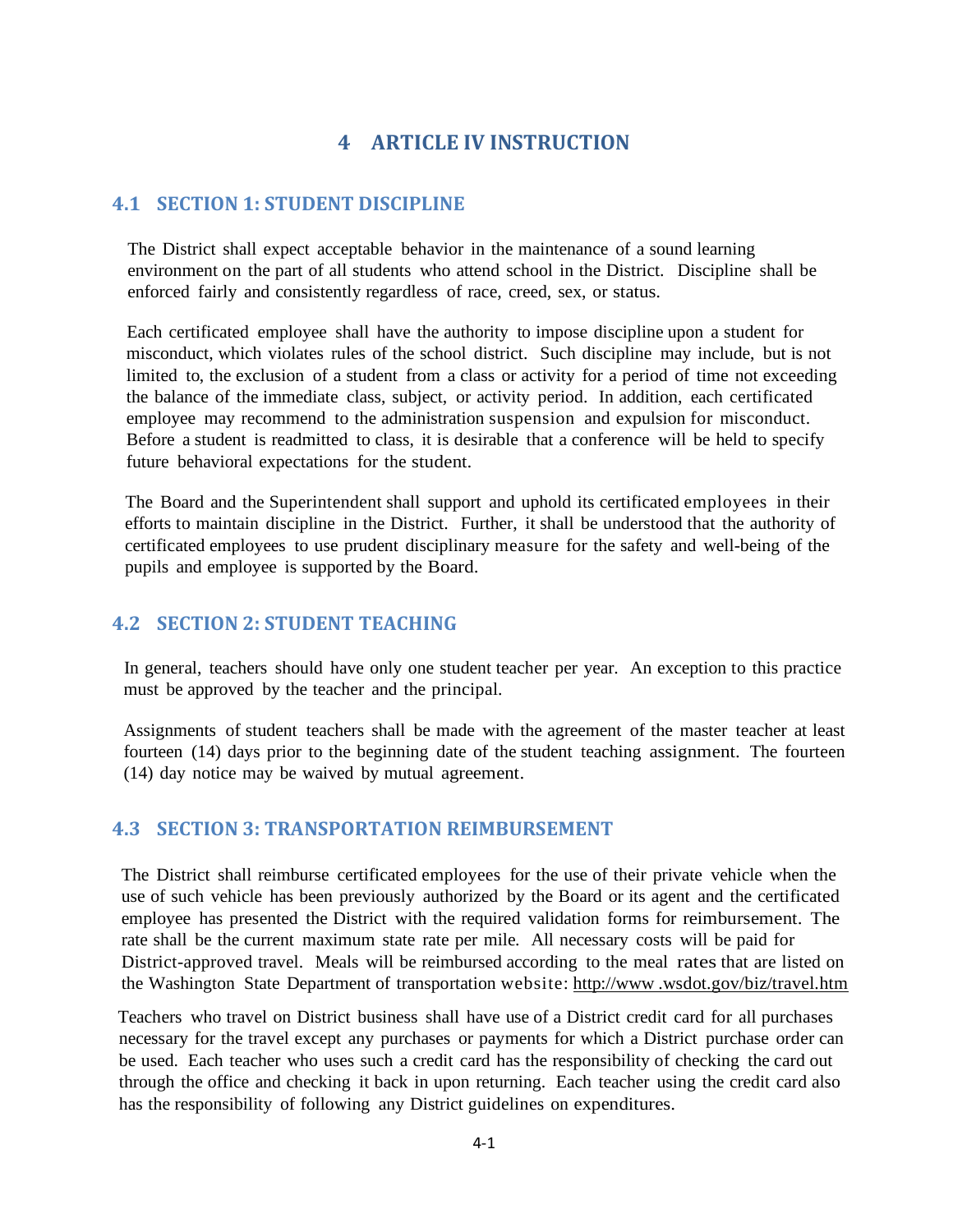# 4 ARTICLE IV INSTRUCTION

## 4.1 SECTION 1: STUDENT DISCIPLINE

The District shall expect acceptable behavior in the maintenance of a sound learning environment on the part of all students who attend school in the District. Discipline shall be enforced fairly and consistently regardless of race, creed, sex, or status.

Each certificated employee shall have the authority to impose discipline upon a student for misconduct, which violates rules of the school district. Such discipline may include, but is not limited to, the exclusion of a student from a class or activity for a period of time not exceeding the balance of the immediate class, subject, or activity period. In addition, each certificated employee may recommend to the administration suspension and expulsion for misconduct. Before a student is readmitted to class, it is desirable that a conference will be held to specify future behavioral expectations for the student.

The Board and the Superintendent shall support and uphold its certificated employees in their efforts to maintain discipline in the District. Further, it shall be understood that the authority of certificated employees to use prudent disciplinary measure for the safety and well-being of the pupils and employee is supported by the Board.

## 4.2 SECTION 2: STUDENT TEACHING

In general, teachers should have only one student teacher per year. An exception to this practice must be approved by the teacher and the principal.

Assignments of student teachers shall be made with the agreement of the master teacher at least fourteen (14) days prior to the beginning date of the student teaching assignment. The fourteen (14) day notice may be waived by mutual agreement.

## 4.3 SECTION 3: TRANSPORTATION REIMBURSEMENT

The District shall reimburse certificated employees for the use of their private vehicle when the use of such vehicle has been previously authorized by the Board or its agent and the certificated employee has presented the District with the required validation forms for reimbursement. The rate shall be the current maximum state rate per mile. All necessary costs will be paid for District-approved travel. Meals will be reimbursed according to the meal rates that are listed on the Washington State Department of transportation website: http://www .wsdot.gov/biz/travel.htm

Teachers who travel on District business shall have use of a District credit card for all purchases necessary for the travel except any purchases or payments for which a District purchase order can be used. Each teacher who uses such a credit card has the responsibility of checking the card out through the office and checking it back in upon returning. Each teacher using the credit card also has the responsibility of following any District guidelines on expenditures.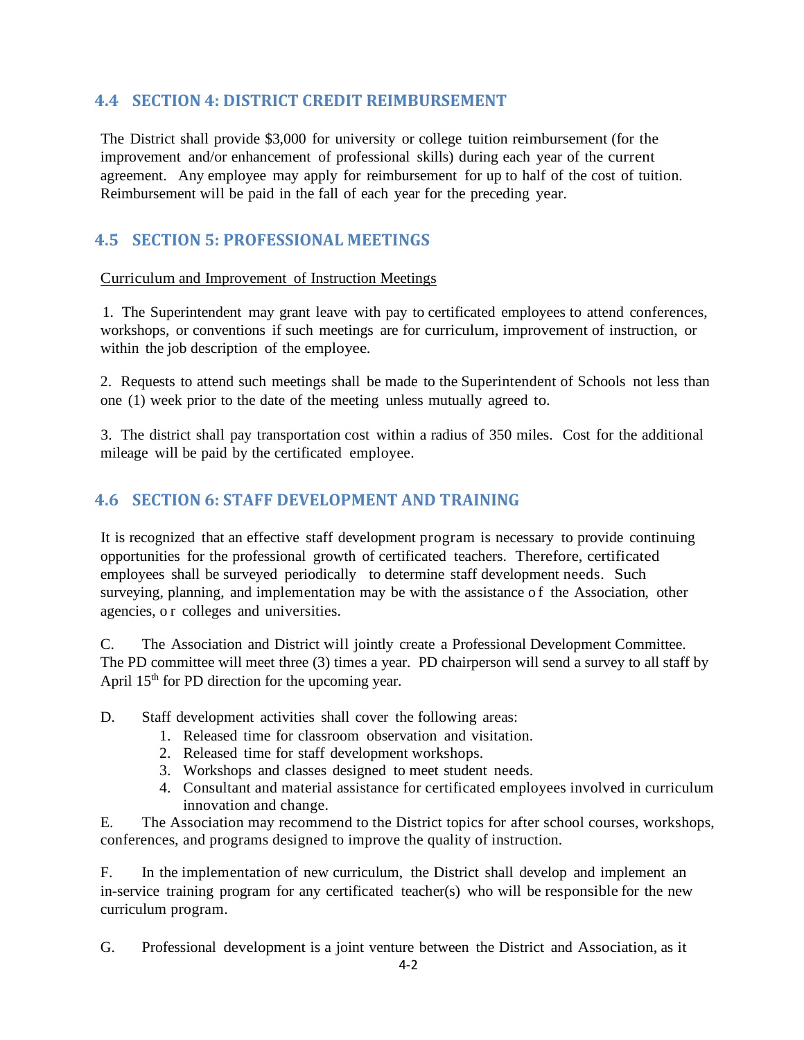## 4.4 SECTION 4: DISTRICT CREDIT REIMBURSEMENT

The District shall provide $3,000 for university or college tuition reimbursement (for the improvement and/or enhancement of professional skills) during each year of the current agreement. Any employee may apply for reimbursement for up to half of the cost of tuition. Reimbursement will be paid in the fall of each year for the preceding year.

## 4.5 SECTION 5: PROFESSIONAL MEETINGS

Curriculum and Improvement of Instruction Meetings

1. The Superintendent may grant leave with pay to certificated employees to attend conferences, workshops, or conventions if such meetings are for curriculum, improvement of instruction, or within the job description of the employee.

2. Requests to attend such meetings shall be made to the Superintendent of Schools not less than one (1) week prior to the date of the meeting unless mutually agreed to.

3. The district shall pay transportation cost within a radius of 350 miles. Cost for the additional mileage will be paid by the certificated employee.

## 4.6 SECTION 6: STAFF DEVELOPMENT AND TRAINING

It is recognized that an effective staff development program is necessary to provide continuing opportunities for the professional growth of certificated teachers. Therefore, certificated employees shall be surveyed periodically to determine staff development needs. Such surveying, planning, and implementation may be with the assistance of the Association, other agencies, or colleges and universities.

C. The Association and District will jointly create a Professional Development Committee. The PD committee will meet three (3) times a year. PD chairperson will send a survey to all staff by April 15th for PD direction for the upcoming year.

D. Staff development activities shall cover the following areas:
1. Released time for classroom observation and visitation.
2. Released time for staff development workshops.
3. Workshops and classes designed to meet student needs.
4. Consultant and material assistance for certificated employees involved in curriculum innovation and change.

E. The Association may recommend to the District topics for after school courses, workshops, conferences, and programs designed to improve the quality of instruction.

F. In the implementation of new curriculum, the District shall develop and implement an in-service training program for any certificated teacher(s) who will be responsible for the new curriculum program.

G. Professional development is a joint venture between the District and Association, as it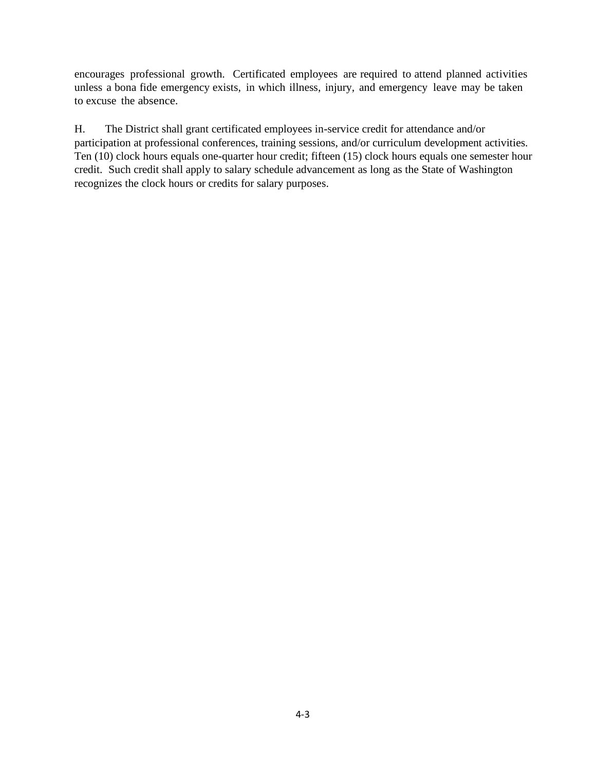encourages professional growth. Certificated employees are required to attend planned activities unless a bona fide emergency exists, in which illness, injury, and emergency leave may be taken to excuse the absence.

H. The District shall grant certificated employees in-service credit for attendance and/or participation at professional conferences, training sessions, and/or curriculum development activities. Ten (10) clock hours equals one-quarter hour credit; fifteen (15) clock hours equals one semester hour credit. Such credit shall apply to salary schedule advancement as long as the State of Washington recognizes the clock hours or credits for salary purposes.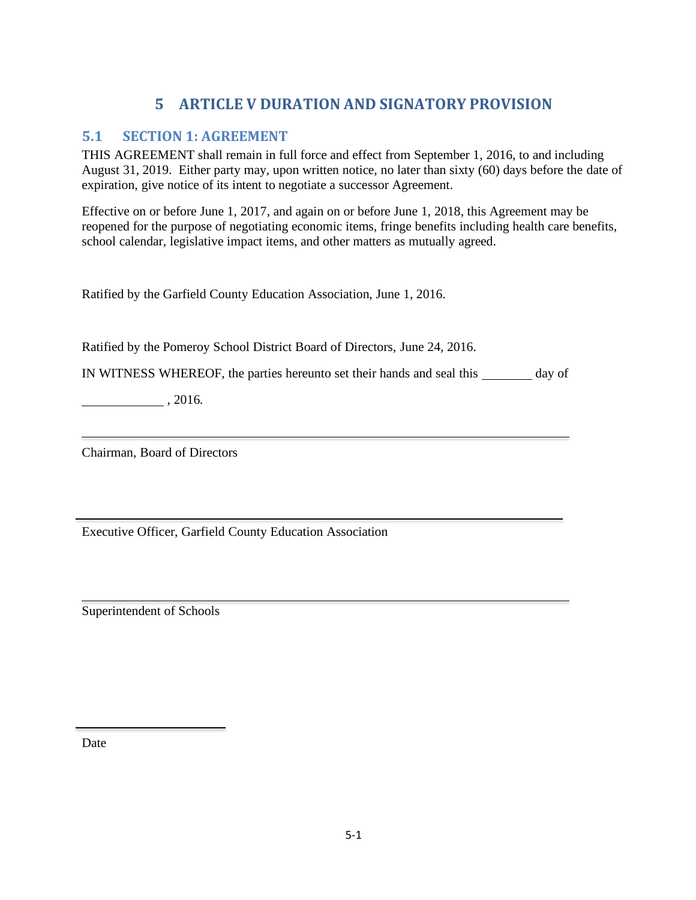# 5 ARTICLE V DURATION AND SIGNATORY PROVISION

## 5.1 SECTION 1: AGREEMENT

THIS AGREEMENT shall remain in full force and effect from September 1, 2016, to and including August 31, 2019. Either party may, upon written notice, no later than sixty (60) days before the date of expiration, give notice of its intent to negotiate a successor Agreement.

Effective on or before June 1, 2017, and again on or before June 1, 2018, this Agreement may be reopened for the purpose of negotiating economic items, fringe benefits including health care benefits, school calendar, legislative impact items, and other matters as mutually agreed.

Ratified by the Garfield County Education Association, June 1, 2016.

Ratified by the Pomeroy School District Board of Directors, June 24, 2016.

IN WITNESS WHEREOF, the parties hereunto set their hands and seal this ________ day of

____________ , 2016.

______________________________________________

Chairman, Board of Directors

______________________________________________

Executive Officer, Garfield County Education Association

______________________________________________

Superintendent of Schools

______________

Date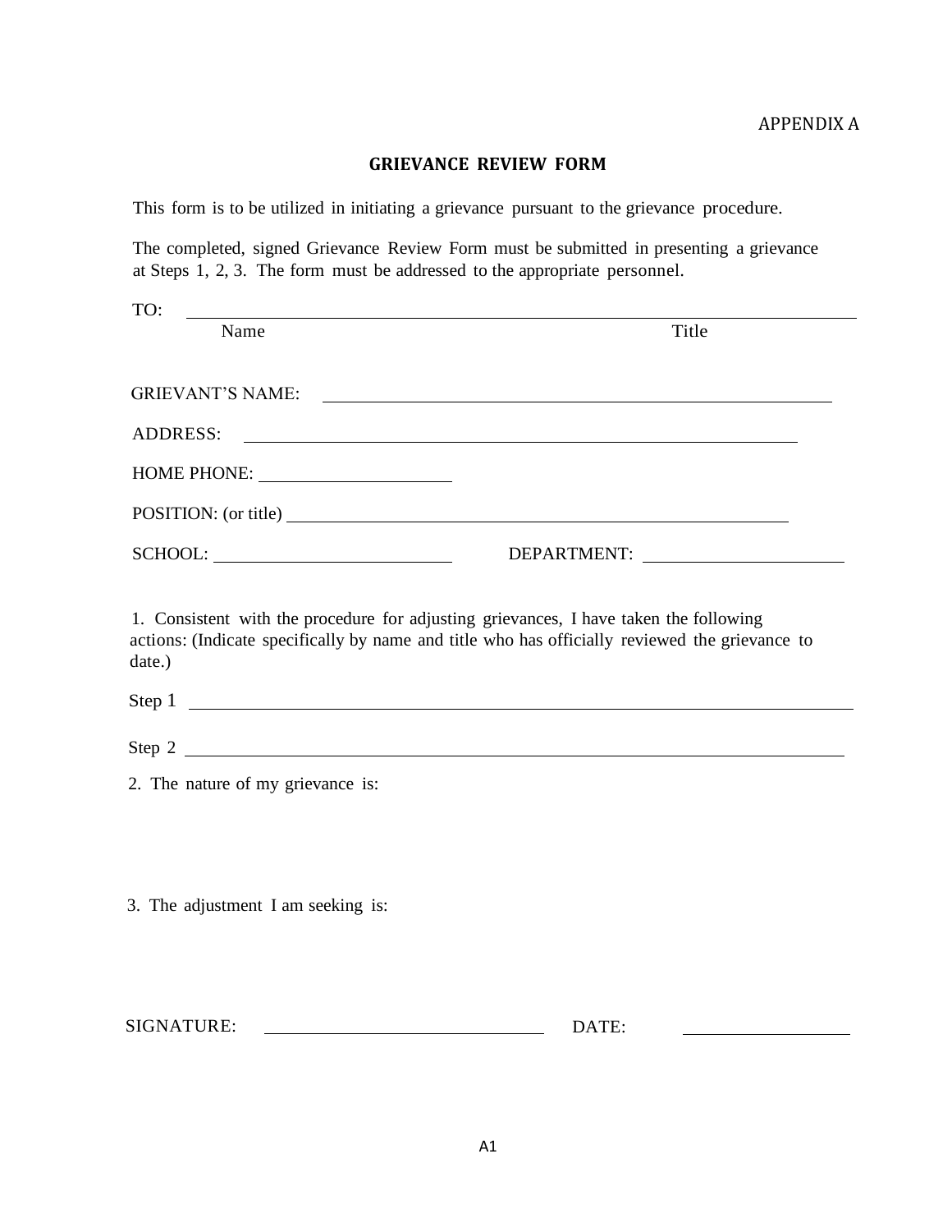APPENDIX A

## GRIEVANCE REVIEW FORM

This form is to be utilized in initiating a grievance pursuant to the grievance procedure.

The completed, signed Grievance Review Form must be submitted in presenting a grievance at Steps 1, 2, 3. The form must be addressed to the appropriate personnel.

TO: ______________________________________________________________
Name                                                                                    Title

GRIEVANT'S NAME: ______________________________________________

ADDRESS: ______________________________________________________

HOME PHONE: ____________________

POSITION: (or title) ______________________________________________

SCHOOL: ________________________     DEPARTMENT: ____________________

1. Consistent with the procedure for adjusting grievances, I have taken the following actions: (Indicate specifically by name and title who has officially reviewed the grievance to date.)

Step 1 ______________________________________________________________

Step 2 ______________________________________________________________

2. The nature of my grievance is:

3. The adjustment I am seeking is:

SIGNATURE: ____________________________     DATE: __________________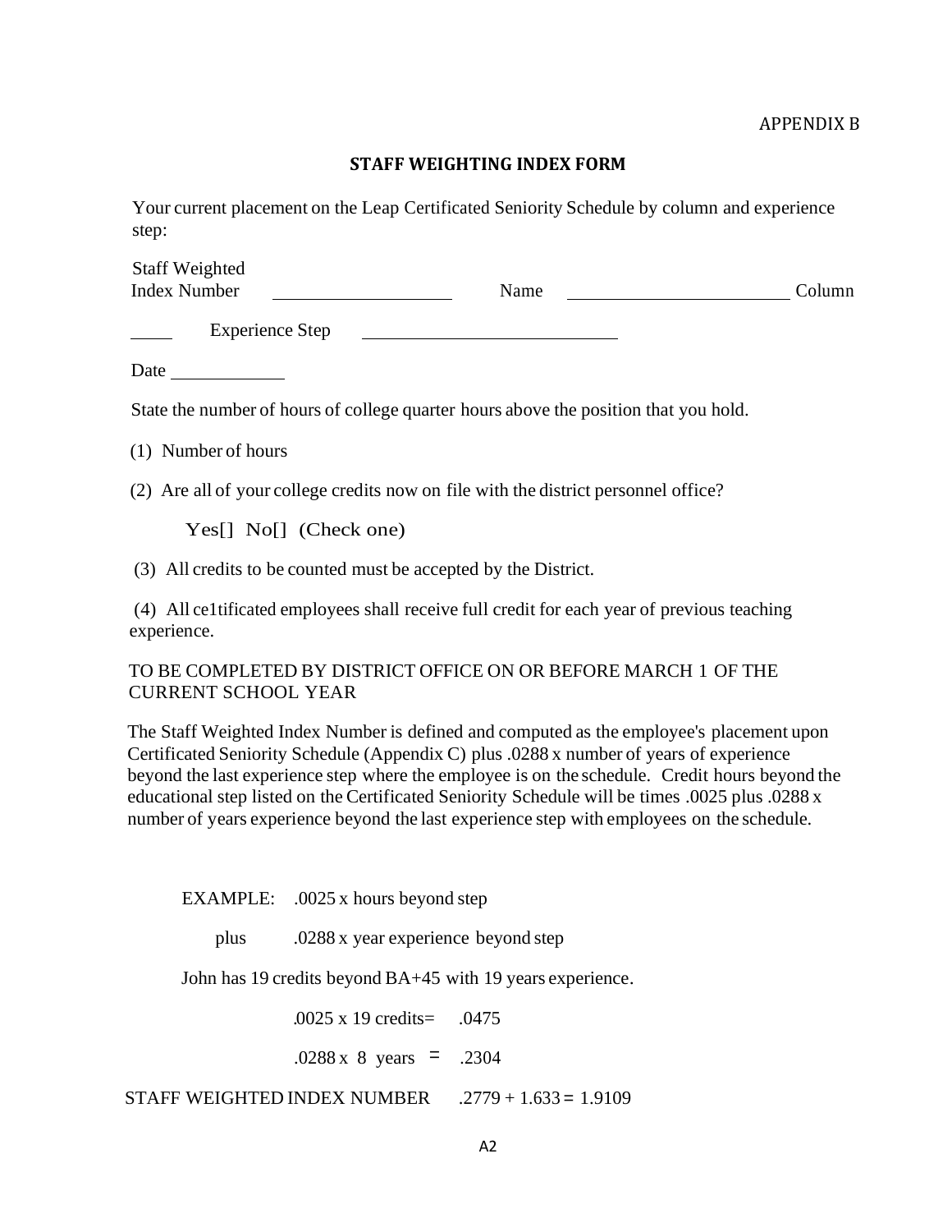APPENDIX B

## STAFF WEIGHTING INDEX FORM

Your current placement on the Leap Certificated Seniority Schedule by column and experience step:

Staff Weighted Index Number ____________ Name ________________ Column ____ Experience Step ________________

Date ________

State the number of hours of college quarter hours above the position that you hold.

(1) Number of hours

(2) Are all of your college credits now on file with the district personnel office?

Yes[] No[] (Check one)

(3) All credits to be counted must be accepted by the District.

(4) All ce1tificated employees shall receive full credit for each year of previous teaching experience.

TO BE COMPLETED BY DISTRICT OFFICE ON OR BEFORE MARCH 1 OF THE CURRENT SCHOOL YEAR

The Staff Weighted Index Number is defined and computed as the employee's placement upon Certificated Seniority Schedule (Appendix C) plus .0288 x number of years of experience beyond the last experience step where the employee is on the schedule. Credit hours beyond the educational step listed on the Certificated Seniority Schedule will be times .0025 plus .0288 x number of years experience beyond the last experience step with employees on the schedule.

EXAMPLE: .0025 x hours beyond step

plus .0288 x year experience beyond step

John has 19 credits beyond BA+45 with 19 years experience.

.0025 x 19 credits= .0475

.0288 x 8 years = .2304

STAFF WEIGHTED INDEX NUMBER .2779 + 1.633 = 1.9109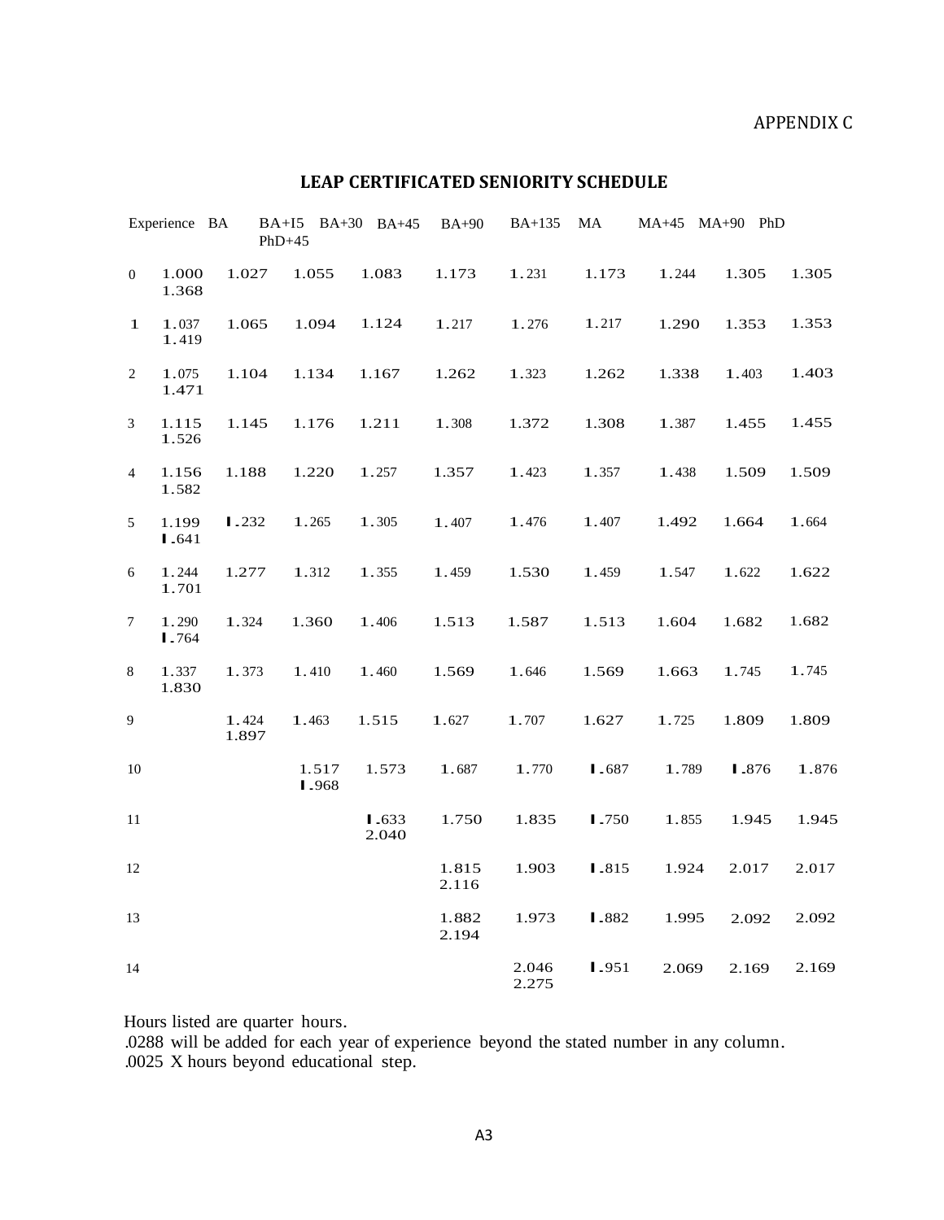APPENDIX C

## LEAP CERTIFICATED SENIORITY SCHEDULE

| Experience | BA | BA+15 | BA+30 | BA+45 | BA+90 | BA+135 | MA | MA+45 | MA+90 | PhD | PhD+45 |
|---|---|---|---|---|---|---|---|---|---|---|---|
| 0 | 1.000 | 1.027 | 1.055 | 1.083 | 1.173 | 1.231 | 1.173 | 1.244 | 1.305 | 1.305 | 1.368 |
| 1 | 1.037 | 1.065 | 1.094 | 1.124 | 1.217 | 1.276 | 1.217 | 1.290 | 1.353 | 1.353 | 1.419 |
| 2 | 1.075 | 1.104 | 1.134 | 1.167 | 1.262 | 1.323 | 1.262 | 1.338 | 1.403 | 1.403 | 1.471 |
| 3 | 1.115 | 1.145 | 1.176 | 1.211 | 1.308 | 1.372 | 1.308 | 1.387 | 1.455 | 1.455 | 1.526 |
| 4 | 1.156 | 1.188 | 1.220 | 1.257 | 1.357 | 1.423 | 1.357 | 1.438 | 1.509 | 1.509 | 1.582 |
| 5 | 1.199 | 1.232 | 1.265 | 1.305 | 1.407 | 1.476 | 1.407 | 1.492 | 1.664 | 1.664 | 1.641 |
| 6 | 1.244 | 1.277 | 1.312 | 1.355 | 1.459 | 1.530 | 1.459 | 1.547 | 1.622 | 1.622 | 1.701 |
| 7 | 1.290 | 1.324 | 1.360 | 1.406 | 1.513 | 1.587 | 1.513 | 1.604 | 1.682 | 1.682 | 1.764 |
| 8 | 1.337 | 1.373 | 1.410 | 1.460 | 1.569 | 1.646 | 1.569 | 1.663 | 1.745 | 1.745 | 1.830 |
| 9 | | 1.424 | 1.463 | 1.515 | 1.627 | 1.707 | 1.627 | 1.725 | 1.809 | 1.809 | 1.897 |
| 10 | | | 1.517 | 1.573 | 1.687 | 1.770 | 1.687 | 1.789 | 1.876 | 1.876 | 1.968 |
| 11 | | | | 1.633 | 1.750 | 1.835 | 1.750 | 1.855 | 1.945 | 1.945 | 2.040 |
| 12 | | | | | 1.815 | 1.903 | 1.815 | 1.924 | 2.017 | 2.017 | 2.116 |
| 13 | | | | | 1.882 | 1.973 | 1.882 | 1.995 | 2.092 | 2.092 | 2.194 |
| 14 | | | | | | 2.046 | 1.951 | 2.069 | 2.169 | 2.169 | 2.275 |

Hours listed are quarter hours.
.0288 will be added for each year of experience beyond the stated number in any column.
.0025 X hours beyond educational step.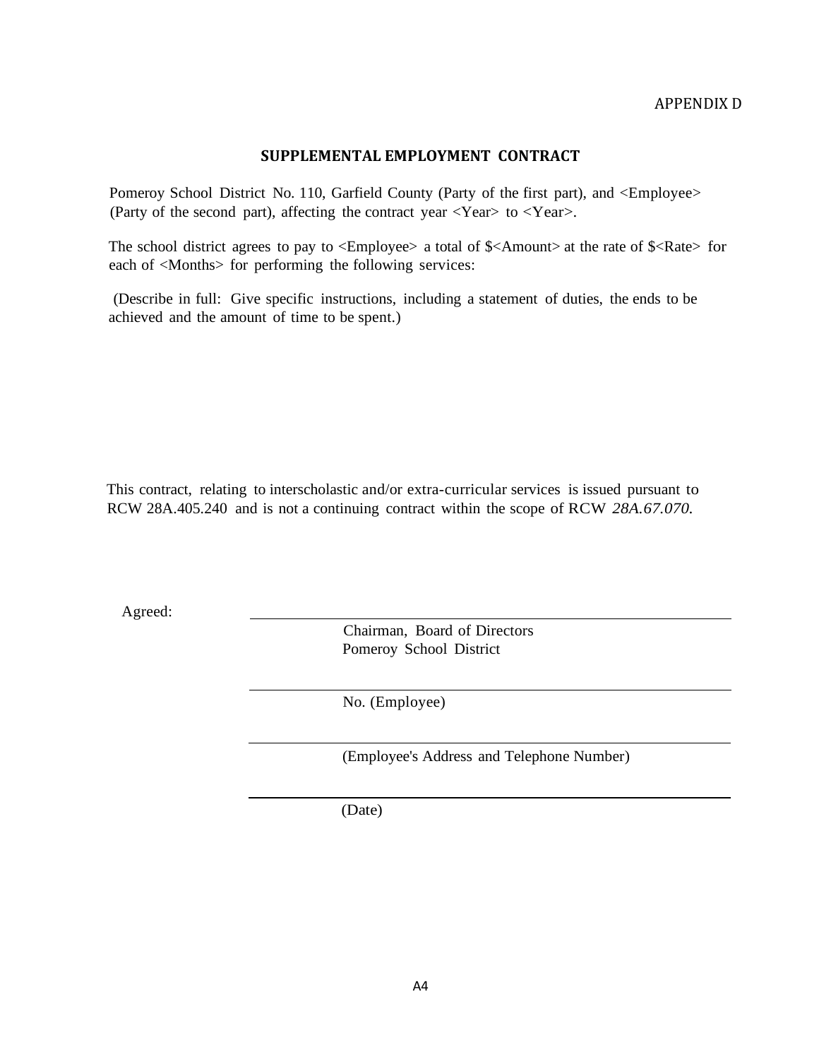APPENDIX D

## SUPPLEMENTAL EMPLOYMENT CONTRACT

Pomeroy School District No. 110, Garfield County (Party of the first part), and <Employee> (Party of the second part), affecting the contract year <Year> to <Year>.

The school district agrees to pay to <Employee> a total of $<Amount> at the rate of $<Rate> for each of <Months> for performing the following services:

(Describe in full: Give specific instructions, including a statement of duties, the ends to be achieved and the amount of time to be spent.)

This contract, relating to interscholastic and/or extra-curricular services is issued pursuant to RCW 28A.405.240 and is not a continuing contract within the scope of RCW *28A.67.070.*

Agreed:

\_\_\_\_\_\_\_\_\_\_\_\_\_\_\_\_\_\_\_\_\_\_\_\_\_\_\_\_\_\_\_\_\_\_\_\_\_\_\_\_
Chairman, Board of Directors
Pomeroy School District

\_\_\_\_\_\_\_\_\_\_\_\_\_\_\_\_\_\_\_\_\_\_\_\_\_\_\_\_\_\_\_\_\_\_\_\_\_\_\_\_
No. (Employee)

\_\_\_\_\_\_\_\_\_\_\_\_\_\_\_\_\_\_\_\_\_\_\_\_\_\_\_\_\_\_\_\_\_\_\_\_\_\_\_\_
(Employee's Address and Telephone Number)

\_\_\_\_\_\_\_\_\_\_\_\_\_\_\_\_\_\_\_\_\_\_\_\_\_\_\_\_\_\_\_\_\_\_\_\_\_\_\_\_
(Date)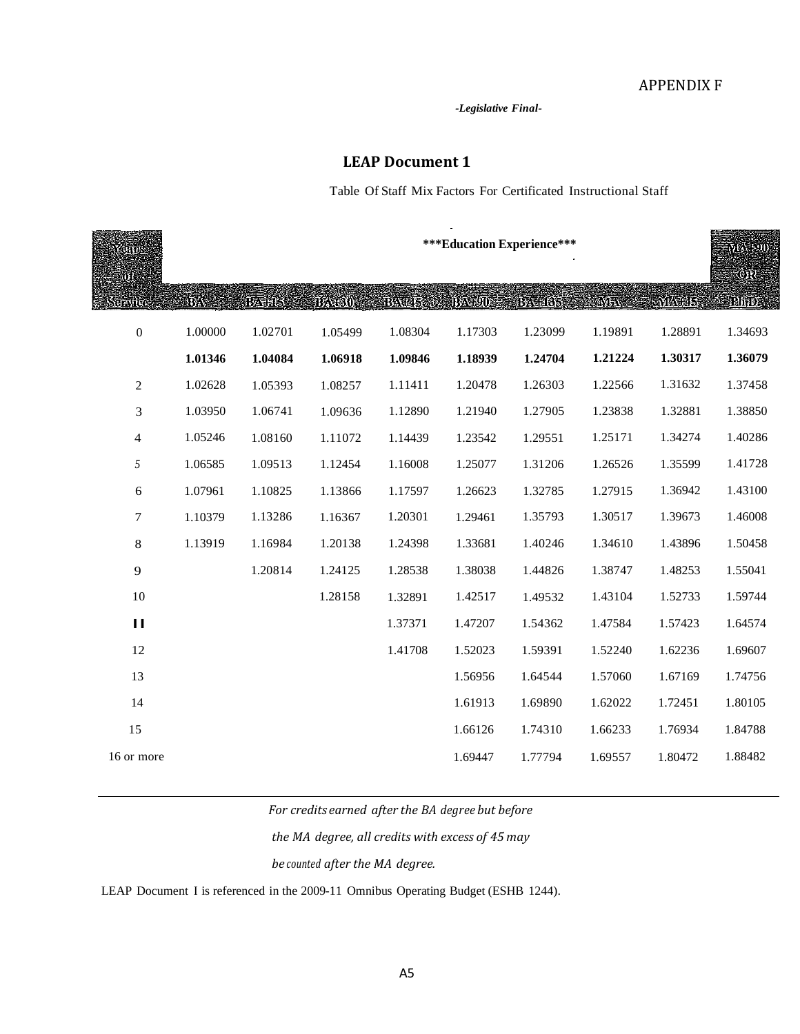APPENDIX F

*-Legislative Final-*

## LEAP Document 1

Table Of Staff Mix Factors For Certificated Instructional Staff

| Years of Service | ***Education Experience*** | | | | | | | | MA+90 OR |
|---|---|---|---|---|---|---|---|---|---|
| | BA | BA+15 | BA+30 | BA+45 | BA+90 | BA+135 | MA | MA+45 | PhD |
| 0 | 1.00000 | 1.02701 | 1.05499 | 1.08304 | 1.17303 | 1.23099 | 1.19891 | 1.28891 | 1.34693 |
| | **1.01346** | **1.04084** | **1.06918** | **1.09846** | **1.18939** | **1.24704** | **1.21224** | **1.30317** | **1.36079** |
| 2 | 1.02628 | 1.05393 | 1.08257 | 1.11411 | 1.20478 | 1.26303 | 1.22566 | 1.31632 | 1.37458 |
| 3 | 1.03950 | 1.06741 | 1.09636 | 1.12890 | 1.21940 | 1.27905 | 1.23838 | 1.32881 | 1.38850 |
| 4 | 1.05246 | 1.08160 | 1.11072 | 1.14439 | 1.23542 | 1.29551 | 1.25171 | 1.34274 | 1.40286 |
| 5 | 1.06585 | 1.09513 | 1.12454 | 1.16008 | 1.25077 | 1.31206 | 1.26526 | 1.35599 | 1.41728 |
| 6 | 1.07961 | 1.10825 | 1.13866 | 1.17597 | 1.26623 | 1.32785 | 1.27915 | 1.36942 | 1.43100 |
| 7 | 1.10379 | 1.13286 | 1.16367 | 1.20301 | 1.29461 | 1.35793 | 1.30517 | 1.39673 | 1.46008 |
| 8 | 1.13919 | 1.16984 | 1.20138 | 1.24398 | 1.33681 | 1.40246 | 1.34610 | 1.43896 | 1.50458 |
| 9 | | 1.20814 | 1.24125 | 1.28538 | 1.38038 | 1.44826 | 1.38747 | 1.48253 | 1.55041 |
| 10 | | | 1.28158 | 1.32891 | 1.42517 | 1.49532 | 1.43104 | 1.52733 | 1.59744 |
| 11 | | | | 1.37371 | 1.47207 | 1.54362 | 1.47584 | 1.57423 | 1.64574 |
| 12 | | | | 1.41708 | 1.52023 | 1.59391 | 1.52240 | 1.62236 | 1.69607 |
| 13 | | | | | 1.56956 | 1.64544 | 1.57060 | 1.67169 | 1.74756 |
| 14 | | | | | 1.61913 | 1.69890 | 1.62022 | 1.72451 | 1.80105 |
| 15 | | | | | 1.66126 | 1.74310 | 1.66233 | 1.76934 | 1.84788 |
| 16 or more | | | | | 1.69447 | 1.77794 | 1.69557 | 1.80472 | 1.88482 |

*For credits earned after the BA degree but before the MA degree, all credits with excess of 45 may be counted after the MA degree.*

LEAP Document I is referenced in the 2009-11 Omnibus Operating Budget (ESHB 1244).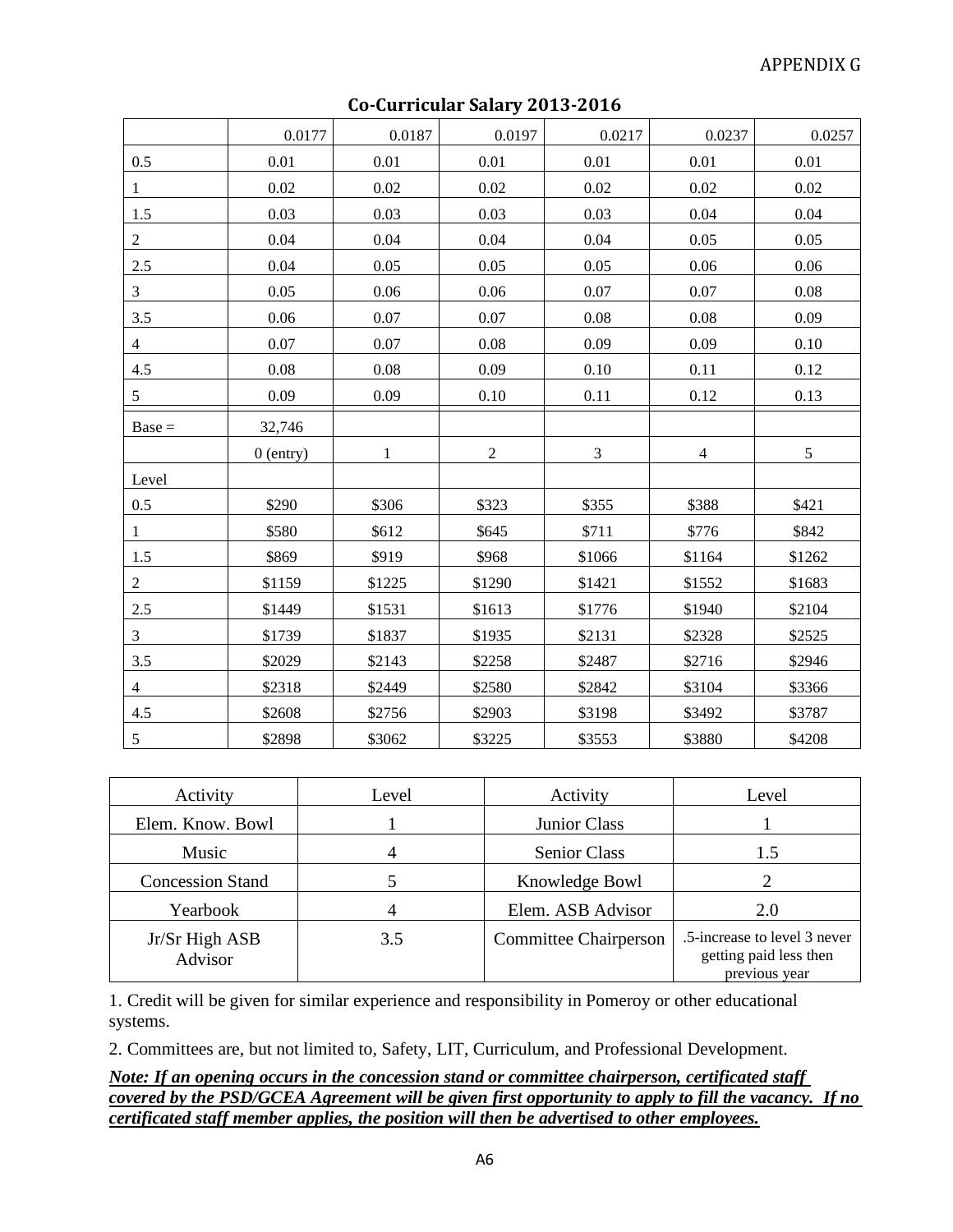APPENDIX G

## Co-Curricular Salary 2013-2016

| | 0.0177 | 0.0187 | 0.0197 | 0.0217 | 0.0237 | 0.0257 |
|---|---|---|---|---|---|---|
| 0.5 | 0.01 | 0.01 | 0.01 | 0.01 | 0.01 | 0.01 |
| 1 | 0.02 | 0.02 | 0.02 | 0.02 | 0.02 | 0.02 |
| 1.5 | 0.03 | 0.03 | 0.03 | 0.03 | 0.04 | 0.04 |
| 2 | 0.04 | 0.04 | 0.04 | 0.04 | 0.05 | 0.05 |
| 2.5 | 0.04 | 0.05 | 0.05 | 0.05 | 0.06 | 0.06 |
| 3 | 0.05 | 0.06 | 0.06 | 0.07 | 0.07 | 0.08 |
| 3.5 | 0.06 | 0.07 | 0.07 | 0.08 | 0.08 | 0.09 |
| 4 | 0.07 | 0.07 | 0.08 | 0.09 | 0.09 | 0.10 |
| 4.5 | 0.08 | 0.08 | 0.09 | 0.10 | 0.11 | 0.12 |
| 5 | 0.09 | 0.09 | 0.10 | 0.11 | 0.12 | 0.13 |
| Base = | 32,746 | | | | | |
| | 0 (entry) | 1 | 2 | 3 | 4 | 5 |
| Level | | | | | | |
| 0.5 | $290 | $306 | $323 | $355 | $388 | $421 |
| 1 | $580 | $612 | $645 | $711 | $776 | $842 |
| 1.5 | $869 | $919 | $968 | $1066 | $1164 | $1262 |
| 2 | $1159 | $1225 | $1290 | $1421 | $1552 | $1683 |
| 2.5 | $1449 | $1531 | $1613 | $1776 | $1940 | $2104 |
| 3 | $1739 | $1837 | $1935 | $2131 | $2328 | $2525 |
| 3.5 | $2029 | $2143 | $2258 | $2487 | $2716 | $2946 |
| 4 | $2318 | $2449 | $2580 | $2842 | $3104 | $3366 |
| 4.5 | $2608 | $2756 | $2903 | $3198 | $3492 | $3787 |
| 5 | $2898 | $3062 | $3225 | $3553 | $3880 | $4208 |

| Activity | Level | Activity | Level |
|---|---|---|---|
| Elem. Know. Bowl | 1 | Junior Class | 1 |
| Music | 4 | Senior Class | 1.5 |
| Concession Stand | 5 | Knowledge Bowl | 2 |
| Yearbook | 4 | Elem. ASB Advisor | 2.0 |
| Jr/Sr High ASB Advisor | 3.5 | Committee Chairperson | .5-increase to level 3 never getting paid less then previous year |

1. Credit will be given for similar experience and responsibility in Pomeroy or other educational systems.

2. Committees are, but not limited to, Safety, LIT, Curriculum, and Professional Development.

***Note: If an opening occurs in the concession stand or committee chairperson, certificated staff covered by the PSD/GCEA Agreement will be given first opportunity to apply to fill the vacancy. If no certificated staff member applies, the position will then be advertised to other employees.***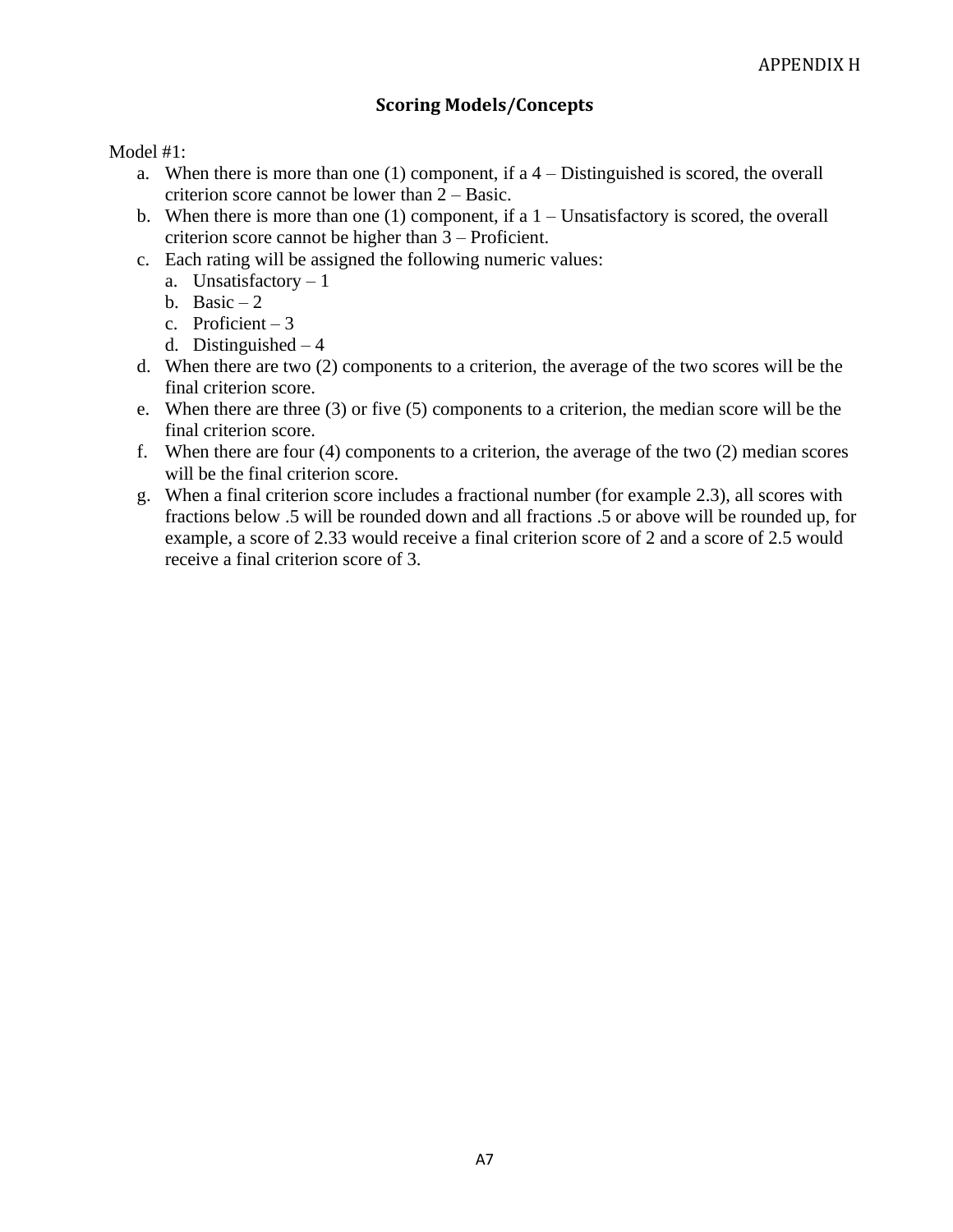APPENDIX H

## Scoring Models/Concepts

Model #1:

a. When there is more than one (1) component, if a 4 – Distinguished is scored, the overall criterion score cannot be lower than 2 – Basic.
b. When there is more than one (1) component, if a 1 – Unsatisfactory is scored, the overall criterion score cannot be higher than 3 – Proficient.
c. Each rating will be assigned the following numeric values:
   a. Unsatisfactory – 1
   b. Basic – 2
   c. Proficient – 3
   d. Distinguished – 4
d. When there are two (2) components to a criterion, the average of the two scores will be the final criterion score.
e. When there are three (3) or five (5) components to a criterion, the median score will be the final criterion score.
f. When there are four (4) components to a criterion, the average of the two (2) median scores will be the final criterion score.
g. When a final criterion score includes a fractional number (for example 2.3), all scores with fractions below .5 will be rounded down and all fractions .5 or above will be rounded up, for example, a score of 2.33 would receive a final criterion score of 2 and a score of 2.5 would receive a final criterion score of 3.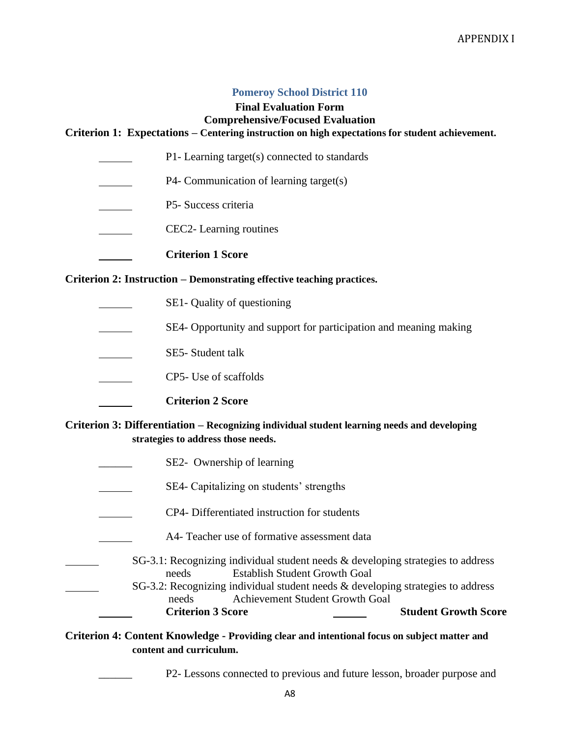**Pomeroy School District 110**

**Final Evaluation Form**

**Comprehensive/Focused Evaluation**

**Criterion 1: Expectations – Centering instruction on high expectations for student achievement.**

\_\_\_\_\_\_ P1- Learning target(s) connected to standards

\_\_\_\_\_\_ P4- Communication of learning target(s)

\_\_\_\_\_\_ P5- Success criteria

\_\_\_\_\_\_ CEC2- Learning routines

\_\_\_\_\_\_ **Criterion 1 Score**

**Criterion 2: Instruction – Demonstrating effective teaching practices.**

\_\_\_\_\_\_ SE1- Quality of questioning

\_\_\_\_\_\_ SE4- Opportunity and support for participation and meaning making

\_\_\_\_\_\_ SE5- Student talk

\_\_\_\_\_\_ CP5- Use of scaffolds

\_\_\_\_\_\_ **Criterion 2 Score**

**Criterion 3: Differentiation – Recognizing individual student learning needs and developing strategies to address those needs.**

\_\_\_\_\_\_ SE2- Ownership of learning

\_\_\_\_\_\_ SE4- Capitalizing on students' strengths

\_\_\_\_\_\_ CP4- Differentiated instruction for students

\_\_\_\_\_\_ A4- Teacher use of formative assessment data

\_\_\_\_\_\_ SG-3.1: Recognizing individual student needs & developing strategies to address needs Establish Student Growth Goal

\_\_\_\_\_\_ SG-3.2: Recognizing individual student needs & developing strategies to address needs Achievement Student Growth Goal

\_\_\_\_\_\_ **Criterion 3 Score** \_\_\_\_\_\_ **Student Growth Score**

**Criterion 4: Content Knowledge - Providing clear and intentional focus on subject matter and content and curriculum.**

\_\_\_\_\_\_ P2- Lessons connected to previous and future lesson, broader purpose and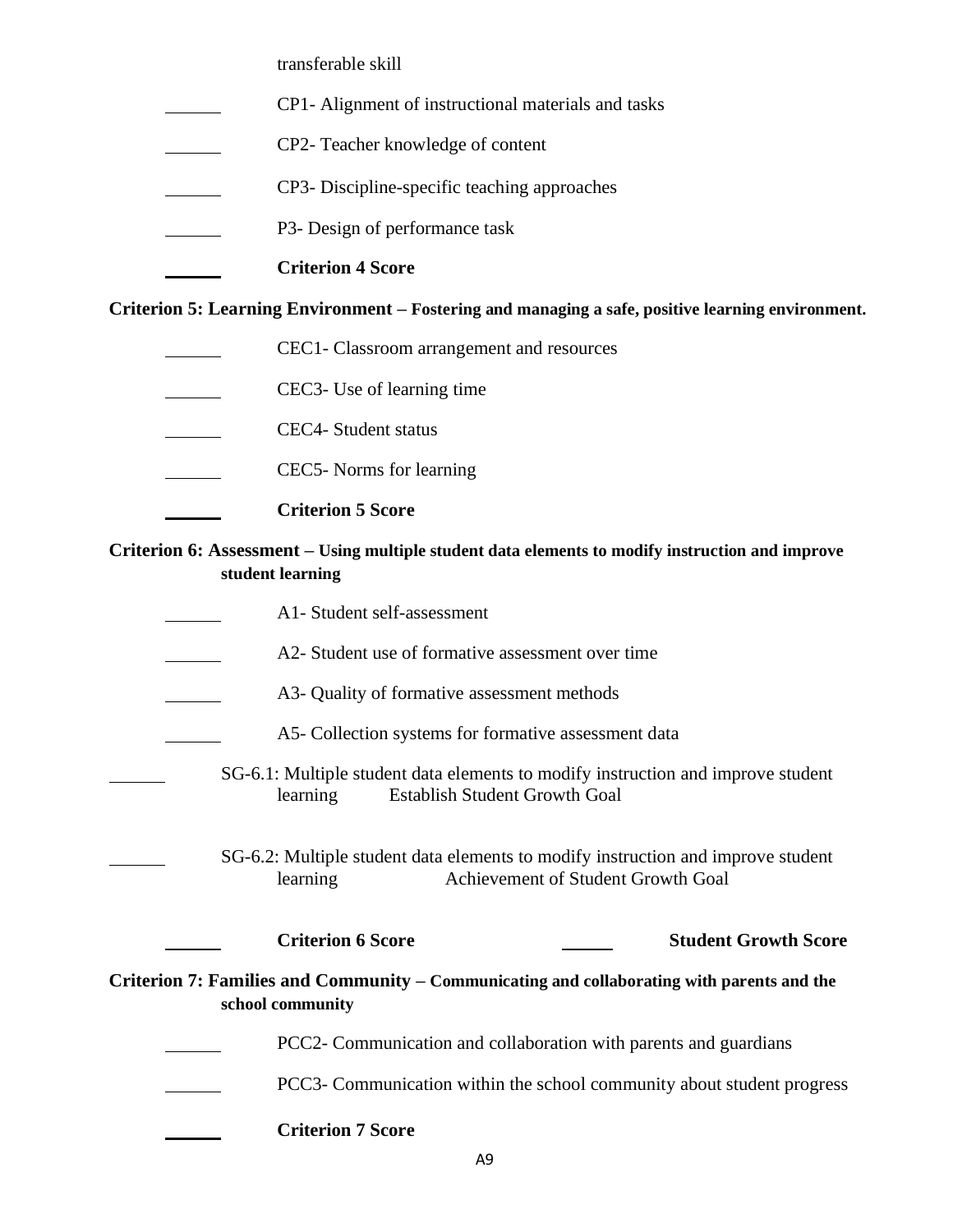transferable skill

\_\_\_\_\_\_ CP1- Alignment of instructional materials and tasks

\_\_\_\_\_\_ CP2- Teacher knowledge of content

\_\_\_\_\_\_ CP3- Discipline-specific teaching approaches

\_\_\_\_\_\_ P3- Design of performance task

\_\_\_\_\_\_ **Criterion 4 Score**

**Criterion 5: Learning Environment – Fostering and managing a safe, positive learning environment.**

\_\_\_\_\_\_ CEC1- Classroom arrangement and resources

\_\_\_\_\_\_ CEC3- Use of learning time

\_\_\_\_\_\_ CEC4- Student status

\_\_\_\_\_\_ CEC5- Norms for learning

\_\_\_\_\_\_ **Criterion 5 Score**

**Criterion 6: Assessment – Using multiple student data elements to modify instruction and improve student learning**

\_\_\_\_\_\_ A1- Student self-assessment

\_\_\_\_\_\_ A2- Student use of formative assessment over time

\_\_\_\_\_\_ A3- Quality of formative assessment methods

\_\_\_\_\_\_ A5- Collection systems for formative assessment data

\_\_\_\_\_\_ SG-6.1: Multiple student data elements to modify instruction and improve student learning Establish Student Growth Goal

\_\_\_\_\_\_ SG-6.2: Multiple student data elements to modify instruction and improve student learning Achievement of Student Growth Goal

\_\_\_\_\_\_ **Criterion 6 Score** \_\_\_\_\_\_ **Student Growth Score**

**Criterion 7: Families and Community – Communicating and collaborating with parents and the school community**

\_\_\_\_\_\_ PCC2- Communication and collaboration with parents and guardians

\_\_\_\_\_\_ PCC3- Communication within the school community about student progress

\_\_\_\_\_\_ **Criterion 7 Score**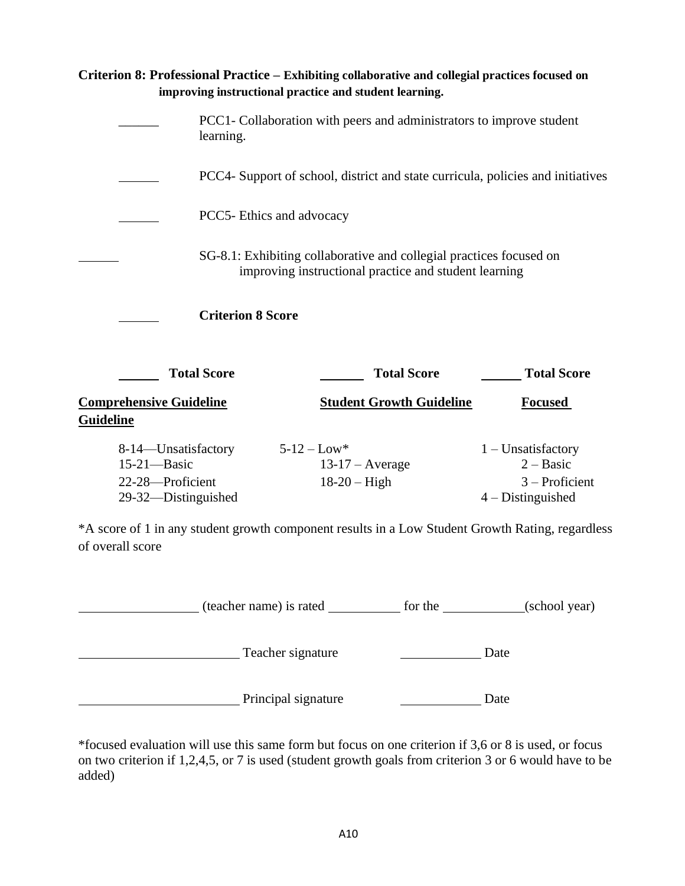**Criterion 8: Professional Practice – Exhibiting collaborative and collegial practices focused on improving instructional practice and student learning.**

______ PCC1- Collaboration with peers and administrators to improve student learning.

______ PCC4- Support of school, district and state curricula, policies and initiatives

______ PCC5- Ethics and advocacy

______ SG-8.1: Exhibiting collaborative and collegial practices focused on improving instructional practice and student learning

______ **Criterion 8 Score**

| ______ **Total Score** | ______ **Total Score** | ______ **Total Score** |
|---|---|---|
| **Comprehensive Guideline** | **Student Growth Guideline** | **Focused Guideline** |
| 8-14—Unsatisfactory | 5-12 – Low* | 1 – Unsatisfactory |
| 15-21—Basic | 13-17 – Average | 2 – Basic |
| 22-28—Proficient | 18-20 – High | 3 – Proficient |
| 29-32—Distinguished | | 4 – Distinguished |

*A score of 1 in any student growth component results in a Low Student Growth Rating, regardless of overall score

__________________ (teacher name) is rated ___________ for the ____________(school year)

________________________ Teacher signature ____________ Date

________________________ Principal signature ____________ Date

*focused evaluation will use this same form but focus on one criterion if 3,6 or 8 is used, or focus on two criterion if 1,2,4,5, or 7 is used (student growth goals from criterion 3 or 6 would have to be added)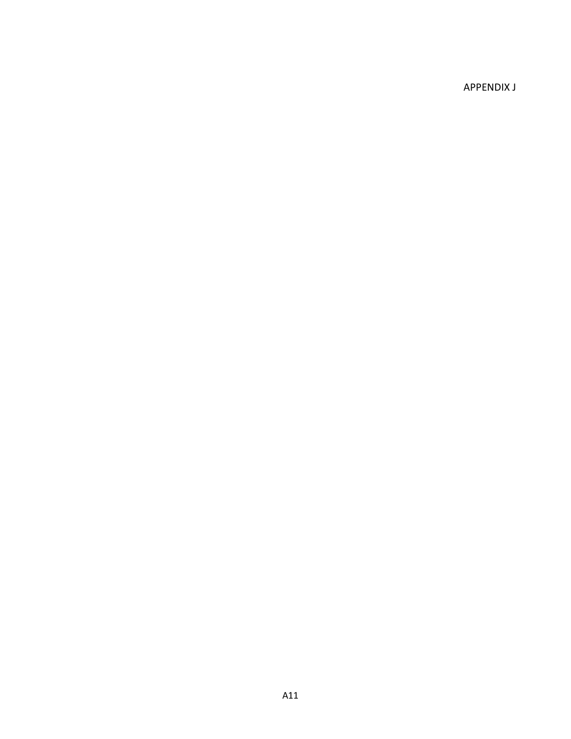APPENDIX J